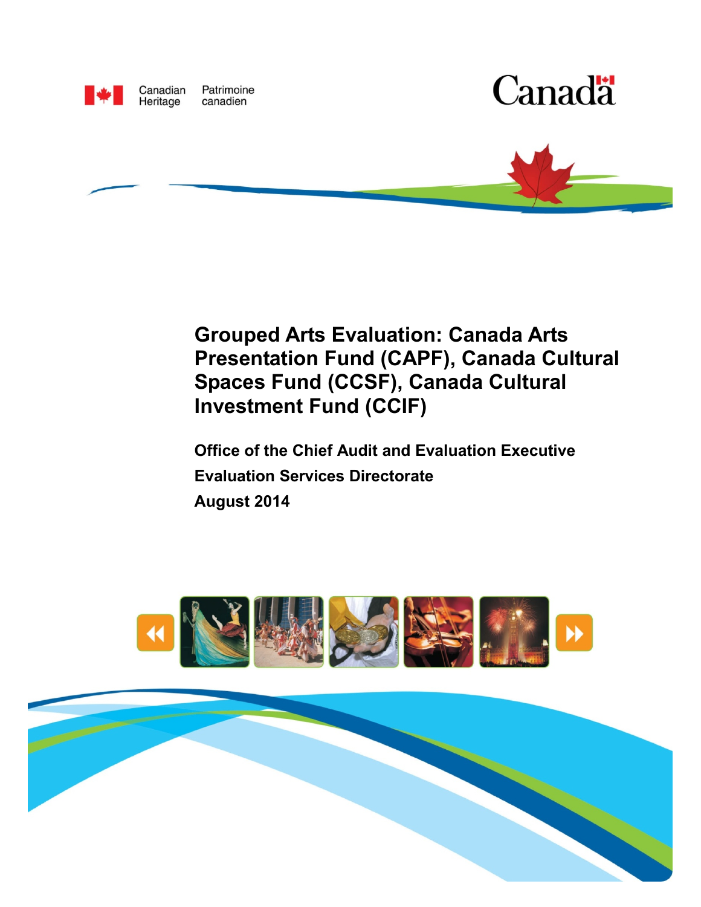Canadian Heritage Patrimoine canadien

Canada

# Grouped Arts Evaluation: Canada Arts Presentation Fund (CAPF), Canada Cultural Spaces Fund (CCSF), Canada Cultural Investment Fund (CCIF)

**Office of the Chief Audit and Evaluation Executive**

**Evaluation Services Directorate**

**August 2014**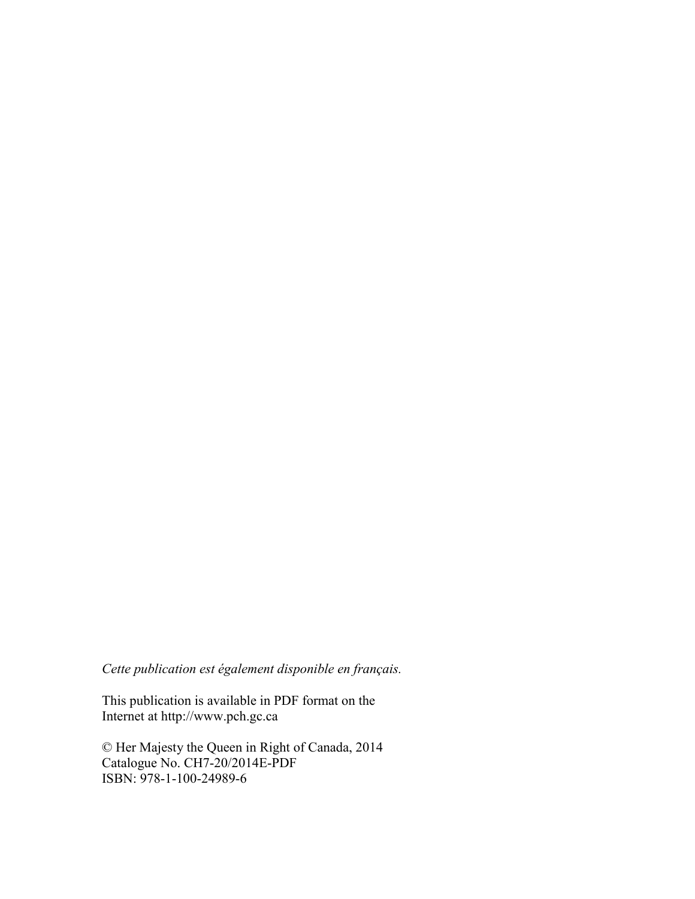*Cette publication est également disponible en français.*

This publication is available in PDF format on the Internet at http://www.pch.gc.ca

© Her Majesty the Queen in Right of Canada, 2014
Catalogue No. CH7-20/2014E-PDF
ISBN: 978-1-100-24989-6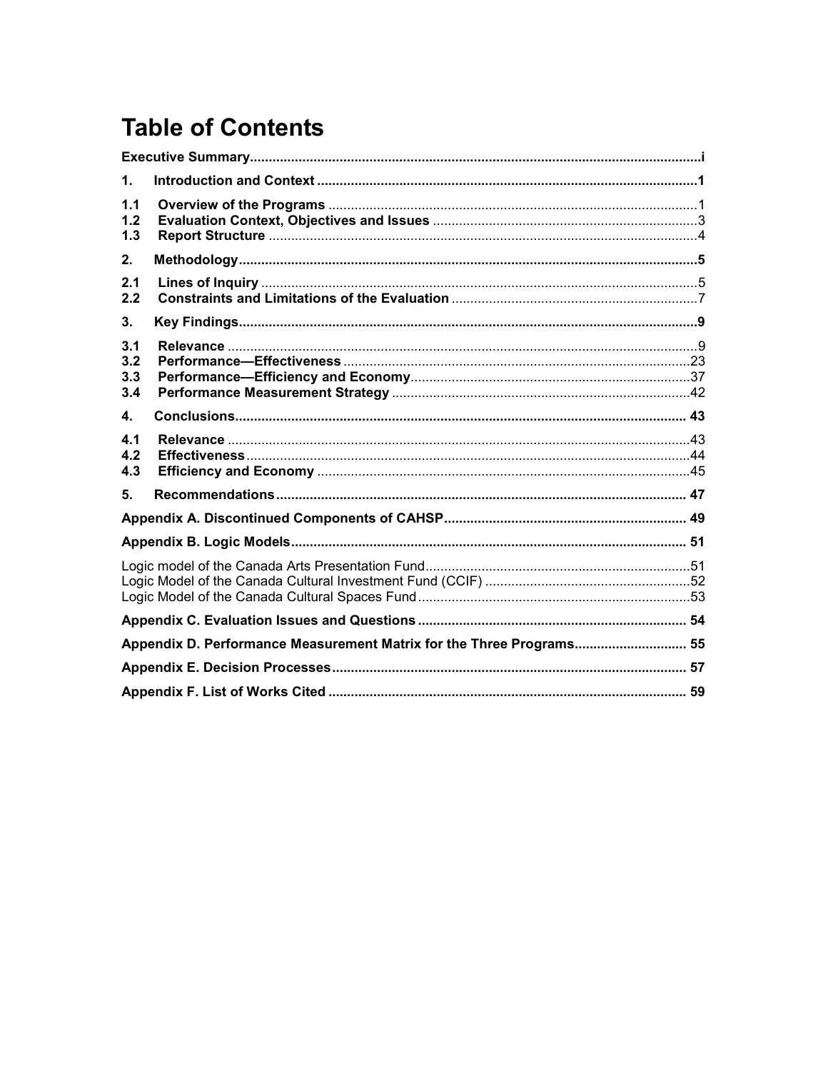# Table of Contents

**Executive Summary** ....... i

**1. Introduction and Context** ....... 1

- **1.1 Overview of the Programs** ....... 1
- **1.2 Evaluation Context, Objectives and Issues** ....... 3
- **1.3 Report Structure** ....... 4

**2. Methodology** ....... 5

- **2.1 Lines of Inquiry** ....... 5
- **2.2 Constraints and Limitations of the Evaluation** ....... 7

**3. Key Findings** ....... 9

- **3.1 Relevance** ....... 9
- **3.2 Performance—Effectiveness** ....... 23
- **3.3 Performance—Efficiency and Economy** ....... 37
- **3.4 Performance Measurement Strategy** ....... 42

**4. Conclusions** ....... 43

- **4.1 Relevance** ....... 43
- **4.2 Effectiveness** ....... 44
- **4.3 Efficiency and Economy** ....... 45

**5. Recommendations** ....... 47

**Appendix A. Discontinued Components of CAHSP** ....... 49

**Appendix B. Logic Models** ....... 51

- Logic model of the Canada Arts Presentation Fund ....... 51
- Logic Model of the Canada Cultural Investment Fund (CCIF) ....... 52
- Logic Model of the Canada Cultural Spaces Fund ....... 53

**Appendix C. Evaluation Issues and Questions** ....... 54

**Appendix D. Performance Measurement Matrix for the Three Programs** ....... 55

**Appendix E. Decision Processes** ....... 57

**Appendix F. List of Works Cited** ....... 59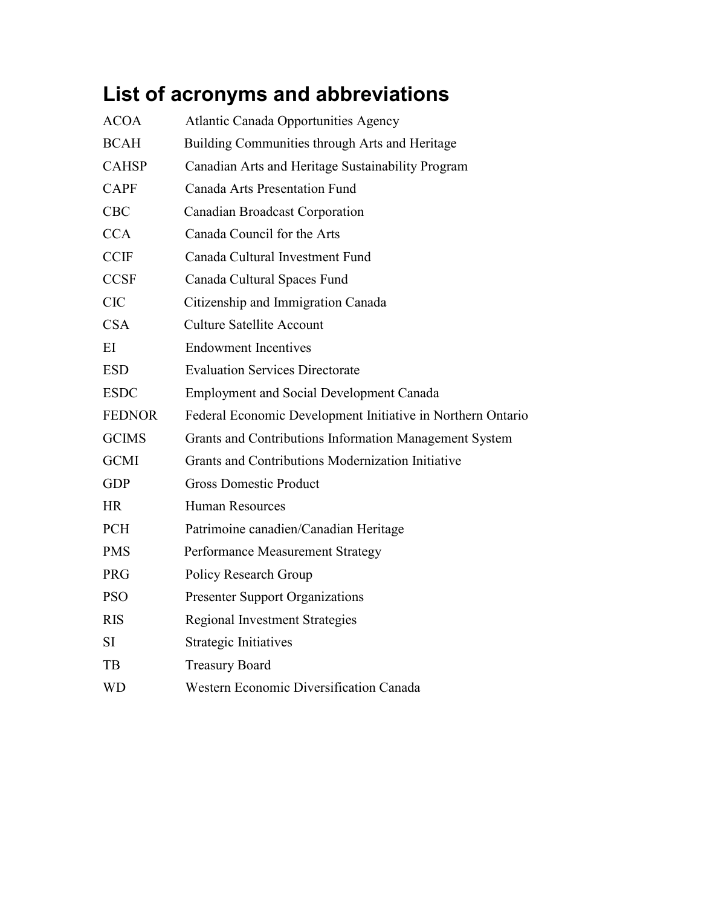# List of acronyms and abbreviations

| | |
|---|---|
| ACOA | Atlantic Canada Opportunities Agency |
| BCAH | Building Communities through Arts and Heritage |
| CAHSP | Canadian Arts and Heritage Sustainability Program |
| CAPF | Canada Arts Presentation Fund |
| CBC | Canadian Broadcast Corporation |
| CCA | Canada Council for the Arts |
| CCIF | Canada Cultural Investment Fund |
| CCSF | Canada Cultural Spaces Fund |
| CIC | Citizenship and Immigration Canada |
| CSA | Culture Satellite Account |
| EI | Endowment Incentives |
| ESD | Evaluation Services Directorate |
| ESDC | Employment and Social Development Canada |
| FEDNOR | Federal Economic Development Initiative in Northern Ontario |
| GCIMS | Grants and Contributions Information Management System |
| GCMI | Grants and Contributions Modernization Initiative |
| GDP | Gross Domestic Product |
| HR | Human Resources |
| PCH | Patrimoine canadien/Canadian Heritage |
| PMS | Performance Measurement Strategy |
| PRG | Policy Research Group |
| PSO | Presenter Support Organizations |
| RIS | Regional Investment Strategies |
| SI | Strategic Initiatives |
| TB | Treasury Board |
| WD | Western Economic Diversification Canada |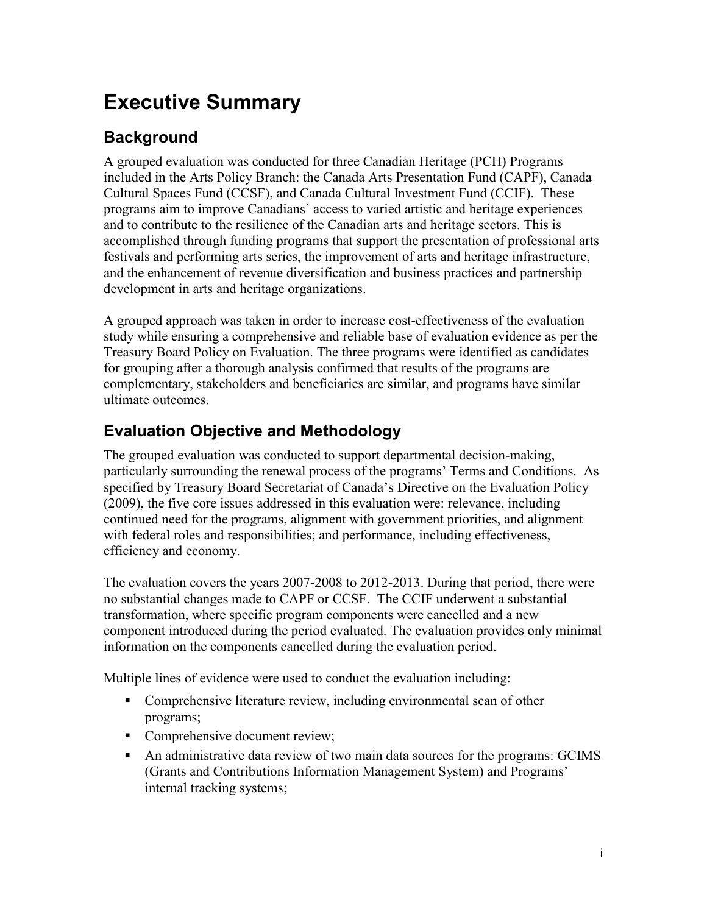# Executive Summary

## Background

A grouped evaluation was conducted for three Canadian Heritage (PCH) Programs included in the Arts Policy Branch: the Canada Arts Presentation Fund (CAPF), Canada Cultural Spaces Fund (CCSF), and Canada Cultural Investment Fund (CCIF). These programs aim to improve Canadians' access to varied artistic and heritage experiences and to contribute to the resilience of the Canadian arts and heritage sectors. This is accomplished through funding programs that support the presentation of professional arts festivals and performing arts series, the improvement of arts and heritage infrastructure, and the enhancement of revenue diversification and business practices and partnership development in arts and heritage organizations.

A grouped approach was taken in order to increase cost-effectiveness of the evaluation study while ensuring a comprehensive and reliable base of evaluation evidence as per the Treasury Board Policy on Evaluation. The three programs were identified as candidates for grouping after a thorough analysis confirmed that results of the programs are complementary, stakeholders and beneficiaries are similar, and programs have similar ultimate outcomes.

## Evaluation Objective and Methodology

The grouped evaluation was conducted to support departmental decision-making, particularly surrounding the renewal process of the programs' Terms and Conditions. As specified by Treasury Board Secretariat of Canada's Directive on the Evaluation Policy (2009), the five core issues addressed in this evaluation were: relevance, including continued need for the programs, alignment with government priorities, and alignment with federal roles and responsibilities; and performance, including effectiveness, efficiency and economy.

The evaluation covers the years 2007-2008 to 2012-2013. During that period, there were no substantial changes made to CAPF or CCSF. The CCIF underwent a substantial transformation, where specific program components were cancelled and a new component introduced during the period evaluated. The evaluation provides only minimal information on the components cancelled during the evaluation period.

Multiple lines of evidence were used to conduct the evaluation including:

- Comprehensive literature review, including environmental scan of other programs;
- Comprehensive document review;
- An administrative data review of two main data sources for the programs: GCIMS (Grants and Contributions Information Management System) and Programs' internal tracking systems;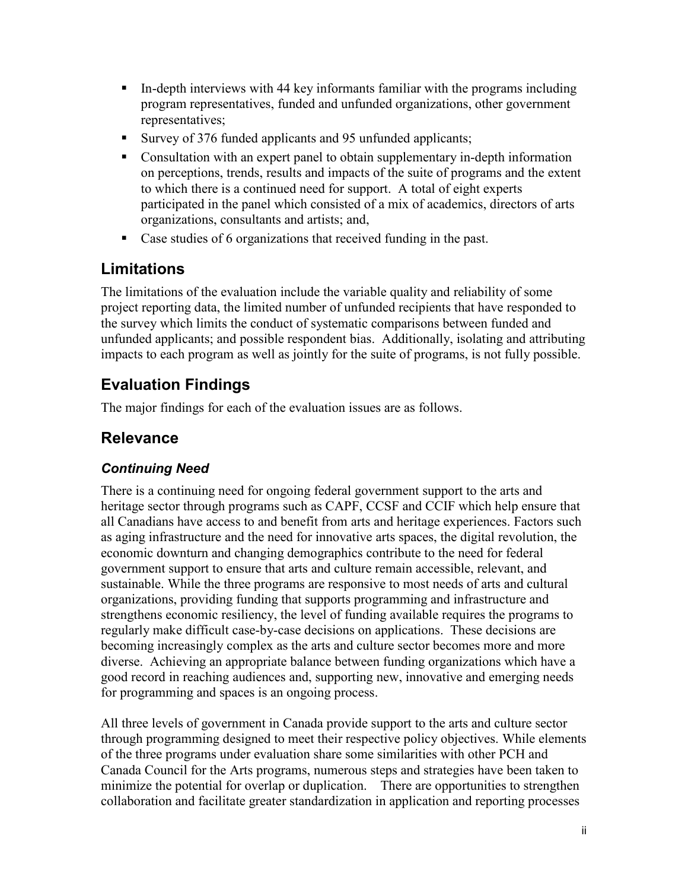- In-depth interviews with 44 key informants familiar with the programs including program representatives, funded and unfunded organizations, other government representatives;
- Survey of 376 funded applicants and 95 unfunded applicants;
- Consultation with an expert panel to obtain supplementary in-depth information on perceptions, trends, results and impacts of the suite of programs and the extent to which there is a continued need for support. A total of eight experts participated in the panel which consisted of a mix of academics, directors of arts organizations, consultants and artists; and,
- Case studies of 6 organizations that received funding in the past.

## Limitations

The limitations of the evaluation include the variable quality and reliability of some project reporting data, the limited number of unfunded recipients that have responded to the survey which limits the conduct of systematic comparisons between funded and unfunded applicants; and possible respondent bias. Additionally, isolating and attributing impacts to each program as well as jointly for the suite of programs, is not fully possible.

## Evaluation Findings

The major findings for each of the evaluation issues are as follows.

## Relevance

### *Continuing Need*

There is a continuing need for ongoing federal government support to the arts and heritage sector through programs such as CAPF, CCSF and CCIF which help ensure that all Canadians have access to and benefit from arts and heritage experiences. Factors such as aging infrastructure and the need for innovative arts spaces, the digital revolution, the economic downturn and changing demographics contribute to the need for federal government support to ensure that arts and culture remain accessible, relevant, and sustainable. While the three programs are responsive to most needs of arts and cultural organizations, providing funding that supports programming and infrastructure and strengthens economic resiliency, the level of funding available requires the programs to regularly make difficult case-by-case decisions on applications. These decisions are becoming increasingly complex as the arts and culture sector becomes more and more diverse. Achieving an appropriate balance between funding organizations which have a good record in reaching audiences and, supporting new, innovative and emerging needs for programming and spaces is an ongoing process.

All three levels of government in Canada provide support to the arts and culture sector through programming designed to meet their respective policy objectives. While elements of the three programs under evaluation share some similarities with other PCH and Canada Council for the Arts programs, numerous steps and strategies have been taken to minimize the potential for overlap or duplication. There are opportunities to strengthen collaboration and facilitate greater standardization in application and reporting processes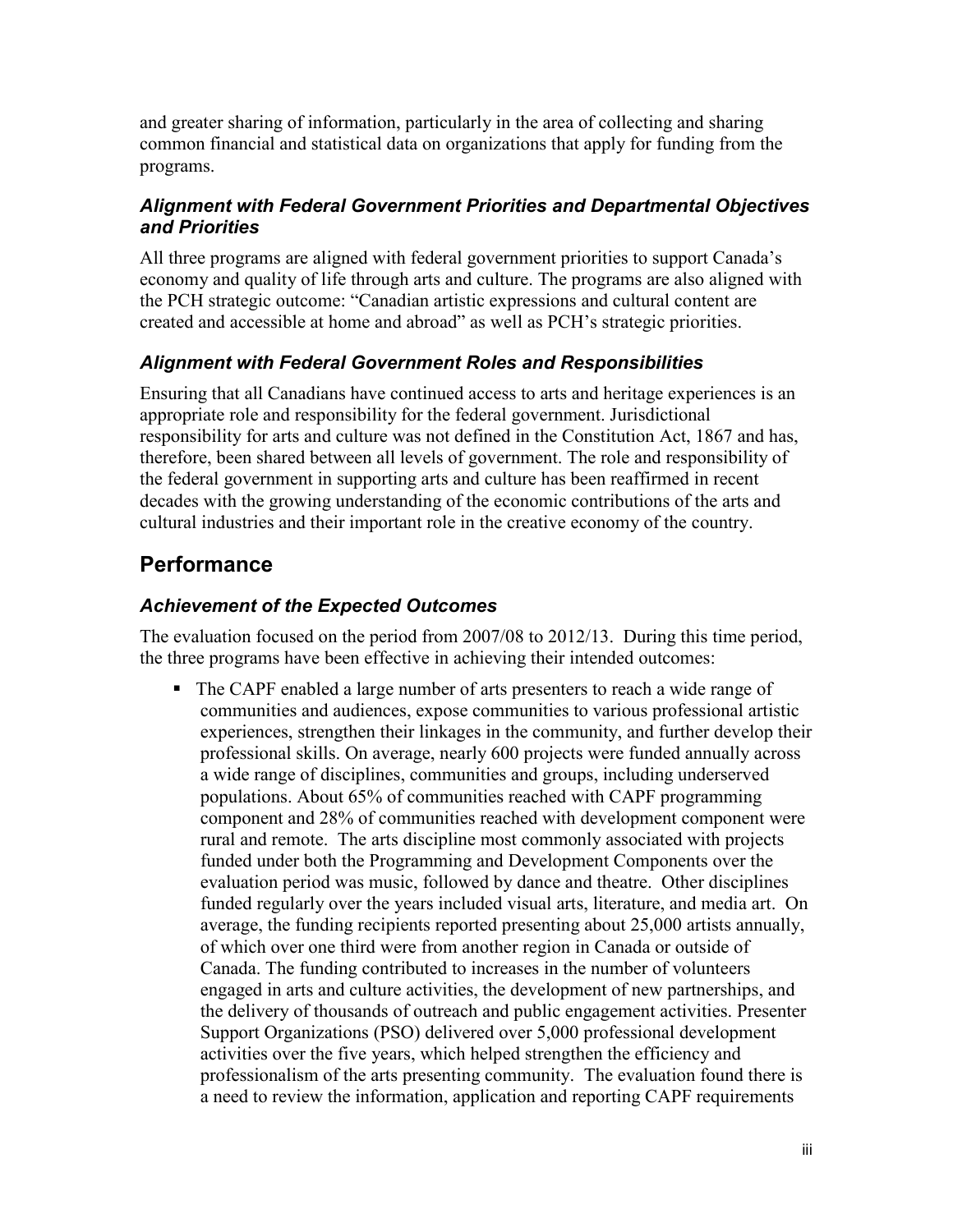and greater sharing of information, particularly in the area of collecting and sharing common financial and statistical data on organizations that apply for funding from the programs.

### *Alignment with Federal Government Priorities and Departmental Objectives and Priorities*

All three programs are aligned with federal government priorities to support Canada's economy and quality of life through arts and culture. The programs are also aligned with the PCH strategic outcome: "Canadian artistic expressions and cultural content are created and accessible at home and abroad" as well as PCH's strategic priorities.

### *Alignment with Federal Government Roles and Responsibilities*

Ensuring that all Canadians have continued access to arts and heritage experiences is an appropriate role and responsibility for the federal government. Jurisdictional responsibility for arts and culture was not defined in the Constitution Act, 1867 and has, therefore, been shared between all levels of government. The role and responsibility of the federal government in supporting arts and culture has been reaffirmed in recent decades with the growing understanding of the economic contributions of the arts and cultural industries and their important role in the creative economy of the country.

## Performance

### *Achievement of the Expected Outcomes*

The evaluation focused on the period from 2007/08 to 2012/13. During this time period, the three programs have been effective in achieving their intended outcomes:

- The CAPF enabled a large number of arts presenters to reach a wide range of communities and audiences, expose communities to various professional artistic experiences, strengthen their linkages in the community, and further develop their professional skills. On average, nearly 600 projects were funded annually across a wide range of disciplines, communities and groups, including underserved populations. About 65% of communities reached with CAPF programming component and 28% of communities reached with development component were rural and remote. The arts discipline most commonly associated with projects funded under both the Programming and Development Components over the evaluation period was music, followed by dance and theatre. Other disciplines funded regularly over the years included visual arts, literature, and media art. On average, the funding recipients reported presenting about 25,000 artists annually, of which over one third were from another region in Canada or outside of Canada. The funding contributed to increases in the number of volunteers engaged in arts and culture activities, the development of new partnerships, and the delivery of thousands of outreach and public engagement activities. Presenter Support Organizations (PSO) delivered over 5,000 professional development activities over the five years, which helped strengthen the efficiency and professionalism of the arts presenting community. The evaluation found there is a need to review the information, application and reporting CAPF requirements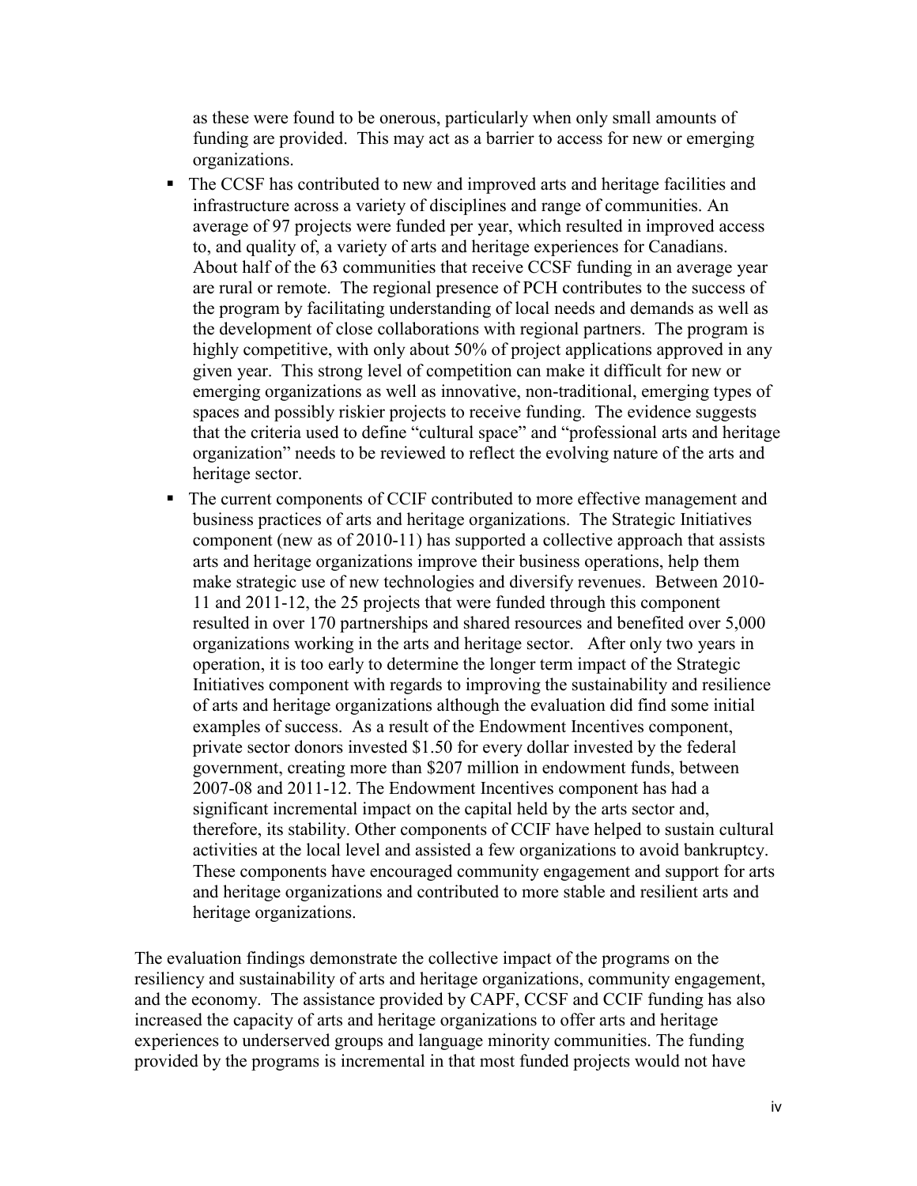as these were found to be onerous, particularly when only small amounts of funding are provided. This may act as a barrier to access for new or emerging organizations.

- The CCSF has contributed to new and improved arts and heritage facilities and infrastructure across a variety of disciplines and range of communities. An average of 97 projects were funded per year, which resulted in improved access to, and quality of, a variety of arts and heritage experiences for Canadians. About half of the 63 communities that receive CCSF funding in an average year are rural or remote. The regional presence of PCH contributes to the success of the program by facilitating understanding of local needs and demands as well as the development of close collaborations with regional partners. The program is highly competitive, with only about 50% of project applications approved in any given year. This strong level of competition can make it difficult for new or emerging organizations as well as innovative, non-traditional, emerging types of spaces and possibly riskier projects to receive funding. The evidence suggests that the criteria used to define "cultural space" and "professional arts and heritage organization" needs to be reviewed to reflect the evolving nature of the arts and heritage sector.
- The current components of CCIF contributed to more effective management and business practices of arts and heritage organizations. The Strategic Initiatives component (new as of 2010-11) has supported a collective approach that assists arts and heritage organizations improve their business operations, help them make strategic use of new technologies and diversify revenues. Between 2010-11 and 2011-12, the 25 projects that were funded through this component resulted in over 170 partnerships and shared resources and benefited over 5,000 organizations working in the arts and heritage sector. After only two years in operation, it is too early to determine the longer term impact of the Strategic Initiatives component with regards to improving the sustainability and resilience of arts and heritage organizations although the evaluation did find some initial examples of success. As a result of the Endowment Incentives component, private sector donors invested $1.50 for every dollar invested by the federal government, creating more than $207 million in endowment funds, between 2007-08 and 2011-12. The Endowment Incentives component has had a significant incremental impact on the capital held by the arts sector and, therefore, its stability. Other components of CCIF have helped to sustain cultural activities at the local level and assisted a few organizations to avoid bankruptcy. These components have encouraged community engagement and support for arts and heritage organizations and contributed to more stable and resilient arts and heritage organizations.

The evaluation findings demonstrate the collective impact of the programs on the resiliency and sustainability of arts and heritage organizations, community engagement, and the economy. The assistance provided by CAPF, CCSF and CCIF funding has also increased the capacity of arts and heritage organizations to offer arts and heritage experiences to underserved groups and language minority communities. The funding provided by the programs is incremental in that most funded projects would not have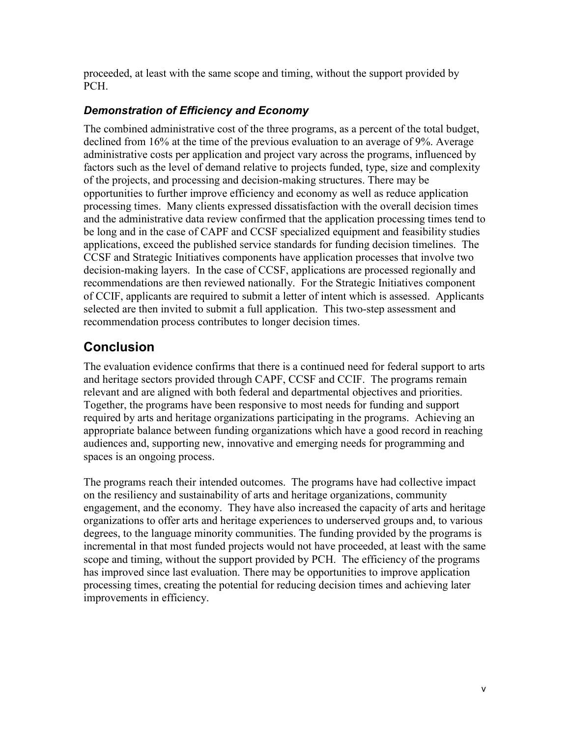proceeded, at least with the same scope and timing, without the support provided by PCH.

### *Demonstration of Efficiency and Economy*

The combined administrative cost of the three programs, as a percent of the total budget, declined from 16% at the time of the previous evaluation to an average of 9%. Average administrative costs per application and project vary across the programs, influenced by factors such as the level of demand relative to projects funded, type, size and complexity of the projects, and processing and decision-making structures. There may be opportunities to further improve efficiency and economy as well as reduce application processing times. Many clients expressed dissatisfaction with the overall decision times and the administrative data review confirmed that the application processing times tend to be long and in the case of CAPF and CCSF specialized equipment and feasibility studies applications, exceed the published service standards for funding decision timelines. The CCSF and Strategic Initiatives components have application processes that involve two decision-making layers. In the case of CCSF, applications are processed regionally and recommendations are then reviewed nationally. For the Strategic Initiatives component of CCIF, applicants are required to submit a letter of intent which is assessed. Applicants selected are then invited to submit a full application. This two-step assessment and recommendation process contributes to longer decision times.

## Conclusion

The evaluation evidence confirms that there is a continued need for federal support to arts and heritage sectors provided through CAPF, CCSF and CCIF. The programs remain relevant and are aligned with both federal and departmental objectives and priorities. Together, the programs have been responsive to most needs for funding and support required by arts and heritage organizations participating in the programs. Achieving an appropriate balance between funding organizations which have a good record in reaching audiences and, supporting new, innovative and emerging needs for programming and spaces is an ongoing process.

The programs reach their intended outcomes. The programs have had collective impact on the resiliency and sustainability of arts and heritage organizations, community engagement, and the economy. They have also increased the capacity of arts and heritage organizations to offer arts and heritage experiences to underserved groups and, to various degrees, to the language minority communities. The funding provided by the programs is incremental in that most funded projects would not have proceeded, at least with the same scope and timing, without the support provided by PCH. The efficiency of the programs has improved since last evaluation. There may be opportunities to improve application processing times, creating the potential for reducing decision times and achieving later improvements in efficiency.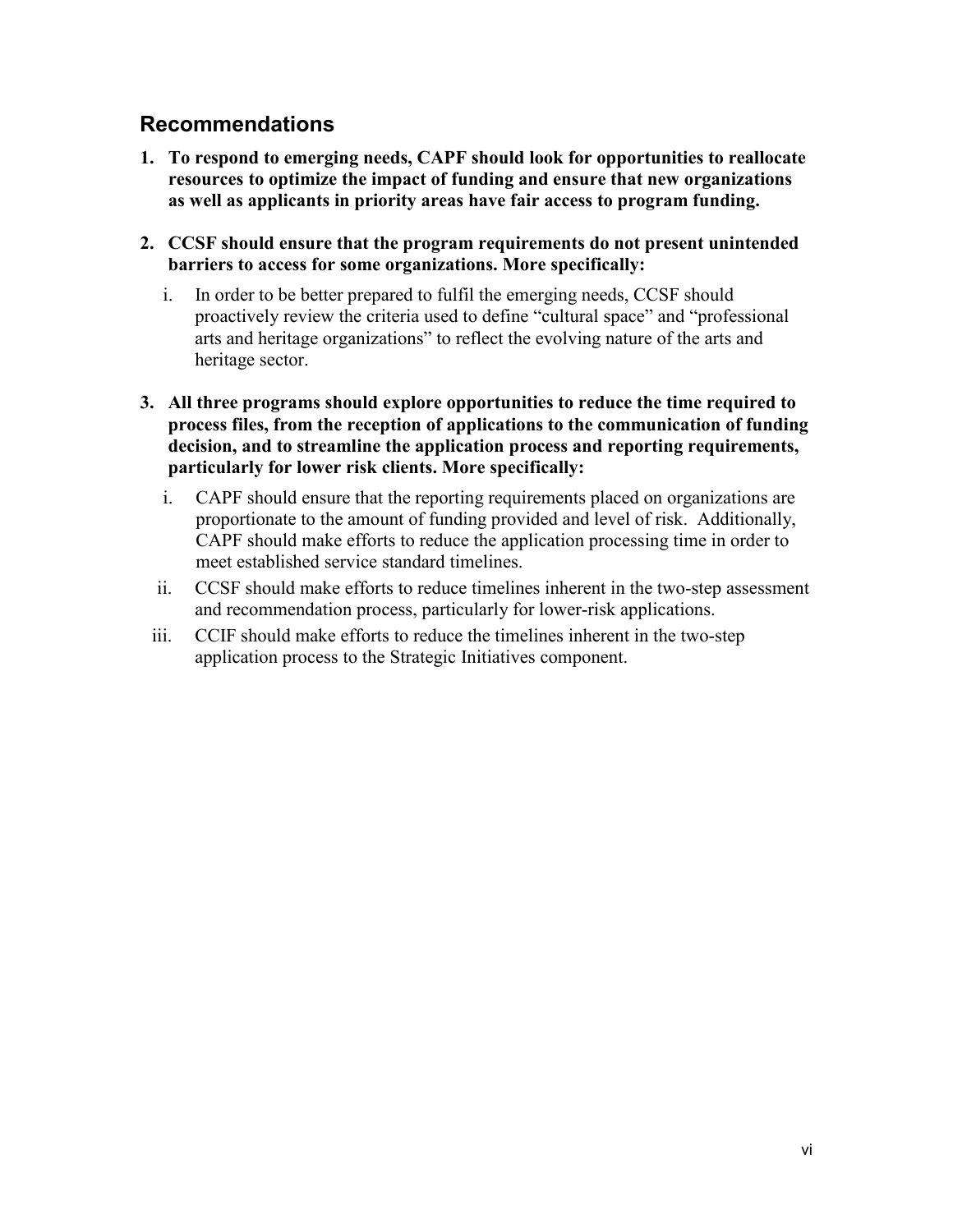## Recommendations

1. **To respond to emerging needs, CAPF should look for opportunities to reallocate resources to optimize the impact of funding and ensure that new organizations as well as applicants in priority areas have fair access to program funding.**

2. **CCSF should ensure that the program requirements do not present unintended barriers to access for some organizations. More specifically:**

   i. In order to be better prepared to fulfil the emerging needs, CCSF should proactively review the criteria used to define "cultural space" and "professional arts and heritage organizations" to reflect the evolving nature of the arts and heritage sector.

3. **All three programs should explore opportunities to reduce the time required to process files, from the reception of applications to the communication of funding decision, and to streamline the application process and reporting requirements, particularly for lower risk clients. More specifically:**

   i. CAPF should ensure that the reporting requirements placed on organizations are proportionate to the amount of funding provided and level of risk. Additionally, CAPF should make efforts to reduce the application processing time in order to meet established service standard timelines.

   ii. CCSF should make efforts to reduce timelines inherent in the two-step assessment and recommendation process, particularly for lower-risk applications.

   iii. CCIF should make efforts to reduce the timelines inherent in the two-step application process to the Strategic Initiatives component.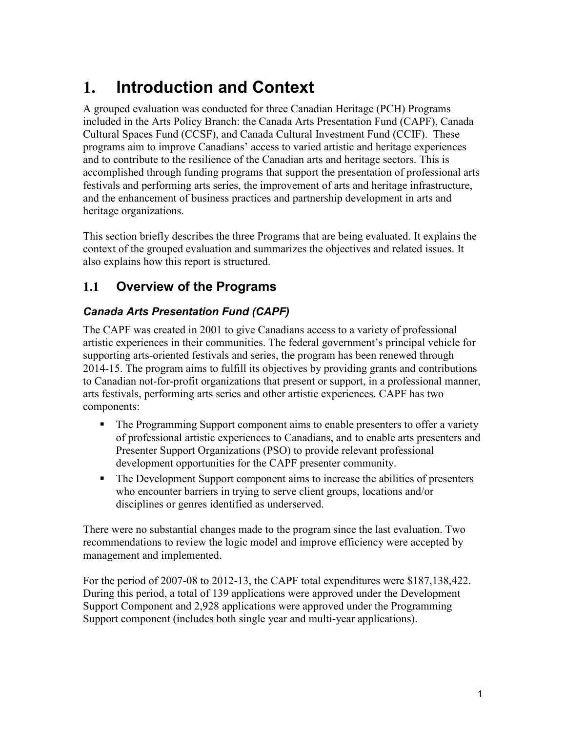# 1. Introduction and Context

A grouped evaluation was conducted for three Canadian Heritage (PCH) Programs included in the Arts Policy Branch: the Canada Arts Presentation Fund (CAPF), Canada Cultural Spaces Fund (CCSF), and Canada Cultural Investment Fund (CCIF). These programs aim to improve Canadians' access to varied artistic and heritage experiences and to contribute to the resilience of the Canadian arts and heritage sectors. This is accomplished through funding programs that support the presentation of professional arts festivals and performing arts series, the improvement of arts and heritage infrastructure, and the enhancement of business practices and partnership development in arts and heritage organizations.

This section briefly describes the three Programs that are being evaluated. It explains the context of the grouped evaluation and summarizes the objectives and related issues. It also explains how this report is structured.

## 1.1 Overview of the Programs

### *Canada Arts Presentation Fund (CAPF)*

The CAPF was created in 2001 to give Canadians access to a variety of professional artistic experiences in their communities. The federal government's principal vehicle for supporting arts-oriented festivals and series, the program has been renewed through 2014-15. The program aims to fulfill its objectives by providing grants and contributions to Canadian not-for-profit organizations that present or support, in a professional manner, arts festivals, performing arts series and other artistic experiences. CAPF has two components:

- The Programming Support component aims to enable presenters to offer a variety of professional artistic experiences to Canadians, and to enable arts presenters and Presenter Support Organizations (PSO) to provide relevant professional development opportunities for the CAPF presenter community.
- The Development Support component aims to increase the abilities of presenters who encounter barriers in trying to serve client groups, locations and/or disciplines or genres identified as underserved.

There were no substantial changes made to the program since the last evaluation. Two recommendations to review the logic model and improve efficiency were accepted by management and implemented.

For the period of 2007-08 to 2012-13, the CAPF total expenditures were $187,138,422. During this period, a total of 139 applications were approved under the Development Support Component and 2,928 applications were approved under the Programming Support component (includes both single year and multi-year applications).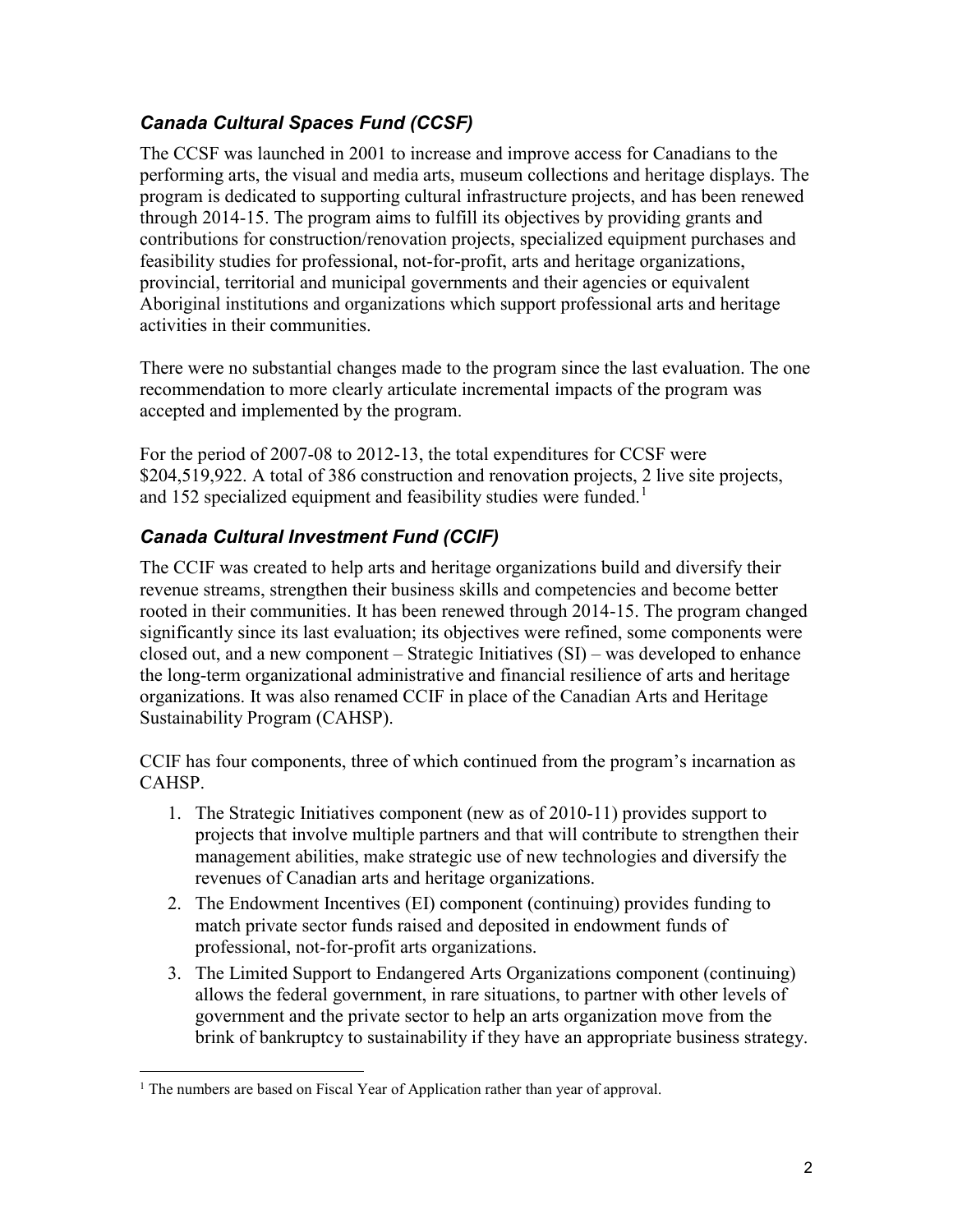### *Canada Cultural Spaces Fund (CCSF)*

The CCSF was launched in 2001 to increase and improve access for Canadians to the performing arts, the visual and media arts, museum collections and heritage displays. The program is dedicated to supporting cultural infrastructure projects, and has been renewed through 2014-15. The program aims to fulfill its objectives by providing grants and contributions for construction/renovation projects, specialized equipment purchases and feasibility studies for professional, not-for-profit, arts and heritage organizations, provincial, territorial and municipal governments and their agencies or equivalent Aboriginal institutions and organizations which support professional arts and heritage activities in their communities.

There were no substantial changes made to the program since the last evaluation. The one recommendation to more clearly articulate incremental impacts of the program was accepted and implemented by the program.

For the period of 2007-08 to 2012-13, the total expenditures for CCSF were $204,519,922. A total of 386 construction and renovation projects, 2 live site projects, and 152 specialized equipment and feasibility studies were funded.[1]

### *Canada Cultural Investment Fund (CCIF)*

The CCIF was created to help arts and heritage organizations build and diversify their revenue streams, strengthen their business skills and competencies and become better rooted in their communities. It has been renewed through 2014-15. The program changed significantly since its last evaluation; its objectives were refined, some components were closed out, and a new component – Strategic Initiatives (SI) – was developed to enhance the long-term organizational administrative and financial resilience of arts and heritage organizations. It was also renamed CCIF in place of the Canadian Arts and Heritage Sustainability Program (CAHSP).

CCIF has four components, three of which continued from the program's incarnation as CAHSP.

1. The Strategic Initiatives component (new as of 2010-11) provides support to projects that involve multiple partners and that will contribute to strengthen their management abilities, make strategic use of new technologies and diversify the revenues of Canadian arts and heritage organizations.
2. The Endowment Incentives (EI) component (continuing) provides funding to match private sector funds raised and deposited in endowment funds of professional, not-for-profit arts organizations.
3. The Limited Support to Endangered Arts Organizations component (continuing) allows the federal government, in rare situations, to partner with other levels of government and the private sector to help an arts organization move from the brink of bankruptcy to sustainability if they have an appropriate business strategy.

---

[1] The numbers are based on Fiscal Year of Application rather than year of approval.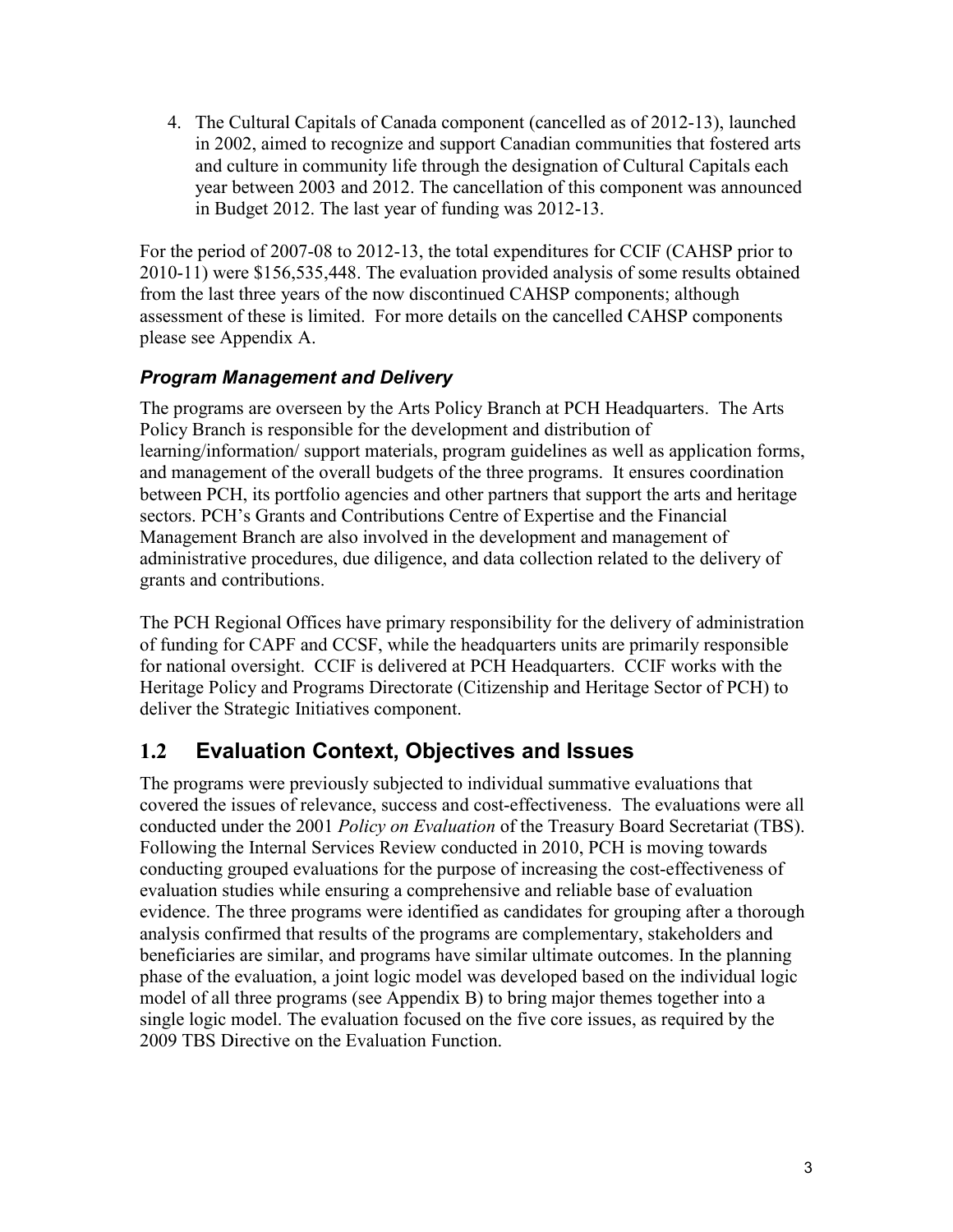4. The Cultural Capitals of Canada component (cancelled as of 2012-13), launched in 2002, aimed to recognize and support Canadian communities that fostered arts and culture in community life through the designation of Cultural Capitals each year between 2003 and 2012. The cancellation of this component was announced in Budget 2012. The last year of funding was 2012-13.

For the period of 2007-08 to 2012-13, the total expenditures for CCIF (CAHSP prior to 2010-11) were $156,535,448. The evaluation provided analysis of some results obtained from the last three years of the now discontinued CAHSP components; although assessment of these is limited. For more details on the cancelled CAHSP components please see Appendix A.

### *Program Management and Delivery*

The programs are overseen by the Arts Policy Branch at PCH Headquarters. The Arts Policy Branch is responsible for the development and distribution of learning/information/ support materials, program guidelines as well as application forms, and management of the overall budgets of the three programs. It ensures coordination between PCH, its portfolio agencies and other partners that support the arts and heritage sectors. PCH's Grants and Contributions Centre of Expertise and the Financial Management Branch are also involved in the development and management of administrative procedures, due diligence, and data collection related to the delivery of grants and contributions.

The PCH Regional Offices have primary responsibility for the delivery of administration of funding for CAPF and CCSF, while the headquarters units are primarily responsible for national oversight. CCIF is delivered at PCH Headquarters. CCIF works with the Heritage Policy and Programs Directorate (Citizenship and Heritage Sector of PCH) to deliver the Strategic Initiatives component.

## 1.2 Evaluation Context, Objectives and Issues

The programs were previously subjected to individual summative evaluations that covered the issues of relevance, success and cost-effectiveness. The evaluations were all conducted under the 2001 *Policy on Evaluation* of the Treasury Board Secretariat (TBS). Following the Internal Services Review conducted in 2010, PCH is moving towards conducting grouped evaluations for the purpose of increasing the cost-effectiveness of evaluation studies while ensuring a comprehensive and reliable base of evaluation evidence. The three programs were identified as candidates for grouping after a thorough analysis confirmed that results of the programs are complementary, stakeholders and beneficiaries are similar, and programs have similar ultimate outcomes. In the planning phase of the evaluation, a joint logic model was developed based on the individual logic model of all three programs (see Appendix B) to bring major themes together into a single logic model. The evaluation focused on the five core issues, as required by the 2009 TBS Directive on the Evaluation Function.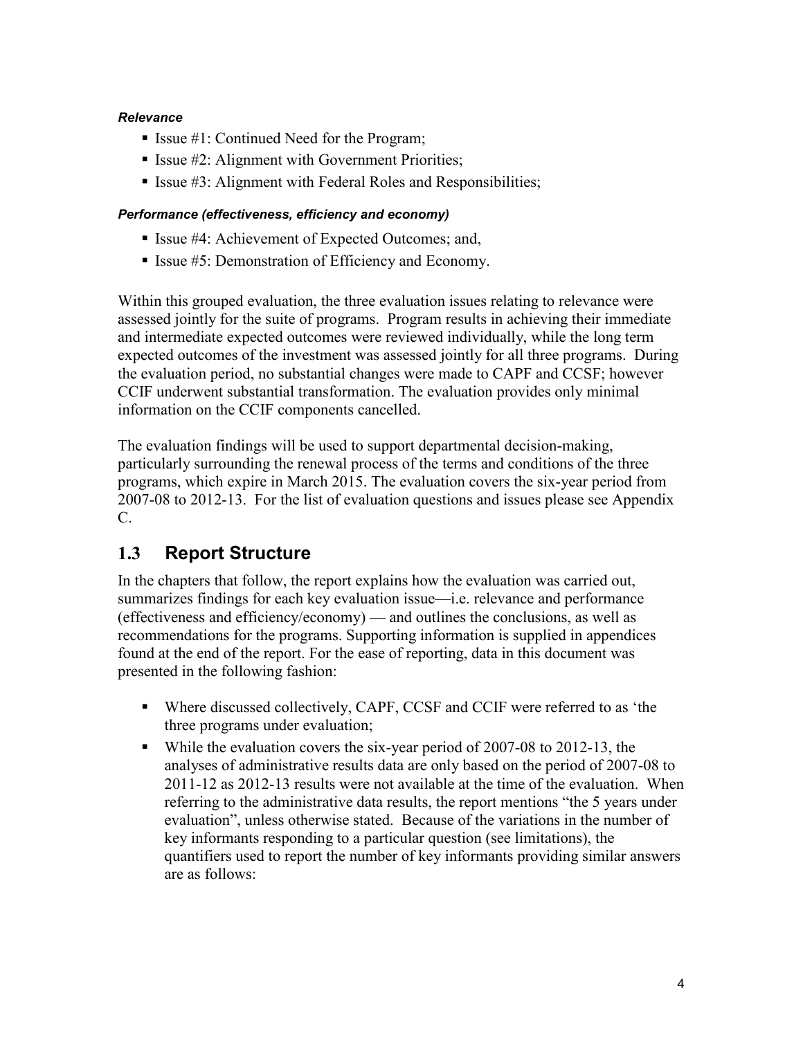***Relevance***

- Issue #1: Continued Need for the Program;
- Issue #2: Alignment with Government Priorities;
- Issue #3: Alignment with Federal Roles and Responsibilities;

***Performance (effectiveness, efficiency and economy)***

- Issue #4: Achievement of Expected Outcomes; and,
- Issue #5: Demonstration of Efficiency and Economy.

Within this grouped evaluation, the three evaluation issues relating to relevance were assessed jointly for the suite of programs. Program results in achieving their immediate and intermediate expected outcomes were reviewed individually, while the long term expected outcomes of the investment was assessed jointly for all three programs. During the evaluation period, no substantial changes were made to CAPF and CCSF; however CCIF underwent substantial transformation. The evaluation provides only minimal information on the CCIF components cancelled.

The evaluation findings will be used to support departmental decision-making, particularly surrounding the renewal process of the terms and conditions of the three programs, which expire in March 2015. The evaluation covers the six-year period from 2007-08 to 2012-13. For the list of evaluation questions and issues please see Appendix C.

## 1.3 Report Structure

In the chapters that follow, the report explains how the evaluation was carried out, summarizes findings for each key evaluation issue—i.e. relevance and performance (effectiveness and efficiency/economy) — and outlines the conclusions, as well as recommendations for the programs. Supporting information is supplied in appendices found at the end of the report. For the ease of reporting, data in this document was presented in the following fashion:

- Where discussed collectively, CAPF, CCSF and CCIF were referred to as 'the three programs under evaluation;
- While the evaluation covers the six-year period of 2007-08 to 2012-13, the analyses of administrative results data are only based on the period of 2007-08 to 2011-12 as 2012-13 results were not available at the time of the evaluation. When referring to the administrative data results, the report mentions "the 5 years under evaluation", unless otherwise stated. Because of the variations in the number of key informants responding to a particular question (see limitations), the quantifiers used to report the number of key informants providing similar answers are as follows: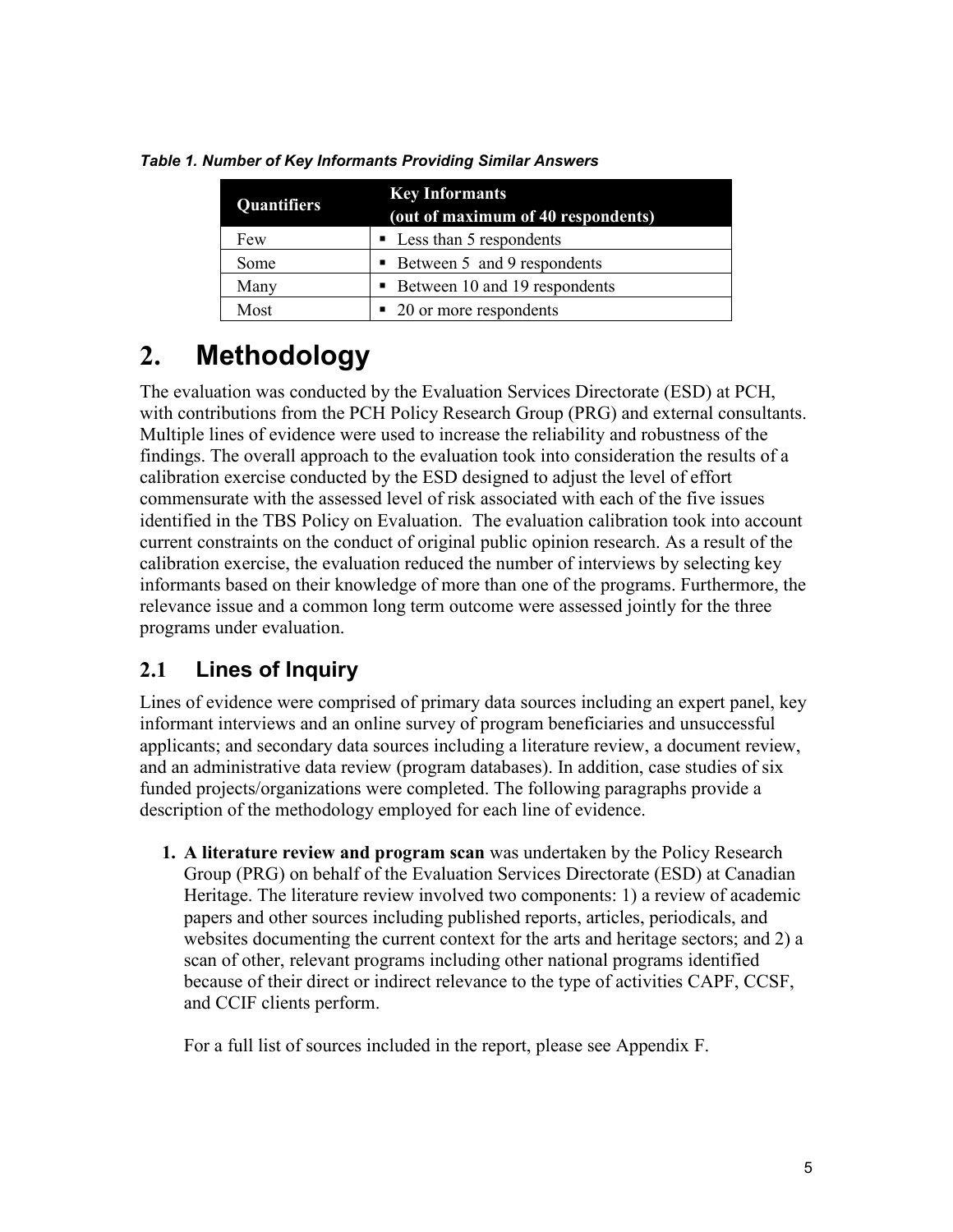*Table 1. Number of Key Informants Providing Similar Answers*

| Quantifiers | Key Informants (out of maximum of 40 respondents) |
|---|---|
| Few | ▪ Less than 5 respondents |
| Some | ▪ Between 5 and 9 respondents |
| Many | ▪ Between 10 and 19 respondents |
| Most | ▪ 20 or more respondents |

# 2. Methodology

The evaluation was conducted by the Evaluation Services Directorate (ESD) at PCH, with contributions from the PCH Policy Research Group (PRG) and external consultants. Multiple lines of evidence were used to increase the reliability and robustness of the findings. The overall approach to the evaluation took into consideration the results of a calibration exercise conducted by the ESD designed to adjust the level of effort commensurate with the assessed level of risk associated with each of the five issues identified in the TBS Policy on Evaluation. The evaluation calibration took into account current constraints on the conduct of original public opinion research. As a result of the calibration exercise, the evaluation reduced the number of interviews by selecting key informants based on their knowledge of more than one of the programs. Furthermore, the relevance issue and a common long term outcome were assessed jointly for the three programs under evaluation.

## 2.1 Lines of Inquiry

Lines of evidence were comprised of primary data sources including an expert panel, key informant interviews and an online survey of program beneficiaries and unsuccessful applicants; and secondary data sources including a literature review, a document review, and an administrative data review (program databases). In addition, case studies of six funded projects/organizations were completed. The following paragraphs provide a description of the methodology employed for each line of evidence.

1. **A literature review and program scan** was undertaken by the Policy Research Group (PRG) on behalf of the Evaluation Services Directorate (ESD) at Canadian Heritage. The literature review involved two components: 1) a review of academic papers and other sources including published reports, articles, periodicals, and websites documenting the current context for the arts and heritage sectors; and 2) a scan of other, relevant programs including other national programs identified because of their direct or indirect relevance to the type of activities CAPF, CCSF, and CCIF clients perform.

   For a full list of sources included in the report, please see Appendix F.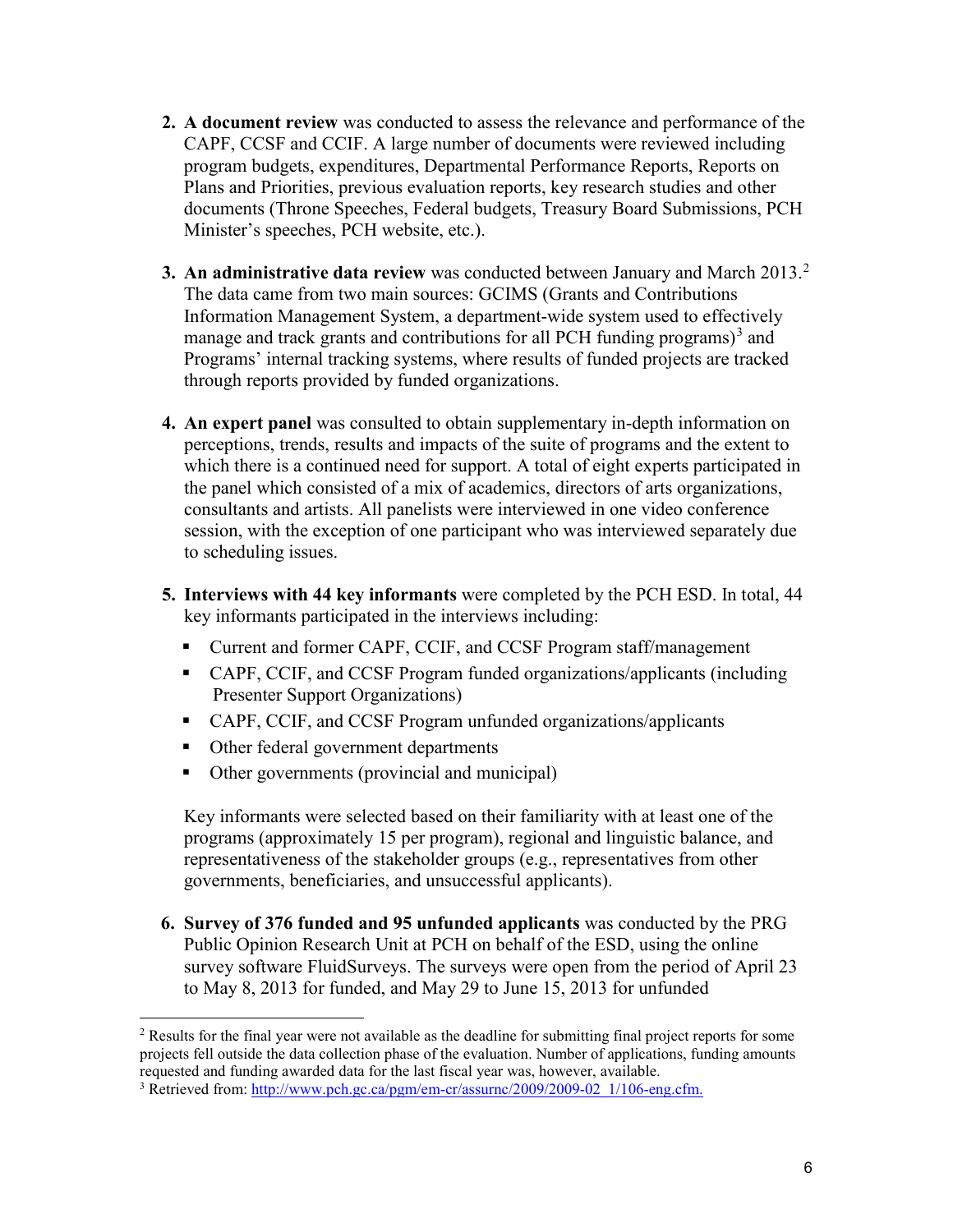2. **A document review** was conducted to assess the relevance and performance of the CAPF, CCSF and CCIF. A large number of documents were reviewed including program budgets, expenditures, Departmental Performance Reports, Reports on Plans and Priorities, previous evaluation reports, key research studies and other documents (Throne Speeches, Federal budgets, Treasury Board Submissions, PCH Minister's speeches, PCH website, etc.).

3. **An administrative data review** was conducted between January and March 2013.[2] The data came from two main sources: GCIMS (Grants and Contributions Information Management System, a department-wide system used to effectively manage and track grants and contributions for all PCH funding programs)[3] and Programs' internal tracking systems, where results of funded projects are tracked through reports provided by funded organizations.

4. **An expert panel** was consulted to obtain supplementary in-depth information on perceptions, trends, results and impacts of the suite of programs and the extent to which there is a continued need for support. A total of eight experts participated in the panel which consisted of a mix of academics, directors of arts organizations, consultants and artists. All panelists were interviewed in one video conference session, with the exception of one participant who was interviewed separately due to scheduling issues.

5. **Interviews with 44 key informants** were completed by the PCH ESD. In total, 44 key informants participated in the interviews including:
   - Current and former CAPF, CCIF, and CCSF Program staff/management
   - CAPF, CCIF, and CCSF Program funded organizations/applicants (including Presenter Support Organizations)
   - CAPF, CCIF, and CCSF Program unfunded organizations/applicants
   - Other federal government departments
   - Other governments (provincial and municipal)

   Key informants were selected based on their familiarity with at least one of the programs (approximately 15 per program), regional and linguistic balance, and representativeness of the stakeholder groups (e.g., representatives from other governments, beneficiaries, and unsuccessful applicants).

6. **Survey of 376 funded and 95 unfunded applicants** was conducted by the PRG Public Opinion Research Unit at PCH on behalf of the ESD, using the online survey software FluidSurveys. The surveys were open from the period of April 23 to May 8, 2013 for funded, and May 29 to June 15, 2013 for unfunded

---

[2] Results for the final year were not available as the deadline for submitting final project reports for some projects fell outside the data collection phase of the evaluation. Number of applications, funding amounts requested and funding awarded data for the last fiscal year was, however, available.

[3] Retrieved from: http://www.pch.gc.ca/pgm/em-cr/assurnc/2009/2009-02_1/106-eng.cfm.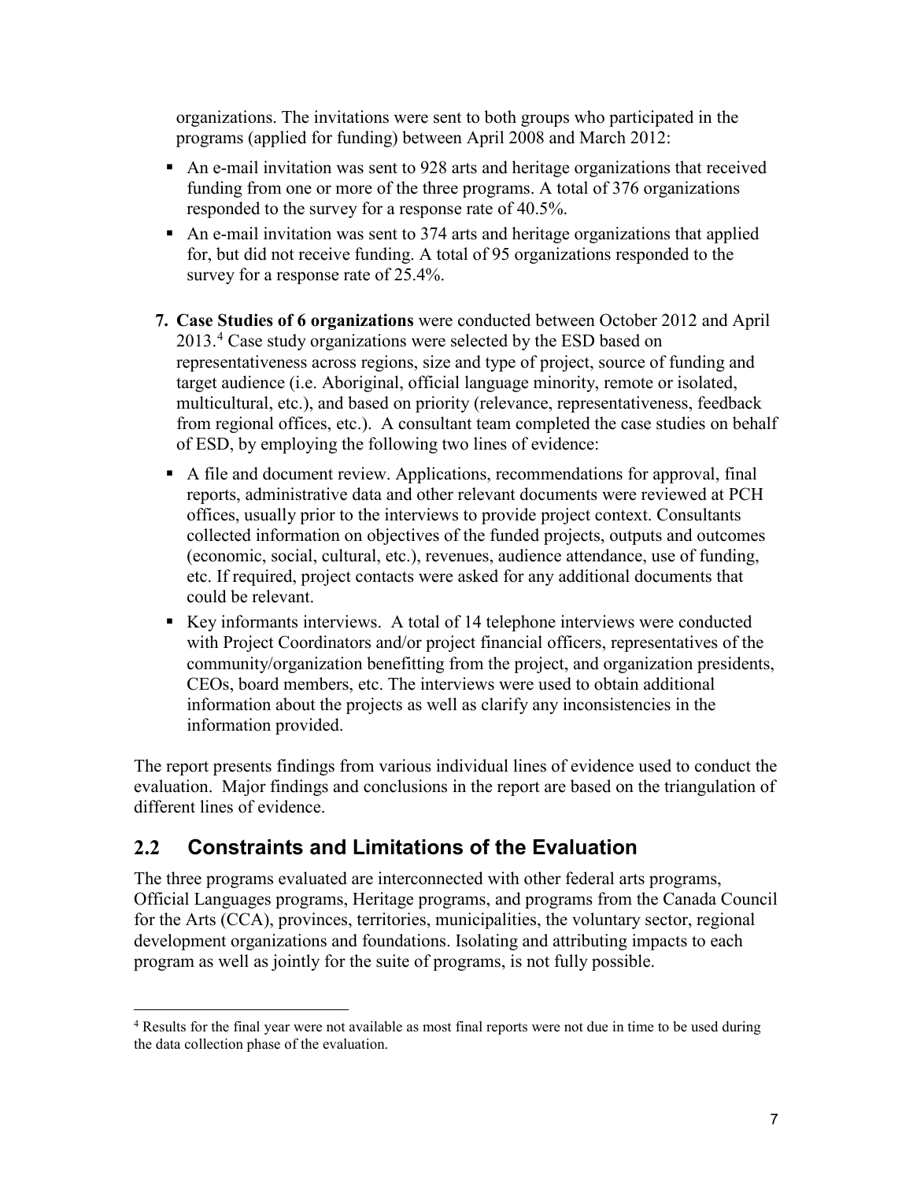organizations. The invitations were sent to both groups who participated in the programs (applied for funding) between April 2008 and March 2012:

- An e-mail invitation was sent to 928 arts and heritage organizations that received funding from one or more of the three programs. A total of 376 organizations responded to the survey for a response rate of 40.5%.
- An e-mail invitation was sent to 374 arts and heritage organizations that applied for, but did not receive funding. A total of 95 organizations responded to the survey for a response rate of 25.4%.

7. **Case Studies of 6 organizations** were conducted between October 2012 and April 2013.[4] Case study organizations were selected by the ESD based on representativeness across regions, size and type of project, source of funding and target audience (i.e. Aboriginal, official language minority, remote or isolated, multicultural, etc.), and based on priority (relevance, representativeness, feedback from regional offices, etc.). A consultant team completed the case studies on behalf of ESD, by employing the following two lines of evidence:
   - A file and document review. Applications, recommendations for approval, final reports, administrative data and other relevant documents were reviewed at PCH offices, usually prior to the interviews to provide project context. Consultants collected information on objectives of the funded projects, outputs and outcomes (economic, social, cultural, etc.), revenues, audience attendance, use of funding, etc. If required, project contacts were asked for any additional documents that could be relevant.
   - Key informants interviews. A total of 14 telephone interviews were conducted with Project Coordinators and/or project financial officers, representatives of the community/organization benefitting from the project, and organization presidents, CEOs, board members, etc. The interviews were used to obtain additional information about the projects as well as clarify any inconsistencies in the information provided.

The report presents findings from various individual lines of evidence used to conduct the evaluation. Major findings and conclusions in the report are based on the triangulation of different lines of evidence.

## 2.2 Constraints and Limitations of the Evaluation

The three programs evaluated are interconnected with other federal arts programs, Official Languages programs, Heritage programs, and programs from the Canada Council for the Arts (CCA), provinces, territories, municipalities, the voluntary sector, regional development organizations and foundations. Isolating and attributing impacts to each program as well as jointly for the suite of programs, is not fully possible.

[4] Results for the final year were not available as most final reports were not due in time to be used during the data collection phase of the evaluation.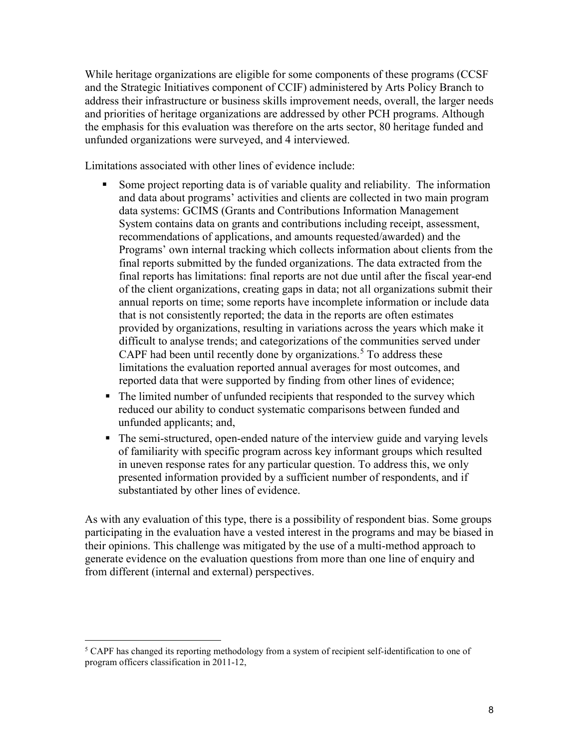While heritage organizations are eligible for some components of these programs (CCSF and the Strategic Initiatives component of CCIF) administered by Arts Policy Branch to address their infrastructure or business skills improvement needs, overall, the larger needs and priorities of heritage organizations are addressed by other PCH programs. Although the emphasis for this evaluation was therefore on the arts sector, 80 heritage funded and unfunded organizations were surveyed, and 4 interviewed.

Limitations associated with other lines of evidence include:

- Some project reporting data is of variable quality and reliability. The information and data about programs' activities and clients are collected in two main program data systems: GCIMS (Grants and Contributions Information Management System contains data on grants and contributions including receipt, assessment, recommendations of applications, and amounts requested/awarded) and the Programs' own internal tracking which collects information about clients from the final reports submitted by the funded organizations. The data extracted from the final reports has limitations: final reports are not due until after the fiscal year-end of the client organizations, creating gaps in data; not all organizations submit their annual reports on time; some reports have incomplete information or include data that is not consistently reported; the data in the reports are often estimates provided by organizations, resulting in variations across the years which make it difficult to analyse trends; and categorizations of the communities served under CAPF had been until recently done by organizations.[5] To address these limitations the evaluation reported annual averages for most outcomes, and reported data that were supported by finding from other lines of evidence;
- The limited number of unfunded recipients that responded to the survey which reduced our ability to conduct systematic comparisons between funded and unfunded applicants; and,
- The semi-structured, open-ended nature of the interview guide and varying levels of familiarity with specific program across key informant groups which resulted in uneven response rates for any particular question. To address this, we only presented information provided by a sufficient number of respondents, and if substantiated by other lines of evidence.

As with any evaluation of this type, there is a possibility of respondent bias. Some groups participating in the evaluation have a vested interest in the programs and may be biased in their opinions. This challenge was mitigated by the use of a multi-method approach to generate evidence on the evaluation questions from more than one line of enquiry and from different (internal and external) perspectives.

[5] CAPF has changed its reporting methodology from a system of recipient self-identification to one of program officers classification in 2011-12,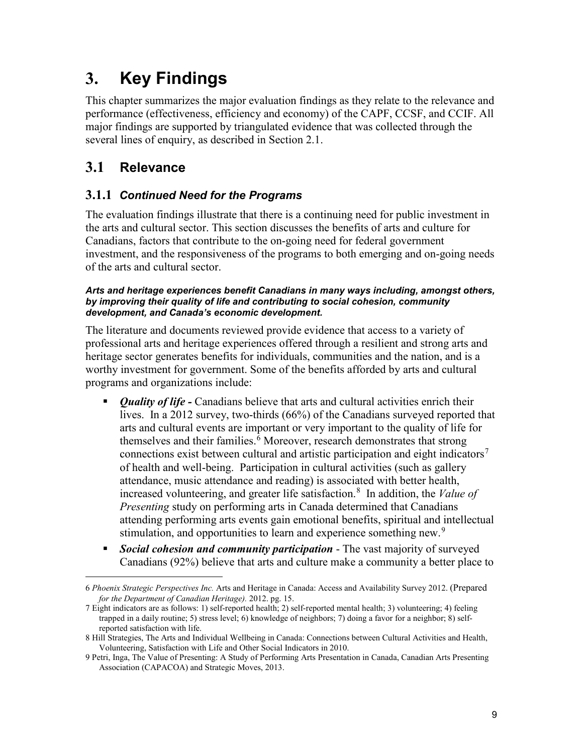# 3. Key Findings

This chapter summarizes the major evaluation findings as they relate to the relevance and performance (effectiveness, efficiency and economy) of the CAPF, CCSF, and CCIF. All major findings are supported by triangulated evidence that was collected through the several lines of enquiry, as described in Section 2.1.

## 3.1 Relevance

### 3.1.1 *Continued Need for the Programs*

The evaluation findings illustrate that there is a continuing need for public investment in the arts and cultural sector. This section discusses the benefits of arts and culture for Canadians, factors that contribute to the on-going need for federal government investment, and the responsiveness of the programs to both emerging and on-going needs of the arts and cultural sector.

***Arts and heritage experiences benefit Canadians in many ways including, amongst others, by improving their quality of life and contributing to social cohesion, community development, and Canada's economic development.***

The literature and documents reviewed provide evidence that access to a variety of professional arts and heritage experiences offered through a resilient and strong arts and heritage sector generates benefits for individuals, communities and the nation, and is a worthy investment for government. Some of the benefits afforded by arts and cultural programs and organizations include:

- ***Quality of life -*** Canadians believe that arts and cultural activities enrich their lives. In a 2012 survey, two-thirds (66%) of the Canadians surveyed reported that arts and cultural events are important or very important to the quality of life for themselves and their families.[6] Moreover, research demonstrates that strong connections exist between cultural and artistic participation and eight indicators[7] of health and well-being. Participation in cultural activities (such as gallery attendance, music attendance and reading) is associated with better health, increased volunteering, and greater life satisfaction.[8] In addition, the *Value of Presenting* study on performing arts in Canada determined that Canadians attending performing arts events gain emotional benefits, spiritual and intellectual stimulation, and opportunities to learn and experience something new.[9]
- ***Social cohesion and community participation*** - The vast majority of surveyed Canadians (92%) believe that arts and culture make a community a better place to

---

6 *Phoenix Strategic Perspectives Inc.* Arts and Heritage in Canada: Access and Availability Survey 2012. (Prepared *for the Department of Canadian Heritage).* 2012. pg. 15.

7 Eight indicators are as follows: 1) self-reported health; 2) self-reported mental health; 3) volunteering; 4) feeling trapped in a daily routine; 5) stress level; 6) knowledge of neighbors; 7) doing a favor for a neighbor; 8) self-reported satisfaction with life.

8 Hill Strategies, The Arts and Individual Wellbeing in Canada: Connections between Cultural Activities and Health, Volunteering, Satisfaction with Life and Other Social Indicators in 2010.

9 Petri, Inga, The Value of Presenting: A Study of Performing Arts Presentation in Canada, Canadian Arts Presenting Association (CAPACOA) and Strategic Moves, 2013.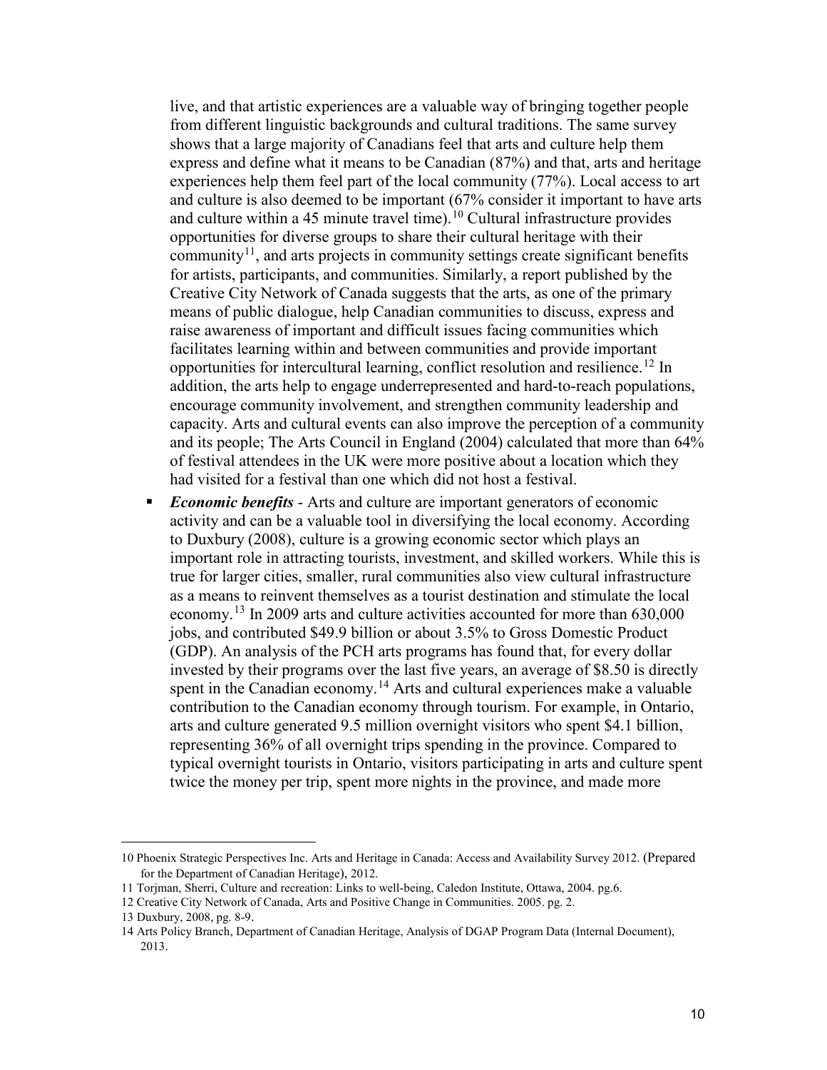live, and that artistic experiences are a valuable way of bringing together people from different linguistic backgrounds and cultural traditions. The same survey shows that a large majority of Canadians feel that arts and culture help them express and define what it means to be Canadian (87%) and that, arts and heritage experiences help them feel part of the local community (77%). Local access to art and culture is also deemed to be important (67% consider it important to have arts and culture within a 45 minute travel time).[10] Cultural infrastructure provides opportunities for diverse groups to share their cultural heritage with their community[11], and arts projects in community settings create significant benefits for artists, participants, and communities. Similarly, a report published by the Creative City Network of Canada suggests that the arts, as one of the primary means of public dialogue, help Canadian communities to discuss, express and raise awareness of important and difficult issues facing communities which facilitates learning within and between communities and provide important opportunities for intercultural learning, conflict resolution and resilience.[12] In addition, the arts help to engage underrepresented and hard-to-reach populations, encourage community involvement, and strengthen community leadership and capacity. Arts and cultural events can also improve the perception of a community and its people; The Arts Council in England (2004) calculated that more than 64% of festival attendees in the UK were more positive about a location which they had visited for a festival than one which did not host a festival.

- ***Economic benefits*** - Arts and culture are important generators of economic activity and can be a valuable tool in diversifying the local economy. According to Duxbury (2008), culture is a growing economic sector which plays an important role in attracting tourists, investment, and skilled workers. While this is true for larger cities, smaller, rural communities also view cultural infrastructure as a means to reinvent themselves as a tourist destination and stimulate the local economy.[13] In 2009 arts and culture activities accounted for more than 630,000 jobs, and contributed $49.9 billion or about 3.5% to Gross Domestic Product (GDP). An analysis of the PCH arts programs has found that, for every dollar invested by their programs over the last five years, an average of $8.50 is directly spent in the Canadian economy.[14] Arts and cultural experiences make a valuable contribution to the Canadian economy through tourism. For example, in Ontario, arts and culture generated 9.5 million overnight visitors who spent $4.1 billion, representing 36% of all overnight trips spending in the province. Compared to typical overnight tourists in Ontario, visitors participating in arts and culture spent twice the money per trip, spent more nights in the province, and made more

---

10 Phoenix Strategic Perspectives Inc. Arts and Heritage in Canada: Access and Availability Survey 2012. (Prepared for the Department of Canadian Heritage), 2012.

11 Torjman, Sherri, Culture and recreation: Links to well-being, Caledon Institute, Ottawa, 2004. pg.6.

12 Creative City Network of Canada, Arts and Positive Change in Communities. 2005. pg. 2.

13 Duxbury, 2008, pg. 8-9.

14 Arts Policy Branch, Department of Canadian Heritage, Analysis of DGAP Program Data (Internal Document), 2013.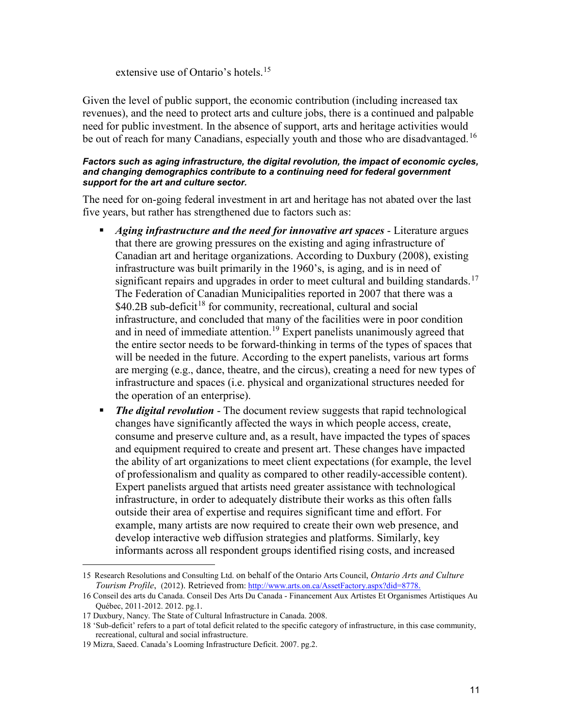extensive use of Ontario's hotels.[15]

Given the level of public support, the economic contribution (including increased tax revenues), and the need to protect arts and culture jobs, there is a continued and palpable need for public investment. In the absence of support, arts and heritage activities would be out of reach for many Canadians, especially youth and those who are disadvantaged.[16]

***Factors such as aging infrastructure, the digital revolution, the impact of economic cycles, and changing demographics contribute to a continuing need for federal government support for the art and culture sector.***

The need for on-going federal investment in art and heritage has not abated over the last five years, but rather has strengthened due to factors such as:

- ***Aging infrastructure and the need for innovative art spaces*** - Literature argues that there are growing pressures on the existing and aging infrastructure of Canadian art and heritage organizations. According to Duxbury (2008), existing infrastructure was built primarily in the 1960's, is aging, and is in need of significant repairs and upgrades in order to meet cultural and building standards.[17] The Federation of Canadian Municipalities reported in 2007 that there was a $40.2B sub-deficit[18] for community, recreational, cultural and social infrastructure, and concluded that many of the facilities were in poor condition and in need of immediate attention.[19] Expert panelists unanimously agreed that the entire sector needs to be forward-thinking in terms of the types of spaces that will be needed in the future. According to the expert panelists, various art forms are merging (e.g., dance, theatre, and the circus), creating a need for new types of infrastructure and spaces (i.e. physical and organizational structures needed for the operation of an enterprise).
- ***The digital revolution*** - The document review suggests that rapid technological changes have significantly affected the ways in which people access, create, consume and preserve culture and, as a result, have impacted the types of spaces and equipment required to create and present art. These changes have impacted the ability of art organizations to meet client expectations (for example, the level of professionalism and quality as compared to other readily-accessible content). Expert panelists argued that artists need greater assistance with technological infrastructure, in order to adequately distribute their works as this often falls outside their area of expertise and requires significant time and effort. For example, many artists are now required to create their own web presence, and develop interactive web diffusion strategies and platforms. Similarly, key informants across all respondent groups identified rising costs, and increased

---

15 Research Resolutions and Consulting Ltd. on behalf of the Ontario Arts Council, *Ontario Arts and Culture Tourism Profile*, (2012). Retrieved from: http://www.arts.on.ca/AssetFactory.aspx?did=8778.

16 Conseil des arts du Canada. Conseil Des Arts Du Canada - Financement Aux Artistes Et Organismes Artistiques Au Québec, 2011-2012. 2012. pg.1.

17 Duxbury, Nancy. The State of Cultural Infrastructure in Canada. 2008.

18 'Sub-deficit' refers to a part of total deficit related to the specific category of infrastructure, in this case community, recreational, cultural and social infrastructure.

19 Mizra, Saeed. Canada's Looming Infrastructure Deficit. 2007. pg.2.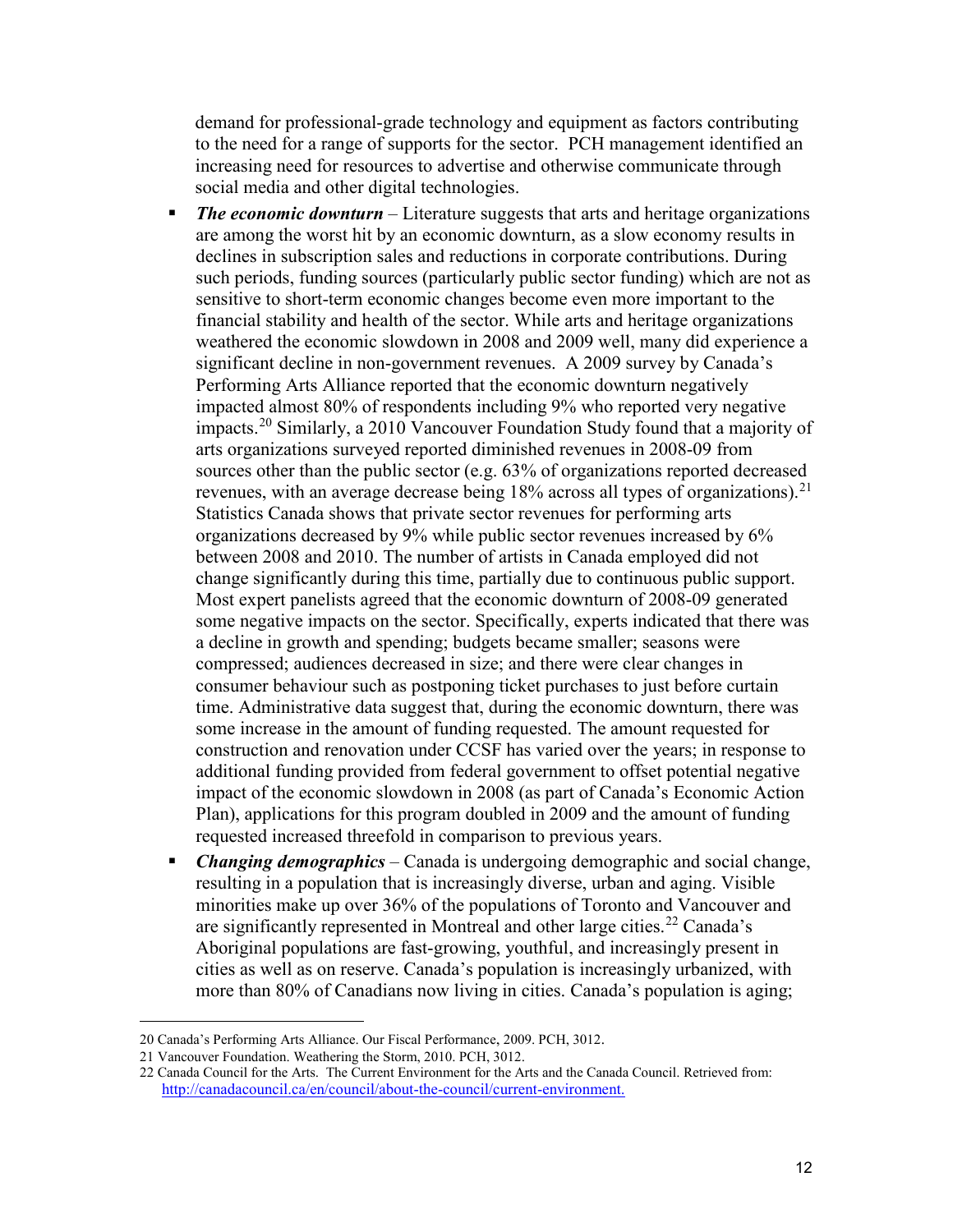demand for professional-grade technology and equipment as factors contributing to the need for a range of supports for the sector. PCH management identified an increasing need for resources to advertise and otherwise communicate through social media and other digital technologies.

- ***The economic downturn*** – Literature suggests that arts and heritage organizations are among the worst hit by an economic downturn, as a slow economy results in declines in subscription sales and reductions in corporate contributions. During such periods, funding sources (particularly public sector funding) which are not as sensitive to short-term economic changes become even more important to the financial stability and health of the sector. While arts and heritage organizations weathered the economic slowdown in 2008 and 2009 well, many did experience a significant decline in non-government revenues. A 2009 survey by Canada's Performing Arts Alliance reported that the economic downturn negatively impacted almost 80% of respondents including 9% who reported very negative impacts.[20] Similarly, a 2010 Vancouver Foundation Study found that a majority of arts organizations surveyed reported diminished revenues in 2008-09 from sources other than the public sector (e.g. 63% of organizations reported decreased revenues, with an average decrease being 18% across all types of organizations).[21] Statistics Canada shows that private sector revenues for performing arts organizations decreased by 9% while public sector revenues increased by 6% between 2008 and 2010. The number of artists in Canada employed did not change significantly during this time, partially due to continuous public support. Most expert panelists agreed that the economic downturn of 2008-09 generated some negative impacts on the sector. Specifically, experts indicated that there was a decline in growth and spending; budgets became smaller; seasons were compressed; audiences decreased in size; and there were clear changes in consumer behaviour such as postponing ticket purchases to just before curtain time. Administrative data suggest that, during the economic downturn, there was some increase in the amount of funding requested. The amount requested for construction and renovation under CCSF has varied over the years; in response to additional funding provided from federal government to offset potential negative impact of the economic slowdown in 2008 (as part of Canada's Economic Action Plan), applications for this program doubled in 2009 and the amount of funding requested increased threefold in comparison to previous years.
- ***Changing demographics*** – Canada is undergoing demographic and social change, resulting in a population that is increasingly diverse, urban and aging. Visible minorities make up over 36% of the populations of Toronto and Vancouver and are significantly represented in Montreal and other large cities.[22] Canada's Aboriginal populations are fast-growing, youthful, and increasingly present in cities as well as on reserve. Canada's population is increasingly urbanized, with more than 80% of Canadians now living in cities. Canada's population is aging;

---

20 Canada's Performing Arts Alliance. Our Fiscal Performance, 2009. PCH, 3012.

21 Vancouver Foundation. Weathering the Storm, 2010. PCH, 3012.

22 Canada Council for the Arts. The Current Environment for the Arts and the Canada Council. Retrieved from: http://canadacouncil.ca/en/council/about-the-council/current-environment.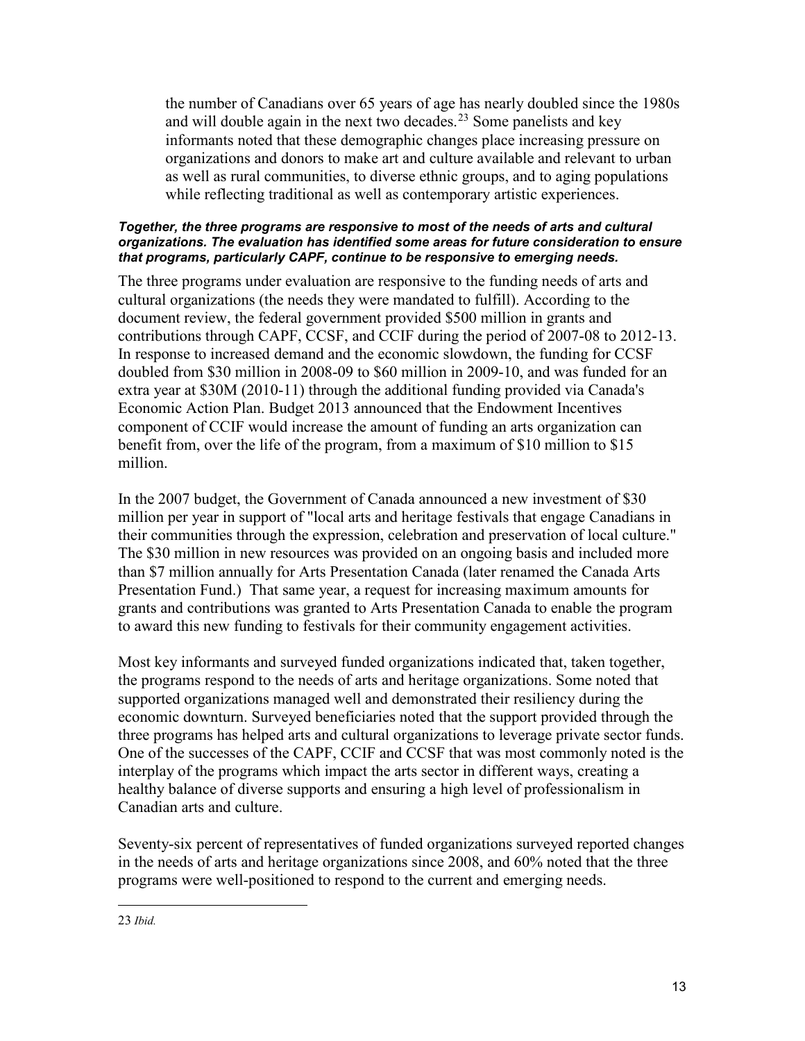the number of Canadians over 65 years of age has nearly doubled since the 1980s and will double again in the next two decades.[23] Some panelists and key informants noted that these demographic changes place increasing pressure on organizations and donors to make art and culture available and relevant to urban as well as rural communities, to diverse ethnic groups, and to aging populations while reflecting traditional as well as contemporary artistic experiences.

***Together, the three programs are responsive to most of the needs of arts and cultural organizations. The evaluation has identified some areas for future consideration to ensure that programs, particularly CAPF, continue to be responsive to emerging needs.***

The three programs under evaluation are responsive to the funding needs of arts and cultural organizations (the needs they were mandated to fulfill). According to the document review, the federal government provided $500 million in grants and contributions through CAPF, CCSF, and CCIF during the period of 2007-08 to 2012-13. In response to increased demand and the economic slowdown, the funding for CCSF doubled from $30 million in 2008-09 to $60 million in 2009-10, and was funded for an extra year at $30M (2010-11) through the additional funding provided via Canada's Economic Action Plan. Budget 2013 announced that the Endowment Incentives component of CCIF would increase the amount of funding an arts organization can benefit from, over the life of the program, from a maximum of $10 million to $15 million.

In the 2007 budget, the Government of Canada announced a new investment of $30 million per year in support of "local arts and heritage festivals that engage Canadians in their communities through the expression, celebration and preservation of local culture." The $30 million in new resources was provided on an ongoing basis and included more than $7 million annually for Arts Presentation Canada (later renamed the Canada Arts Presentation Fund.) That same year, a request for increasing maximum amounts for grants and contributions was granted to Arts Presentation Canada to enable the program to award this new funding to festivals for their community engagement activities.

Most key informants and surveyed funded organizations indicated that, taken together, the programs respond to the needs of arts and heritage organizations. Some noted that supported organizations managed well and demonstrated their resiliency during the economic downturn. Surveyed beneficiaries noted that the support provided through the three programs has helped arts and cultural organizations to leverage private sector funds. One of the successes of the CAPF, CCIF and CCSF that was most commonly noted is the interplay of the programs which impact the arts sector in different ways, creating a healthy balance of diverse supports and ensuring a high level of professionalism in Canadian arts and culture.

Seventy-six percent of representatives of funded organizations surveyed reported changes in the needs of arts and heritage organizations since 2008, and 60% noted that the three programs were well-positioned to respond to the current and emerging needs.

---

23 *Ibid.*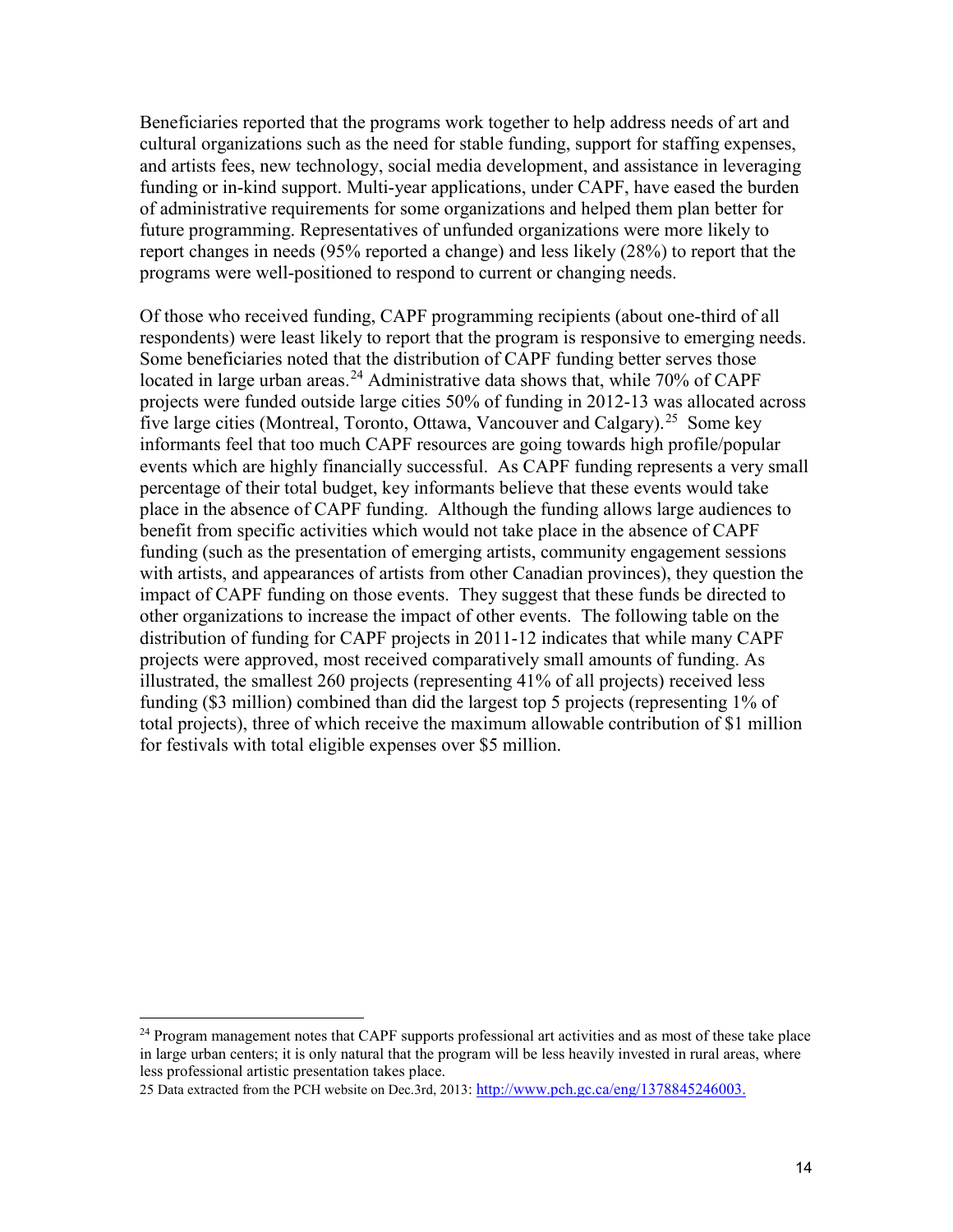Beneficiaries reported that the programs work together to help address needs of art and cultural organizations such as the need for stable funding, support for staffing expenses, and artists fees, new technology, social media development, and assistance in leveraging funding or in-kind support. Multi-year applications, under CAPF, have eased the burden of administrative requirements for some organizations and helped them plan better for future programming. Representatives of unfunded organizations were more likely to report changes in needs (95% reported a change) and less likely (28%) to report that the programs were well-positioned to respond to current or changing needs.

Of those who received funding, CAPF programming recipients (about one-third of all respondents) were least likely to report that the program is responsive to emerging needs. Some beneficiaries noted that the distribution of CAPF funding better serves those located in large urban areas.[24] Administrative data shows that, while 70% of CAPF projects were funded outside large cities 50% of funding in 2012-13 was allocated across five large cities (Montreal, Toronto, Ottawa, Vancouver and Calgary).[25] Some key informants feel that too much CAPF resources are going towards high profile/popular events which are highly financially successful. As CAPF funding represents a very small percentage of their total budget, key informants believe that these events would take place in the absence of CAPF funding. Although the funding allows large audiences to benefit from specific activities which would not take place in the absence of CAPF funding (such as the presentation of emerging artists, community engagement sessions with artists, and appearances of artists from other Canadian provinces), they question the impact of CAPF funding on those events. They suggest that these funds be directed to other organizations to increase the impact of other events. The following table on the distribution of funding for CAPF projects in 2011-12 indicates that while many CAPF projects were approved, most received comparatively small amounts of funding. As illustrated, the smallest 260 projects (representing 41% of all projects) received less funding ($3 million) combined than did the largest top 5 projects (representing 1% of total projects), three of which receive the maximum allowable contribution of $1 million for festivals with total eligible expenses over $5 million.

---

[24] Program management notes that CAPF supports professional art activities and as most of these take place in large urban centers; it is only natural that the program will be less heavily invested in rural areas, where less professional artistic presentation takes place.

25 Data extracted from the PCH website on Dec.3rd, 2013: http://www.pch.gc.ca/eng/1378845246003.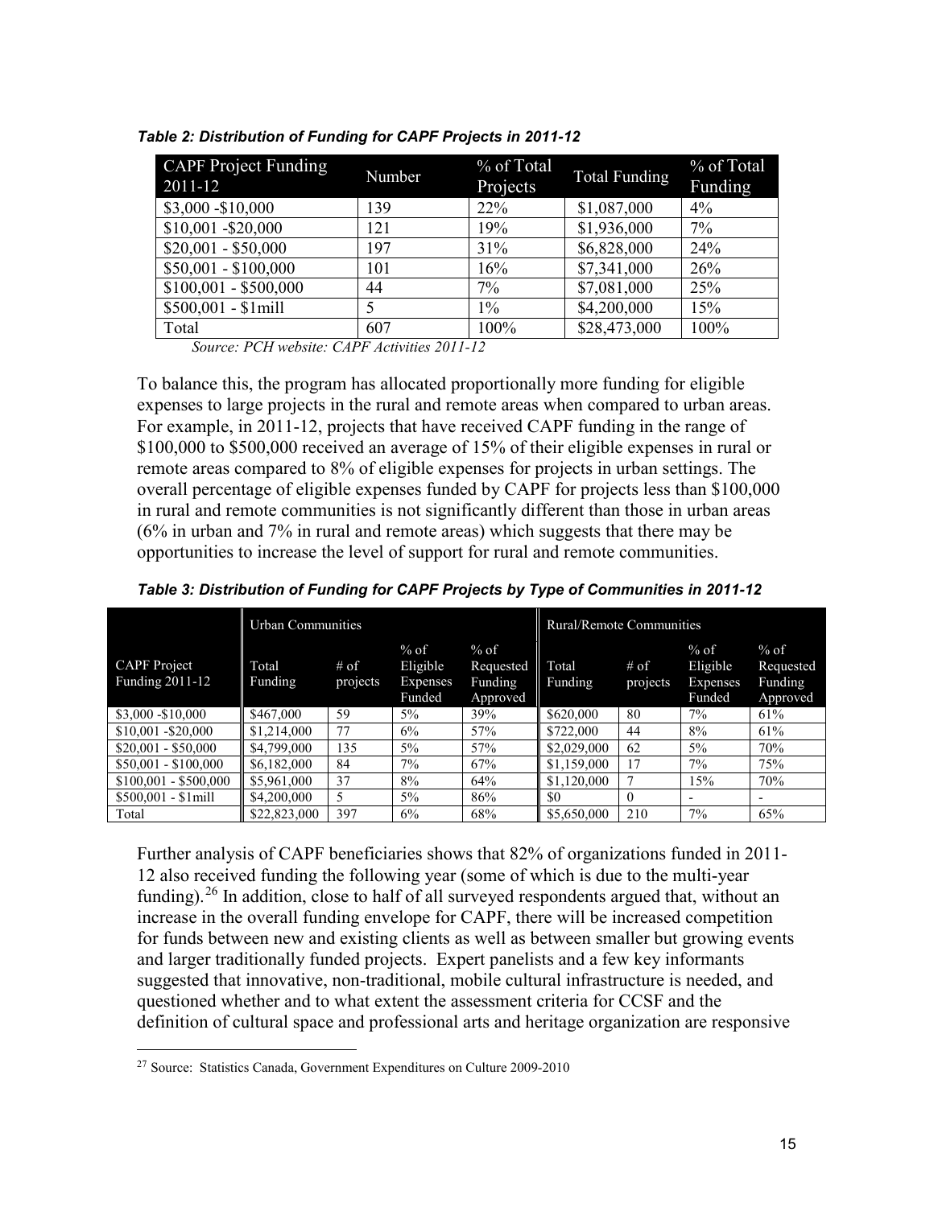*Table 2: Distribution of Funding for CAPF Projects in 2011-12*

| CAPF Project Funding 2011-12 | Number | % of Total Projects | Total Funding | % of Total Funding |
|---|---|---|---|---|
| $3,000 -$10,000 | 139 | 22% | $1,087,000 | 4% |
| $10,001 -$20,000 | 121 | 19% | $1,936,000 | 7% |
| $20,001 - $50,000 | 197 | 31% | $6,828,000 | 24% |
| $50,001 - $100,000 | 101 | 16% | $7,341,000 | 26% |
| $100,001 - $500,000 | 44 | 7% | $7,081,000 | 25% |
| $500,001 - $1mill | 5 | 1% | $4,200,000 | 15% |
| Total | 607 | 100% | $28,473,000 | 100% |

*Source: PCH website: CAPF Activities 2011-12*

To balance this, the program has allocated proportionally more funding for eligible expenses to large projects in the rural and remote areas when compared to urban areas. For example, in 2011-12, projects that have received CAPF funding in the range of $100,000 to $500,000 received an average of 15% of their eligible expenses in rural or remote areas compared to 8% of eligible expenses for projects in urban settings. The overall percentage of eligible expenses funded by CAPF for projects less than $100,000 in rural and remote communities is not significantly different than those in urban areas (6% in urban and 7% in rural and remote areas) which suggests that there may be opportunities to increase the level of support for rural and remote communities.

*Table 3: Distribution of Funding for CAPF Projects by Type of Communities in 2011-12*

| | Urban Communities | | | | Rural/Remote Communities | | | |
|---|---|---|---|---|---|---|---|---|
| CAPF Project Funding 2011-12 | Total Funding | # of projects | % of Eligible Expenses Funded | % of Requested Funding Approved | Total Funding | # of projects | % of Eligible Expenses Funded | % of Requested Funding Approved |
| $3,000 -$10,000 | $467,000 | 59 | 5% | 39% | $620,000 | 80 | 7% | 61% |
| $10,001 -$20,000 | $1,214,000 | 77 | 6% | 57% | $722,000 | 44 | 8% | 61% |
| $20,001 - $50,000 | $4,799,000 | 135 | 5% | 57% | $2,029,000 | 62 | 5% | 70% |
| $50,001 - $100,000 | $6,182,000 | 84 | 7% | 67% | $1,159,000 | 17 | 7% | 75% |
| $100,001 - $500,000 | $5,961,000 | 37 | 8% | 64% | $1,120,000 | 7 | 15% | 70% |
| $500,001 - $1mill | $4,200,000 | 5 | 5% | 86% | $0 | 0 | - | - |
| Total | $22,823,000 | 397 | 6% | 68% | $5,650,000 | 210 | 7% | 65% |

Further analysis of CAPF beneficiaries shows that 82% of organizations funded in 2011-12 also received funding the following year (some of which is due to the multi-year funding).[26] In addition, close to half of all surveyed respondents argued that, without an increase in the overall funding envelope for CAPF, there will be increased competition for funds between new and existing clients as well as between smaller but growing events and larger traditionally funded projects. Expert panelists and a few key informants suggested that innovative, non-traditional, mobile cultural infrastructure is needed, and questioned whether and to what extent the assessment criteria for CCSF and the definition of cultural space and professional arts and heritage organization are responsive

[27] Source: Statistics Canada, Government Expenditures on Culture 2009-2010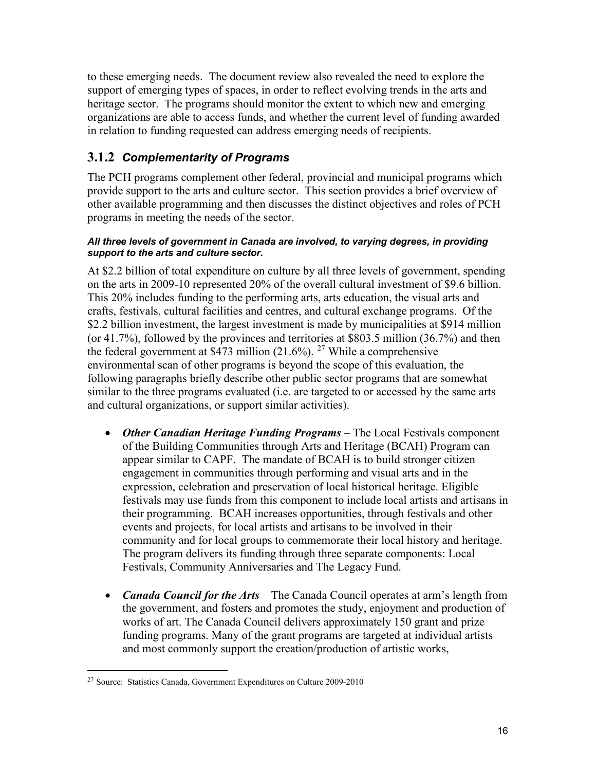to these emerging needs. The document review also revealed the need to explore the support of emerging types of spaces, in order to reflect evolving trends in the arts and heritage sector. The programs should monitor the extent to which new and emerging organizations are able to access funds, and whether the current level of funding awarded in relation to funding requested can address emerging needs of recipients.

### 3.1.2 *Complementarity of Programs*

The PCH programs complement other federal, provincial and municipal programs which provide support to the arts and culture sector. This section provides a brief overview of other available programming and then discusses the distinct objectives and roles of PCH programs in meeting the needs of the sector.

***All three levels of government in Canada are involved, to varying degrees, in providing support to the arts and culture sector.***

At $2.2 billion of total expenditure on culture by all three levels of government, spending on the arts in 2009-10 represented 20% of the overall cultural investment of $9.6 billion. This 20% includes funding to the performing arts, arts education, the visual arts and crafts, festivals, cultural facilities and centres, and cultural exchange programs. Of the $2.2 billion investment, the largest investment is made by municipalities at $914 million (or 41.7%), followed by the provinces and territories at $803.5 million (36.7%) and then the federal government at $473 million (21.6%). [27] While a comprehensive environmental scan of other programs is beyond the scope of this evaluation, the following paragraphs briefly describe other public sector programs that are somewhat similar to the three programs evaluated (i.e. are targeted to or accessed by the same arts and cultural organizations, or support similar activities).

- ***Other Canadian Heritage Funding Programs*** – The Local Festivals component of the Building Communities through Arts and Heritage (BCAH) Program can appear similar to CAPF. The mandate of BCAH is to build stronger citizen engagement in communities through performing and visual arts and in the expression, celebration and preservation of local historical heritage. Eligible festivals may use funds from this component to include local artists and artisans in their programming. BCAH increases opportunities, through festivals and other events and projects, for local artists and artisans to be involved in their community and for local groups to commemorate their local history and heritage. The program delivers its funding through three separate components: Local Festivals, Community Anniversaries and The Legacy Fund.

- ***Canada Council for the Arts*** – The Canada Council operates at arm's length from the government, and fosters and promotes the study, enjoyment and production of works of art. The Canada Council delivers approximately 150 grant and prize funding programs. Many of the grant programs are targeted at individual artists and most commonly support the creation/production of artistic works,

[27] Source: Statistics Canada, Government Expenditures on Culture 2009-2010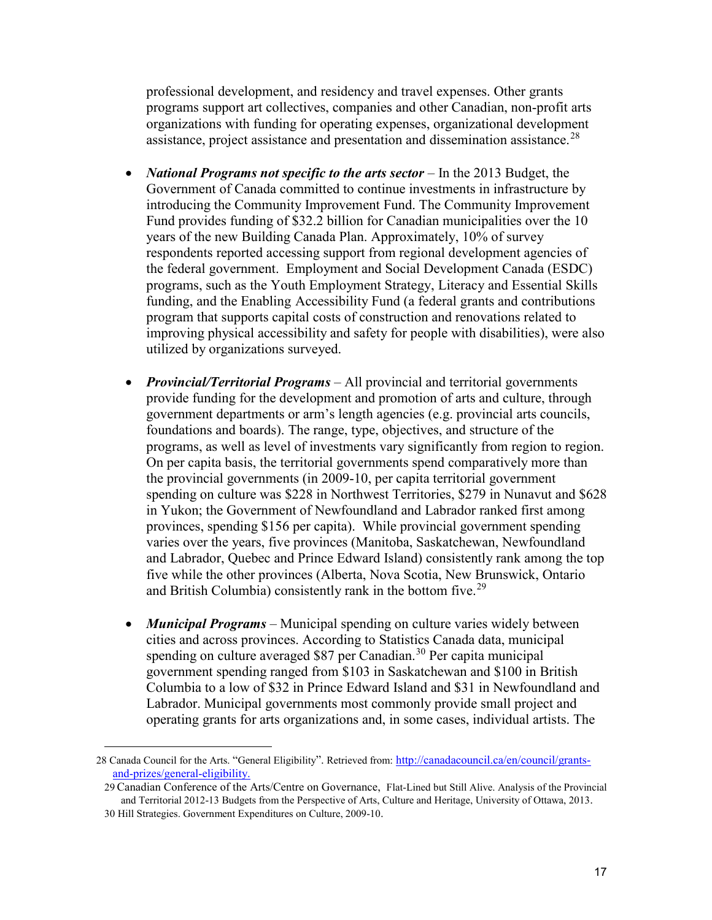professional development, and residency and travel expenses. Other grants programs support art collectives, companies and other Canadian, non-profit arts organizations with funding for operating expenses, organizational development assistance, project assistance and presentation and dissemination assistance.[28]

- ***National Programs not specific to the arts sector*** – In the 2013 Budget, the Government of Canada committed to continue investments in infrastructure by introducing the Community Improvement Fund. The Community Improvement Fund provides funding of $32.2 billion for Canadian municipalities over the 10 years of the new Building Canada Plan. Approximately, 10% of survey respondents reported accessing support from regional development agencies of the federal government. Employment and Social Development Canada (ESDC) programs, such as the Youth Employment Strategy, Literacy and Essential Skills funding, and the Enabling Accessibility Fund (a federal grants and contributions program that supports capital costs of construction and renovations related to improving physical accessibility and safety for people with disabilities), were also utilized by organizations surveyed.

- ***Provincial/Territorial Programs*** – All provincial and territorial governments provide funding for the development and promotion of arts and culture, through government departments or arm's length agencies (e.g. provincial arts councils, foundations and boards). The range, type, objectives, and structure of the programs, as well as level of investments vary significantly from region to region. On per capita basis, the territorial governments spend comparatively more than the provincial governments (in 2009-10, per capita territorial government spending on culture was $228 in Northwest Territories, $279 in Nunavut and $628 in Yukon; the Government of Newfoundland and Labrador ranked first among provinces, spending $156 per capita). While provincial government spending varies over the years, five provinces (Manitoba, Saskatchewan, Newfoundland and Labrador, Quebec and Prince Edward Island) consistently rank among the top five while the other provinces (Alberta, Nova Scotia, New Brunswick, Ontario and British Columbia) consistently rank in the bottom five.[29]

- ***Municipal Programs*** – Municipal spending on culture varies widely between cities and across provinces. According to Statistics Canada data, municipal spending on culture averaged $87 per Canadian.[30] Per capita municipal government spending ranged from $103 in Saskatchewan and $100 in British Columbia to a low of $32 in Prince Edward Island and $31 in Newfoundland and Labrador. Municipal governments most commonly provide small project and operating grants for arts organizations and, in some cases, individual artists. The

---

28 Canada Council for the Arts. "General Eligibility". Retrieved from: http://canadacouncil.ca/en/council/grants-and-prizes/general-eligibility.

29 Canadian Conference of the Arts/Centre on Governance, Flat-Lined but Still Alive. Analysis of the Provincial and Territorial 2012-13 Budgets from the Perspective of Arts, Culture and Heritage, University of Ottawa, 2013.

30 Hill Strategies. Government Expenditures on Culture, 2009-10.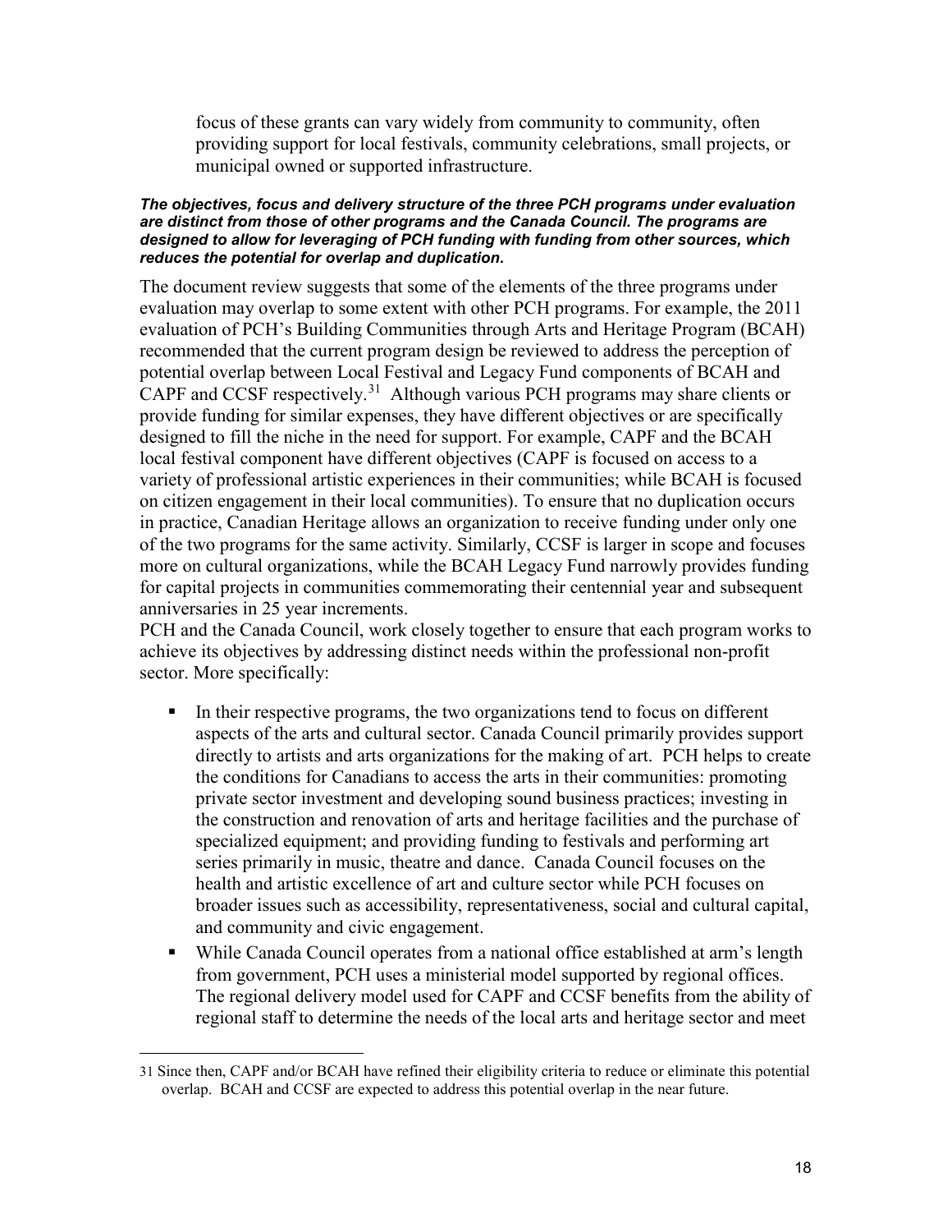focus of these grants can vary widely from community to community, often providing support for local festivals, community celebrations, small projects, or municipal owned or supported infrastructure.

***The objectives, focus and delivery structure of the three PCH programs under evaluation are distinct from those of other programs and the Canada Council. The programs are designed to allow for leveraging of PCH funding with funding from other sources, which reduces the potential for overlap and duplication.***

The document review suggests that some of the elements of the three programs under evaluation may overlap to some extent with other PCH programs. For example, the 2011 evaluation of PCH's Building Communities through Arts and Heritage Program (BCAH) recommended that the current program design be reviewed to address the perception of potential overlap between Local Festival and Legacy Fund components of BCAH and CAPF and CCSF respectively.[31] Although various PCH programs may share clients or provide funding for similar expenses, they have different objectives or are specifically designed to fill the niche in the need for support. For example, CAPF and the BCAH local festival component have different objectives (CAPF is focused on access to a variety of professional artistic experiences in their communities; while BCAH is focused on citizen engagement in their local communities). To ensure that no duplication occurs in practice, Canadian Heritage allows an organization to receive funding under only one of the two programs for the same activity. Similarly, CCSF is larger in scope and focuses more on cultural organizations, while the BCAH Legacy Fund narrowly provides funding for capital projects in communities commemorating their centennial year and subsequent anniversaries in 25 year increments.

PCH and the Canada Council, work closely together to ensure that each program works to achieve its objectives by addressing distinct needs within the professional non-profit sector. More specifically:

- In their respective programs, the two organizations tend to focus on different aspects of the arts and cultural sector. Canada Council primarily provides support directly to artists and arts organizations for the making of art. PCH helps to create the conditions for Canadians to access the arts in their communities: promoting private sector investment and developing sound business practices; investing in the construction and renovation of arts and heritage facilities and the purchase of specialized equipment; and providing funding to festivals and performing art series primarily in music, theatre and dance. Canada Council focuses on the health and artistic excellence of art and culture sector while PCH focuses on broader issues such as accessibility, representativeness, social and cultural capital, and community and civic engagement.
- While Canada Council operates from a national office established at arm's length from government, PCH uses a ministerial model supported by regional offices. The regional delivery model used for CAPF and CCSF benefits from the ability of regional staff to determine the needs of the local arts and heritage sector and meet

---

31 Since then, CAPF and/or BCAH have refined their eligibility criteria to reduce or eliminate this potential overlap. BCAH and CCSF are expected to address this potential overlap in the near future.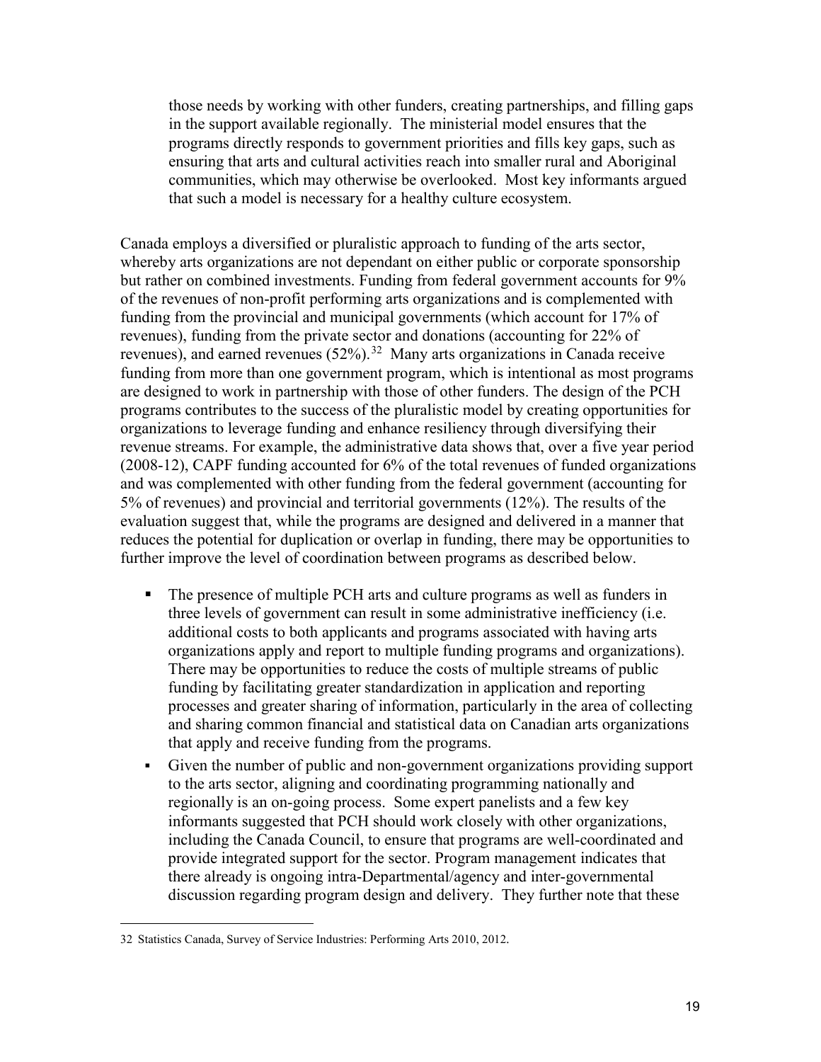> those needs by working with other funders, creating partnerships, and filling gaps in the support available regionally. The ministerial model ensures that the programs directly responds to government priorities and fills key gaps, such as ensuring that arts and cultural activities reach into smaller rural and Aboriginal communities, which may otherwise be overlooked. Most key informants argued that such a model is necessary for a healthy culture ecosystem.

Canada employs a diversified or pluralistic approach to funding of the arts sector, whereby arts organizations are not dependant on either public or corporate sponsorship but rather on combined investments. Funding from federal government accounts for 9% of the revenues of non-profit performing arts organizations and is complemented with funding from the provincial and municipal governments (which account for 17% of revenues), funding from the private sector and donations (accounting for 22% of revenues), and earned revenues (52%).[32] Many arts organizations in Canada receive funding from more than one government program, which is intentional as most programs are designed to work in partnership with those of other funders. The design of the PCH programs contributes to the success of the pluralistic model by creating opportunities for organizations to leverage funding and enhance resiliency through diversifying their revenue streams. For example, the administrative data shows that, over a five year period (2008-12), CAPF funding accounted for 6% of the total revenues of funded organizations and was complemented with other funding from the federal government (accounting for 5% of revenues) and provincial and territorial governments (12%). The results of the evaluation suggest that, while the programs are designed and delivered in a manner that reduces the potential for duplication or overlap in funding, there may be opportunities to further improve the level of coordination between programs as described below.

- The presence of multiple PCH arts and culture programs as well as funders in three levels of government can result in some administrative inefficiency (i.e. additional costs to both applicants and programs associated with having arts organizations apply and report to multiple funding programs and organizations). There may be opportunities to reduce the costs of multiple streams of public funding by facilitating greater standardization in application and reporting processes and greater sharing of information, particularly in the area of collecting and sharing common financial and statistical data on Canadian arts organizations that apply and receive funding from the programs.
- Given the number of public and non-government organizations providing support to the arts sector, aligning and coordinating programming nationally and regionally is an on-going process. Some expert panelists and a few key informants suggested that PCH should work closely with other organizations, including the Canada Council, to ensure that programs are well-coordinated and provide integrated support for the sector. Program management indicates that there already is ongoing intra-Departmental/agency and inter-governmental discussion regarding program design and delivery. They further note that these

32 Statistics Canada, Survey of Service Industries: Performing Arts 2010, 2012.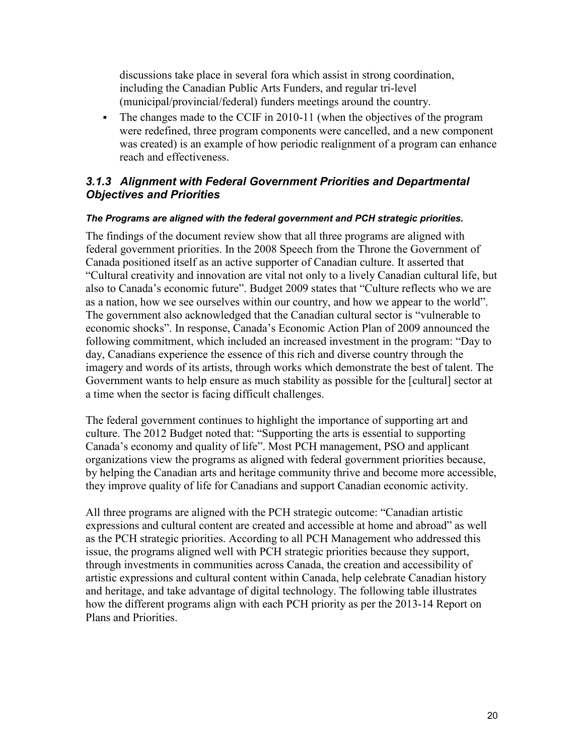discussions take place in several fora which assist in strong coordination, including the Canadian Public Arts Funders, and regular tri-level (municipal/provincial/federal) funders meetings around the country.

- The changes made to the CCIF in 2010-11 (when the objectives of the program were redefined, three program components were cancelled, and a new component was created) is an example of how periodic realignment of a program can enhance reach and effectiveness.

### *3.1.3 Alignment with Federal Government Priorities and Departmental Objectives and Priorities*

***The Programs are aligned with the federal government and PCH strategic priorities.***

The findings of the document review show that all three programs are aligned with federal government priorities. In the 2008 Speech from the Throne the Government of Canada positioned itself as an active supporter of Canadian culture. It asserted that "Cultural creativity and innovation are vital not only to a lively Canadian cultural life, but also to Canada's economic future". Budget 2009 states that "Culture reflects who we are as a nation, how we see ourselves within our country, and how we appear to the world". The government also acknowledged that the Canadian cultural sector is "vulnerable to economic shocks". In response, Canada's Economic Action Plan of 2009 announced the following commitment, which included an increased investment in the program: "Day to day, Canadians experience the essence of this rich and diverse country through the imagery and words of its artists, through works which demonstrate the best of talent. The Government wants to help ensure as much stability as possible for the [cultural] sector at a time when the sector is facing difficult challenges.

The federal government continues to highlight the importance of supporting art and culture. The 2012 Budget noted that: "Supporting the arts is essential to supporting Canada's economy and quality of life". Most PCH management, PSO and applicant organizations view the programs as aligned with federal government priorities because, by helping the Canadian arts and heritage community thrive and become more accessible, they improve quality of life for Canadians and support Canadian economic activity.

All three programs are aligned with the PCH strategic outcome: "Canadian artistic expressions and cultural content are created and accessible at home and abroad" as well as the PCH strategic priorities. According to all PCH Management who addressed this issue, the programs aligned well with PCH strategic priorities because they support, through investments in communities across Canada, the creation and accessibility of artistic expressions and cultural content within Canada, help celebrate Canadian history and heritage, and take advantage of digital technology. The following table illustrates how the different programs align with each PCH priority as per the 2013-14 Report on Plans and Priorities.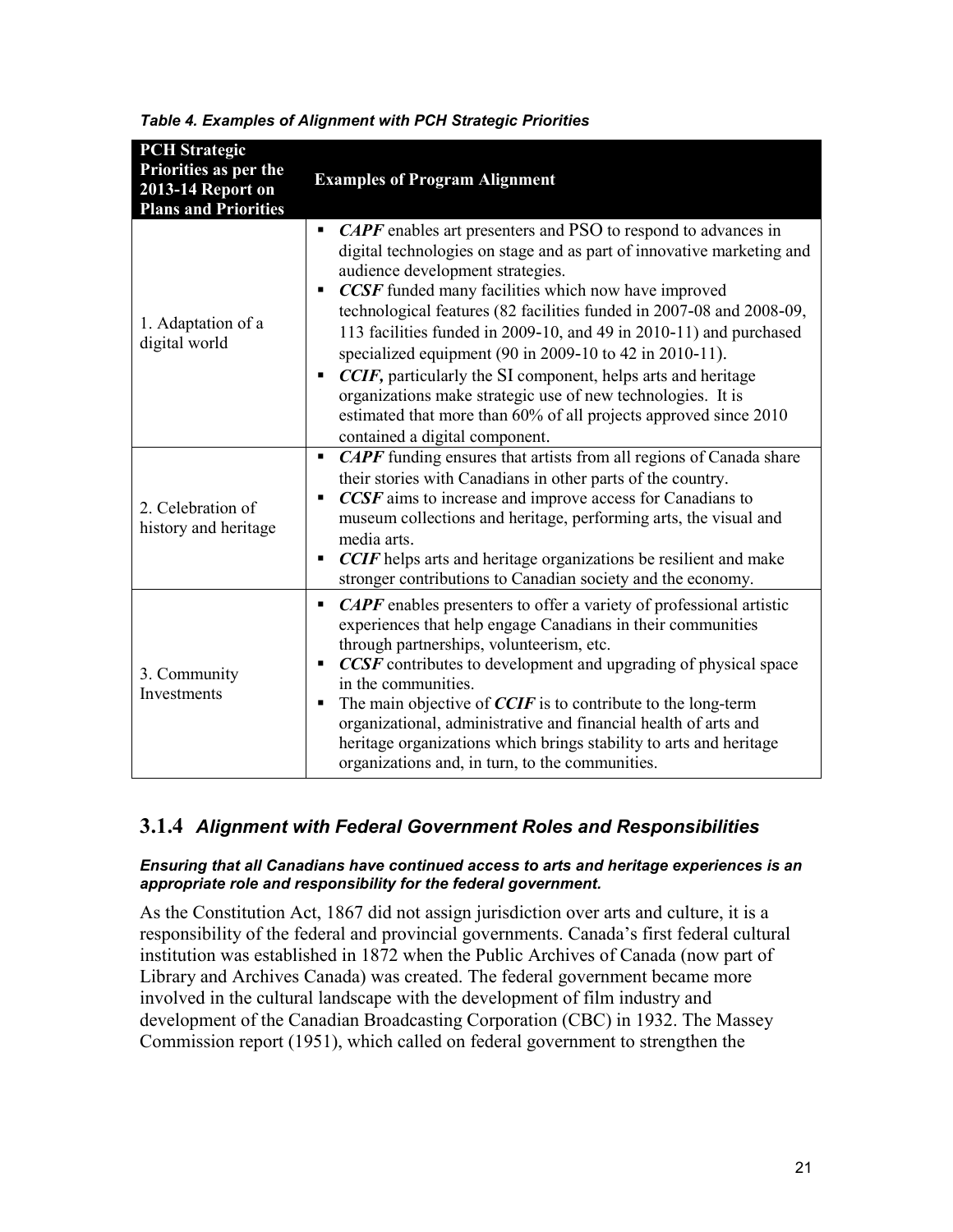*Table 4. Examples of Alignment with PCH Strategic Priorities*

| PCH Strategic Priorities as per the 2013-14 Report on Plans and Priorities | Examples of Program Alignment |
|---|---|
| 1. Adaptation of a digital world | ▪ ***CAPF*** enables art presenters and PSO to respond to advances in digital technologies on stage and as part of innovative marketing and audience development strategies.<br>▪ ***CCSF*** funded many facilities which now have improved technological features (82 facilities funded in 2007-08 and 2008-09, 113 facilities funded in 2009-10, and 49 in 2010-11) and purchased specialized equipment (90 in 2009-10 to 42 in 2010-11).<br>▪ ***CCIF,*** particularly the SI component, helps arts and heritage organizations make strategic use of new technologies. It is estimated that more than 60% of all projects approved since 2010 contained a digital component. |
| 2. Celebration of history and heritage | ▪ ***CAPF*** funding ensures that artists from all regions of Canada share their stories with Canadians in other parts of the country.<br>▪ ***CCSF*** aims to increase and improve access for Canadians to museum collections and heritage, performing arts, the visual and media arts.<br>▪ ***CCIF*** helps arts and heritage organizations be resilient and make stronger contributions to Canadian society and the economy. |
| 3. Community Investments | ▪ ***CAPF*** enables presenters to offer a variety of professional artistic experiences that help engage Canadians in their communities through partnerships, volunteerism, etc.<br>▪ ***CCSF*** contributes to development and upgrading of physical space in the communities.<br>▪ The main objective of ***CCIF*** is to contribute to the long-term organizational, administrative and financial health of arts and heritage organizations which brings stability to arts and heritage organizations and, in turn, to the communities. |

## 3.1.4 *Alignment with Federal Government Roles and Responsibilities*

***Ensuring that all Canadians have continued access to arts and heritage experiences is an appropriate role and responsibility for the federal government.***

As the Constitution Act, 1867 did not assign jurisdiction over arts and culture, it is a responsibility of the federal and provincial governments. Canada's first federal cultural institution was established in 1872 when the Public Archives of Canada (now part of Library and Archives Canada) was created. The federal government became more involved in the cultural landscape with the development of film industry and development of the Canadian Broadcasting Corporation (CBC) in 1932. The Massey Commission report (1951), which called on federal government to strengthen the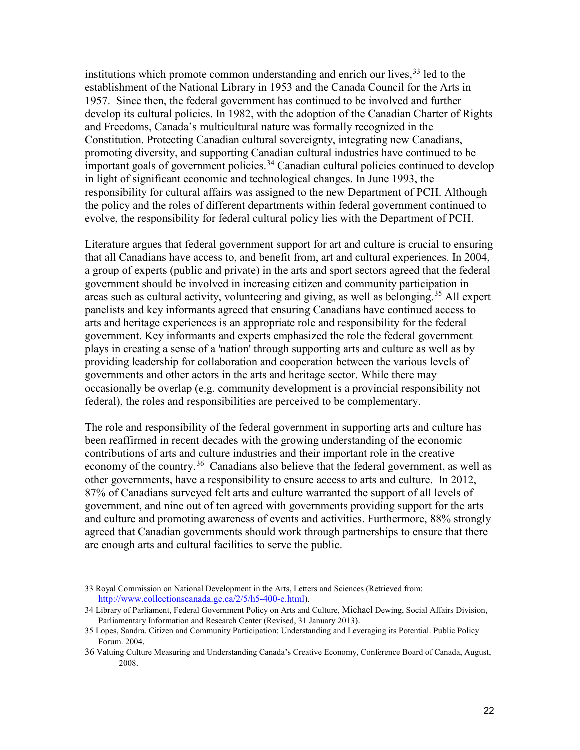institutions which promote common understanding and enrich our lives,[33] led to the establishment of the National Library in 1953 and the Canada Council for the Arts in 1957. Since then, the federal government has continued to be involved and further develop its cultural policies. In 1982, with the adoption of the Canadian Charter of Rights and Freedoms, Canada's multicultural nature was formally recognized in the Constitution. Protecting Canadian cultural sovereignty, integrating new Canadians, promoting diversity, and supporting Canadian cultural industries have continued to be important goals of government policies.[34] Canadian cultural policies continued to develop in light of significant economic and technological changes. In June 1993, the responsibility for cultural affairs was assigned to the new Department of PCH. Although the policy and the roles of different departments within federal government continued to evolve, the responsibility for federal cultural policy lies with the Department of PCH.

Literature argues that federal government support for art and culture is crucial to ensuring that all Canadians have access to, and benefit from, art and cultural experiences. In 2004, a group of experts (public and private) in the arts and sport sectors agreed that the federal government should be involved in increasing citizen and community participation in areas such as cultural activity, volunteering and giving, as well as belonging.[35] All expert panelists and key informants agreed that ensuring Canadians have continued access to arts and heritage experiences is an appropriate role and responsibility for the federal government. Key informants and experts emphasized the role the federal government plays in creating a sense of a 'nation' through supporting arts and culture as well as by providing leadership for collaboration and cooperation between the various levels of governments and other actors in the arts and heritage sector. While there may occasionally be overlap (e.g. community development is a provincial responsibility not federal), the roles and responsibilities are perceived to be complementary.

The role and responsibility of the federal government in supporting arts and culture has been reaffirmed in recent decades with the growing understanding of the economic contributions of arts and culture industries and their important role in the creative economy of the country.[36] Canadians also believe that the federal government, as well as other governments, have a responsibility to ensure access to arts and culture. In 2012, 87% of Canadians surveyed felt arts and culture warranted the support of all levels of government, and nine out of ten agreed with governments providing support for the arts and culture and promoting awareness of events and activities. Furthermore, 88% strongly agreed that Canadian governments should work through partnerships to ensure that there are enough arts and cultural facilities to serve the public.

---

33 Royal Commission on National Development in the Arts, Letters and Sciences (Retrieved from: http://www.collectionscanada.gc.ca/2/5/h5-400-e.html).

34 Library of Parliament, Federal Government Policy on Arts and Culture, Michael Dewing, Social Affairs Division, Parliamentary Information and Research Center (Revised, 31 January 2013).

35 Lopes, Sandra. Citizen and Community Participation: Understanding and Leveraging its Potential. Public Policy Forum. 2004.

36 Valuing Culture Measuring and Understanding Canada's Creative Economy, Conference Board of Canada, August, 2008.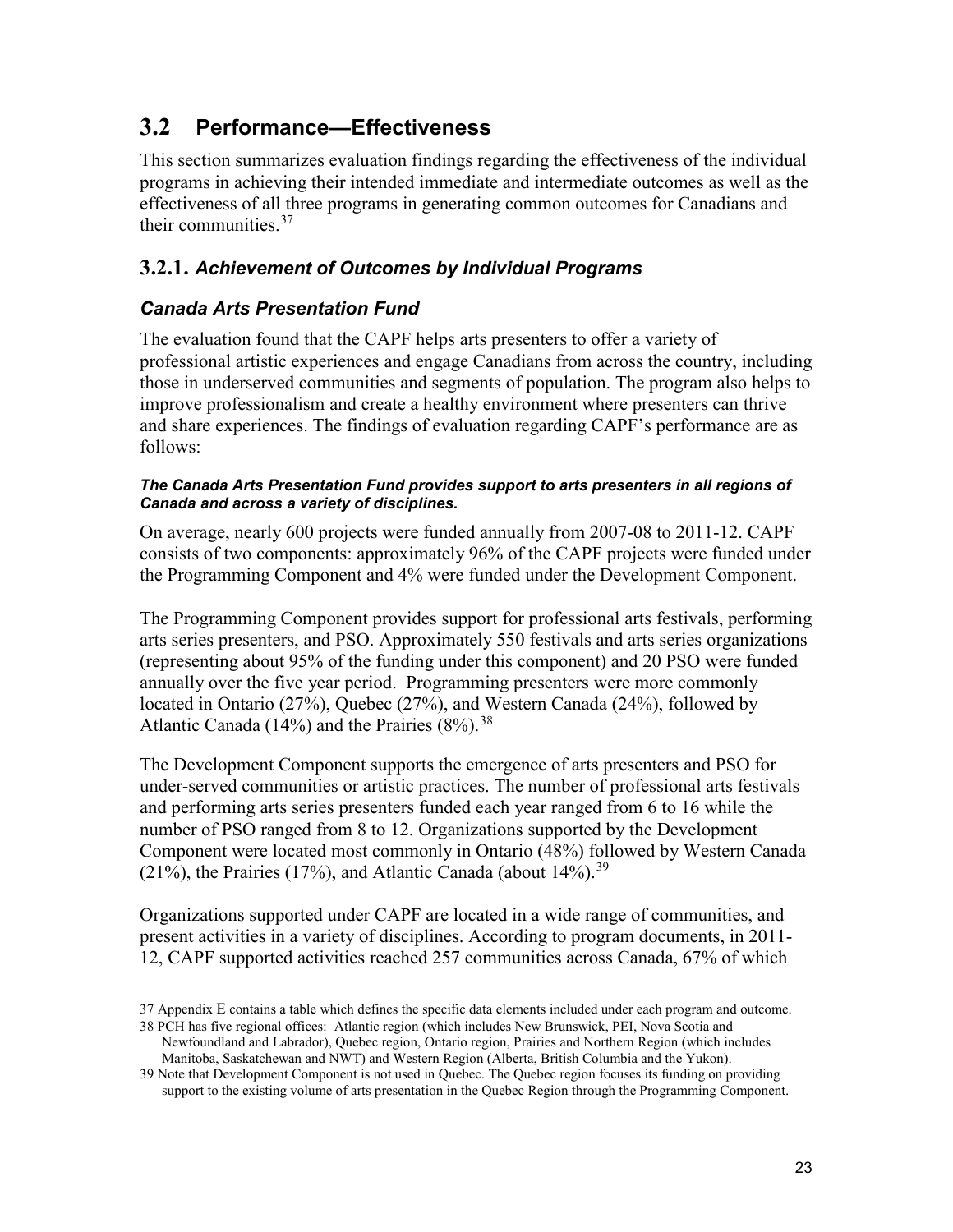## 3.2 Performance—Effectiveness

This section summarizes evaluation findings regarding the effectiveness of the individual programs in achieving their intended immediate and intermediate outcomes as well as the effectiveness of all three programs in generating common outcomes for Canadians and their communities.[37]

### 3.2.1. *Achievement of Outcomes by Individual Programs*

### *Canada Arts Presentation Fund*

The evaluation found that the CAPF helps arts presenters to offer a variety of professional artistic experiences and engage Canadians from across the country, including those in underserved communities and segments of population. The program also helps to improve professionalism and create a healthy environment where presenters can thrive and share experiences. The findings of evaluation regarding CAPF's performance are as follows:

***The Canada Arts Presentation Fund provides support to arts presenters in all regions of Canada and across a variety of disciplines.***

On average, nearly 600 projects were funded annually from 2007-08 to 2011-12. CAPF consists of two components: approximately 96% of the CAPF projects were funded under the Programming Component and 4% were funded under the Development Component.

The Programming Component provides support for professional arts festivals, performing arts series presenters, and PSO. Approximately 550 festivals and arts series organizations (representing about 95% of the funding under this component) and 20 PSO were funded annually over the five year period. Programming presenters were more commonly located in Ontario (27%), Quebec (27%), and Western Canada (24%), followed by Atlantic Canada (14%) and the Prairies (8%).[38]

The Development Component supports the emergence of arts presenters and PSO for under-served communities or artistic practices. The number of professional arts festivals and performing arts series presenters funded each year ranged from 6 to 16 while the number of PSO ranged from 8 to 12. Organizations supported by the Development Component were located most commonly in Ontario (48%) followed by Western Canada (21%), the Prairies (17%), and Atlantic Canada (about 14%).[39]

Organizations supported under CAPF are located in a wide range of communities, and present activities in a variety of disciplines. According to program documents, in 2011-12, CAPF supported activities reached 257 communities across Canada, 67% of which

---

37 Appendix E contains a table which defines the specific data elements included under each program and outcome.

38 PCH has five regional offices: Atlantic region (which includes New Brunswick, PEI, Nova Scotia and Newfoundland and Labrador), Quebec region, Ontario region, Prairies and Northern Region (which includes Manitoba, Saskatchewan and NWT) and Western Region (Alberta, British Columbia and the Yukon).

39 Note that Development Component is not used in Quebec. The Quebec region focuses its funding on providing support to the existing volume of arts presentation in the Quebec Region through the Programming Component.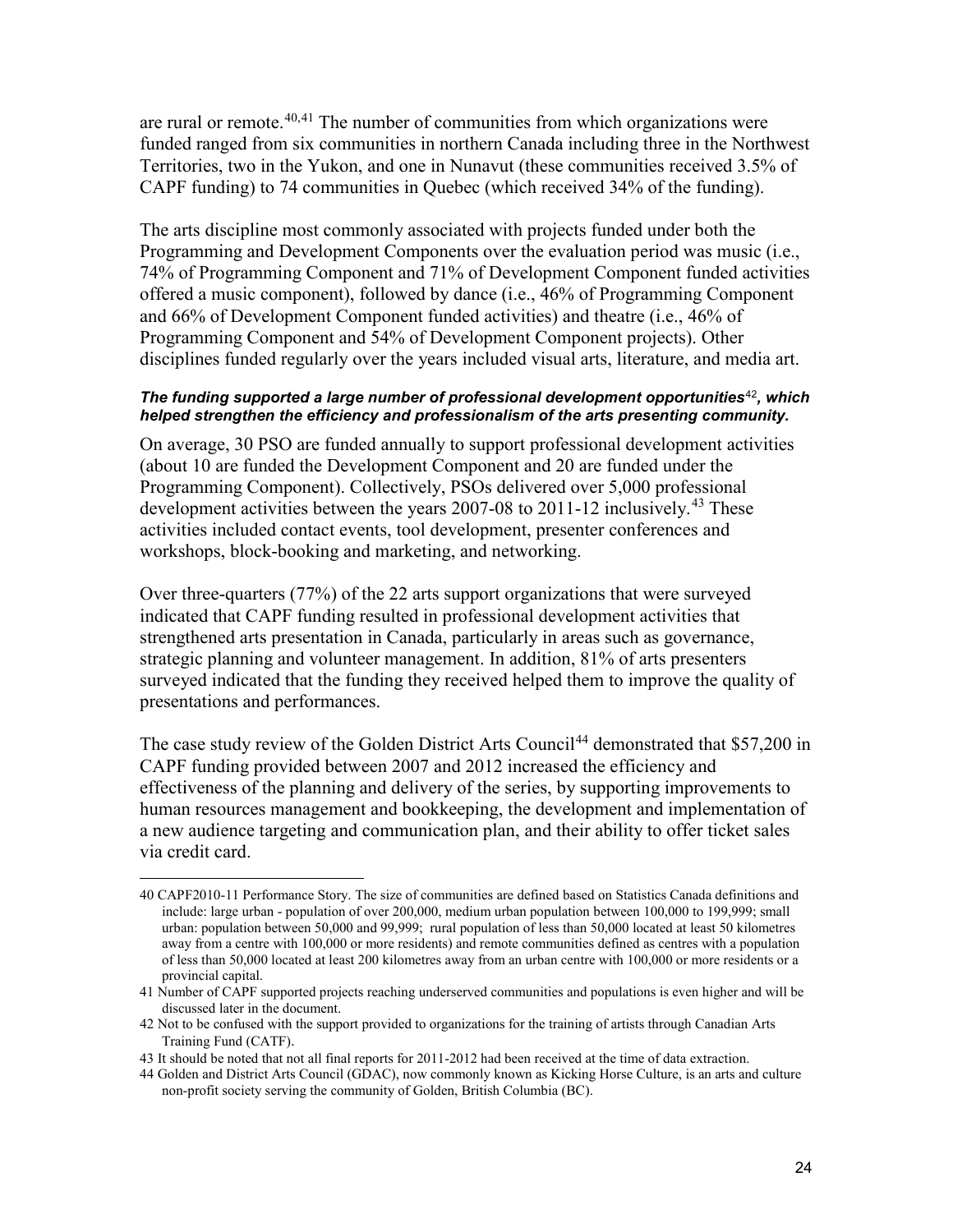are rural or remote.[40,41] The number of communities from which organizations were funded ranged from six communities in northern Canada including three in the Northwest Territories, two in the Yukon, and one in Nunavut (these communities received 3.5% of CAPF funding) to 74 communities in Quebec (which received 34% of the funding).

The arts discipline most commonly associated with projects funded under both the Programming and Development Components over the evaluation period was music (i.e., 74% of Programming Component and 71% of Development Component funded activities offered a music component), followed by dance (i.e., 46% of Programming Component and 66% of Development Component funded activities) and theatre (i.e., 46% of Programming Component and 54% of Development Component projects). Other disciplines funded regularly over the years included visual arts, literature, and media art.

***The funding supported a large number of professional development opportunities[42], which helped strengthen the efficiency and professionalism of the arts presenting community.***

On average, 30 PSO are funded annually to support professional development activities (about 10 are funded the Development Component and 20 are funded under the Programming Component). Collectively, PSOs delivered over 5,000 professional development activities between the years 2007-08 to 2011-12 inclusively.[43] These activities included contact events, tool development, presenter conferences and workshops, block-booking and marketing, and networking.

Over three-quarters (77%) of the 22 arts support organizations that were surveyed indicated that CAPF funding resulted in professional development activities that strengthened arts presentation in Canada, particularly in areas such as governance, strategic planning and volunteer management. In addition, 81% of arts presenters surveyed indicated that the funding they received helped them to improve the quality of presentations and performances.

The case study review of the Golden District Arts Council[44] demonstrated that $57,200 in CAPF funding provided between 2007 and 2012 increased the efficiency and effectiveness of the planning and delivery of the series, by supporting improvements to human resources management and bookkeeping, the development and implementation of a new audience targeting and communication plan, and their ability to offer ticket sales via credit card.

---

40 CAPF2010-11 Performance Story. The size of communities are defined based on Statistics Canada definitions and include: large urban - population of over 200,000, medium urban population between 100,000 to 199,999; small urban: population between 50,000 and 99,999; rural population of less than 50,000 located at least 50 kilometres away from a centre with 100,000 or more residents) and remote communities defined as centres with a population of less than 50,000 located at least 200 kilometres away from an urban centre with 100,000 or more residents or a provincial capital.

41 Number of CAPF supported projects reaching underserved communities and populations is even higher and will be discussed later in the document.

42 Not to be confused with the support provided to organizations for the training of artists through Canadian Arts Training Fund (CATF).

43 It should be noted that not all final reports for 2011-2012 had been received at the time of data extraction.

44 Golden and District Arts Council (GDAC), now commonly known as Kicking Horse Culture, is an arts and culture non-profit society serving the community of Golden, British Columbia (BC).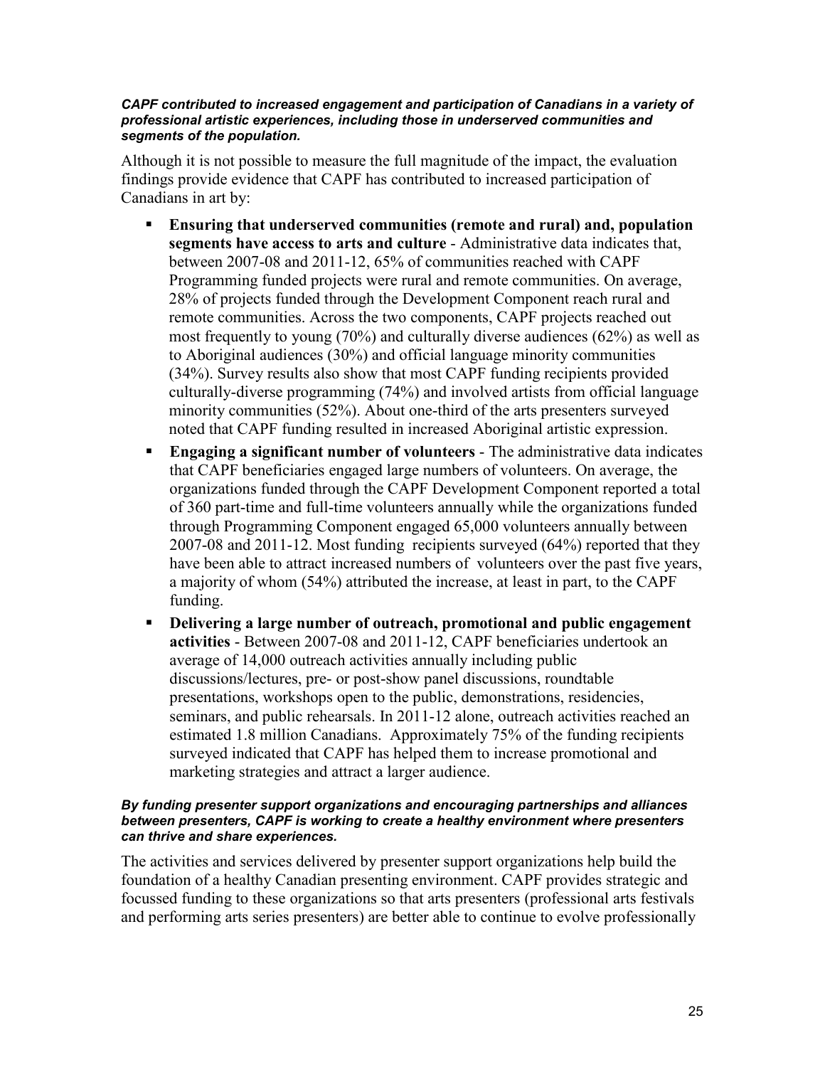***CAPF contributed to increased engagement and participation of Canadians in a variety of professional artistic experiences, including those in underserved communities and segments of the population.***

Although it is not possible to measure the full magnitude of the impact, the evaluation findings provide evidence that CAPF has contributed to increased participation of Canadians in art by:

- **Ensuring that underserved communities (remote and rural) and, population segments have access to arts and culture** - Administrative data indicates that, between 2007-08 and 2011-12, 65% of communities reached with CAPF Programming funded projects were rural and remote communities. On average, 28% of projects funded through the Development Component reach rural and remote communities. Across the two components, CAPF projects reached out most frequently to young (70%) and culturally diverse audiences (62%) as well as to Aboriginal audiences (30%) and official language minority communities (34%). Survey results also show that most CAPF funding recipients provided culturally-diverse programming (74%) and involved artists from official language minority communities (52%). About one-third of the arts presenters surveyed noted that CAPF funding resulted in increased Aboriginal artistic expression.
- **Engaging a significant number of volunteers** - The administrative data indicates that CAPF beneficiaries engaged large numbers of volunteers. On average, the organizations funded through the CAPF Development Component reported a total of 360 part-time and full-time volunteers annually while the organizations funded through Programming Component engaged 65,000 volunteers annually between 2007-08 and 2011-12. Most funding recipients surveyed (64%) reported that they have been able to attract increased numbers of volunteers over the past five years, a majority of whom (54%) attributed the increase, at least in part, to the CAPF funding.
- **Delivering a large number of outreach, promotional and public engagement activities** - Between 2007-08 and 2011-12, CAPF beneficiaries undertook an average of 14,000 outreach activities annually including public discussions/lectures, pre- or post-show panel discussions, roundtable presentations, workshops open to the public, demonstrations, residencies, seminars, and public rehearsals. In 2011-12 alone, outreach activities reached an estimated 1.8 million Canadians. Approximately 75% of the funding recipients surveyed indicated that CAPF has helped them to increase promotional and marketing strategies and attract a larger audience.

***By funding presenter support organizations and encouraging partnerships and alliances between presenters, CAPF is working to create a healthy environment where presenters can thrive and share experiences.***

The activities and services delivered by presenter support organizations help build the foundation of a healthy Canadian presenting environment. CAPF provides strategic and focussed funding to these organizations so that arts presenters (professional arts festivals and performing arts series presenters) are better able to continue to evolve professionally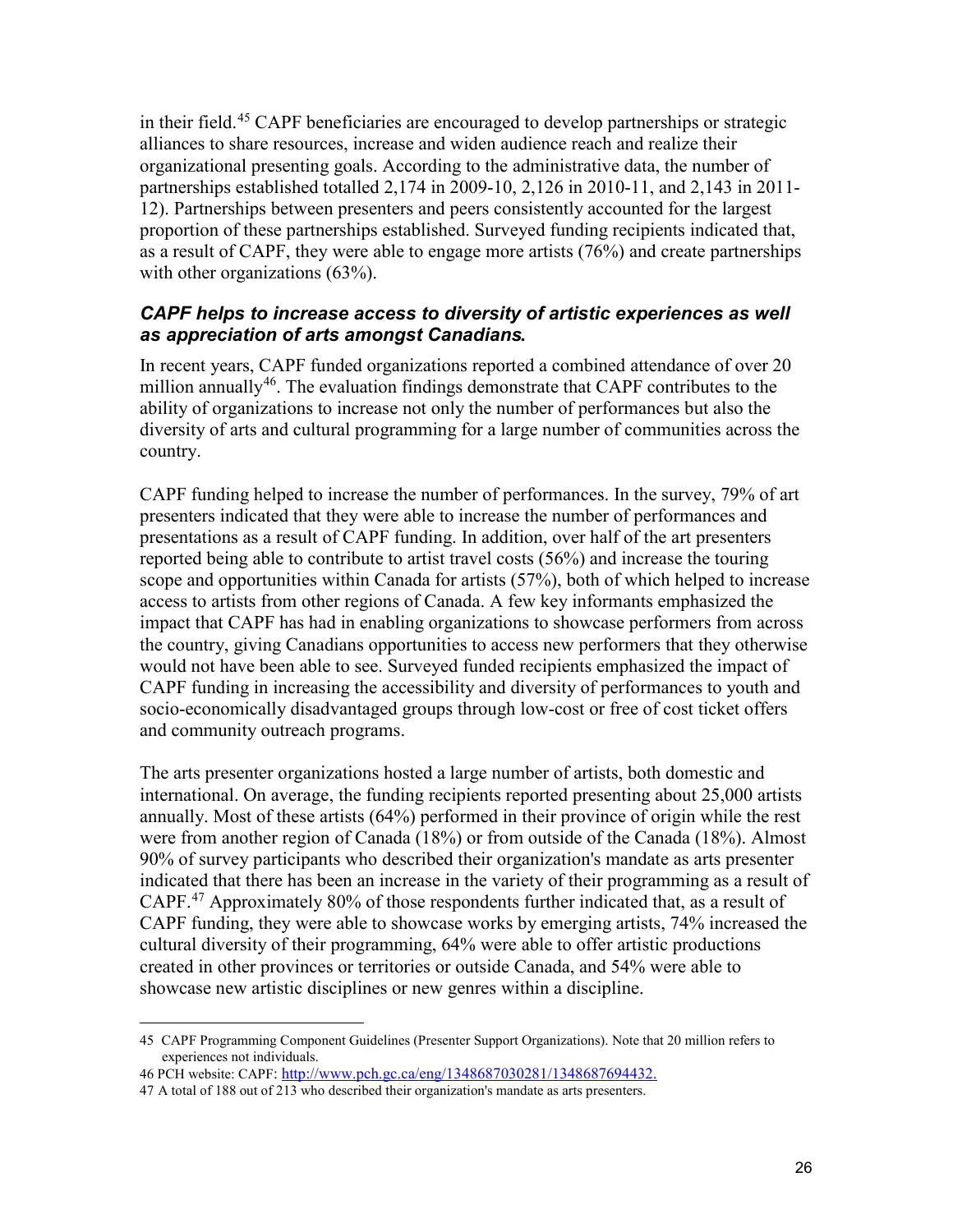in their field.[45] CAPF beneficiaries are encouraged to develop partnerships or strategic alliances to share resources, increase and widen audience reach and realize their organizational presenting goals. According to the administrative data, the number of partnerships established totalled 2,174 in 2009-10, 2,126 in 2010-11, and 2,143 in 2011-12). Partnerships between presenters and peers consistently accounted for the largest proportion of these partnerships established. Surveyed funding recipients indicated that, as a result of CAPF, they were able to engage more artists (76%) and create partnerships with other organizations (63%).

### *CAPF helps to increase access to diversity of artistic experiences as well as appreciation of arts amongst Canadians.*

In recent years, CAPF funded organizations reported a combined attendance of over 20 million annually[46]. The evaluation findings demonstrate that CAPF contributes to the ability of organizations to increase not only the number of performances but also the diversity of arts and cultural programming for a large number of communities across the country.

CAPF funding helped to increase the number of performances. In the survey, 79% of art presenters indicated that they were able to increase the number of performances and presentations as a result of CAPF funding. In addition, over half of the art presenters reported being able to contribute to artist travel costs (56%) and increase the touring scope and opportunities within Canada for artists (57%), both of which helped to increase access to artists from other regions of Canada. A few key informants emphasized the impact that CAPF has had in enabling organizations to showcase performers from across the country, giving Canadians opportunities to access new performers that they otherwise would not have been able to see. Surveyed funded recipients emphasized the impact of CAPF funding in increasing the accessibility and diversity of performances to youth and socio-economically disadvantaged groups through low-cost or free of cost ticket offers and community outreach programs.

The arts presenter organizations hosted a large number of artists, both domestic and international. On average, the funding recipients reported presenting about 25,000 artists annually. Most of these artists (64%) performed in their province of origin while the rest were from another region of Canada (18%) or from outside of the Canada (18%). Almost 90% of survey participants who described their organization's mandate as arts presenter indicated that there has been an increase in the variety of their programming as a result of CAPF.[47] Approximately 80% of those respondents further indicated that, as a result of CAPF funding, they were able to showcase works by emerging artists, 74% increased the cultural diversity of their programming, 64% were able to offer artistic productions created in other provinces or territories or outside Canada, and 54% were able to showcase new artistic disciplines or new genres within a discipline.

---

45 CAPF Programming Component Guidelines (Presenter Support Organizations). Note that 20 million refers to experiences not individuals.

46 PCH website: CAPF: http://www.pch.gc.ca/eng/1348687030281/1348687694432.

47 A total of 188 out of 213 who described their organization's mandate as arts presenters.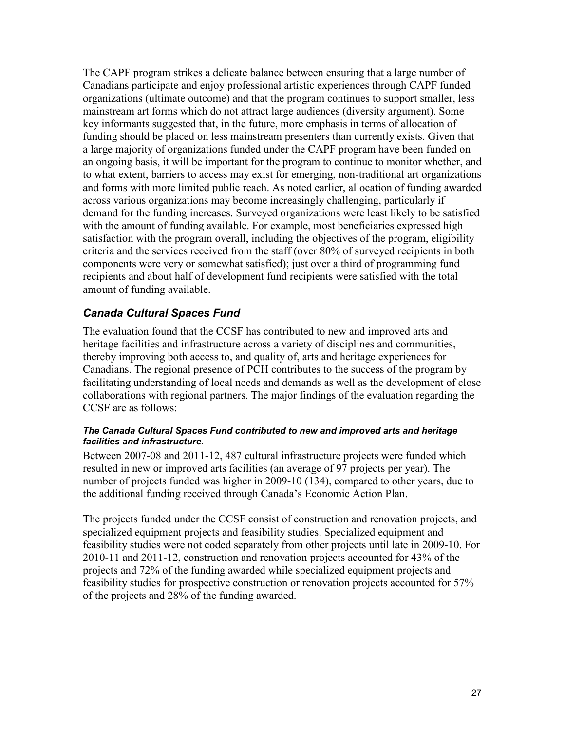The CAPF program strikes a delicate balance between ensuring that a large number of Canadians participate and enjoy professional artistic experiences through CAPF funded organizations (ultimate outcome) and that the program continues to support smaller, less mainstream art forms which do not attract large audiences (diversity argument). Some key informants suggested that, in the future, more emphasis in terms of allocation of funding should be placed on less mainstream presenters than currently exists. Given that a large majority of organizations funded under the CAPF program have been funded on an ongoing basis, it will be important for the program to continue to monitor whether, and to what extent, barriers to access may exist for emerging, non-traditional art organizations and forms with more limited public reach. As noted earlier, allocation of funding awarded across various organizations may become increasingly challenging, particularly if demand for the funding increases. Surveyed organizations were least likely to be satisfied with the amount of funding available. For example, most beneficiaries expressed high satisfaction with the program overall, including the objectives of the program, eligibility criteria and the services received from the staff (over 80% of surveyed recipients in both components were very or somewhat satisfied); just over a third of programming fund recipients and about half of development fund recipients were satisfied with the total amount of funding available.

### *Canada Cultural Spaces Fund*

The evaluation found that the CCSF has contributed to new and improved arts and heritage facilities and infrastructure across a variety of disciplines and communities, thereby improving both access to, and quality of, arts and heritage experiences for Canadians. The regional presence of PCH contributes to the success of the program by facilitating understanding of local needs and demands as well as the development of close collaborations with regional partners. The major findings of the evaluation regarding the CCSF are as follows:

#### ***The Canada Cultural Spaces Fund contributed to new and improved arts and heritage facilities and infrastructure.***

Between 2007-08 and 2011-12, 487 cultural infrastructure projects were funded which resulted in new or improved arts facilities (an average of 97 projects per year). The number of projects funded was higher in 2009-10 (134), compared to other years, due to the additional funding received through Canada's Economic Action Plan.

The projects funded under the CCSF consist of construction and renovation projects, and specialized equipment projects and feasibility studies. Specialized equipment and feasibility studies were not coded separately from other projects until late in 2009-10. For 2010-11 and 2011-12, construction and renovation projects accounted for 43% of the projects and 72% of the funding awarded while specialized equipment projects and feasibility studies for prospective construction or renovation projects accounted for 57% of the projects and 28% of the funding awarded.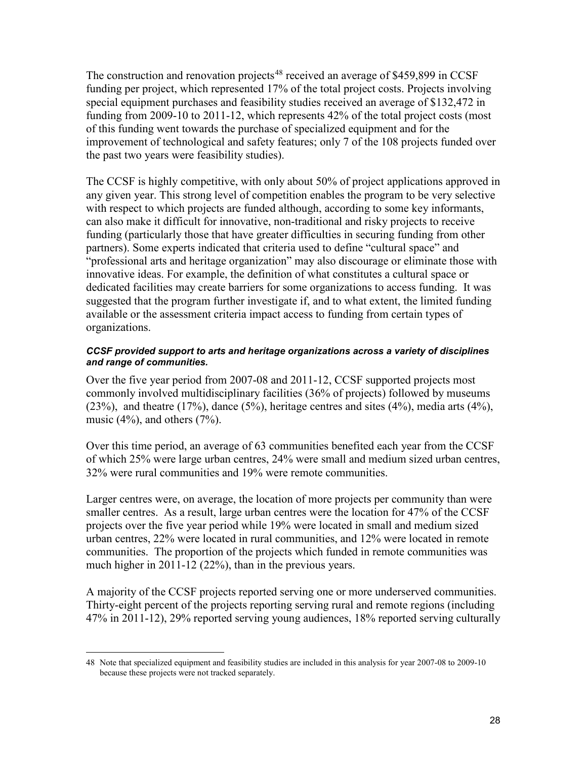The construction and renovation projects[48] received an average of $459,899 in CCSF funding per project, which represented 17% of the total project costs. Projects involving special equipment purchases and feasibility studies received an average of $132,472 in funding from 2009-10 to 2011-12, which represents 42% of the total project costs (most of this funding went towards the purchase of specialized equipment and for the improvement of technological and safety features; only 7 of the 108 projects funded over the past two years were feasibility studies).

The CCSF is highly competitive, with only about 50% of project applications approved in any given year. This strong level of competition enables the program to be very selective with respect to which projects are funded although, according to some key informants, can also make it difficult for innovative, non-traditional and risky projects to receive funding (particularly those that have greater difficulties in securing funding from other partners). Some experts indicated that criteria used to define "cultural space" and "professional arts and heritage organization" may also discourage or eliminate those with innovative ideas. For example, the definition of what constitutes a cultural space or dedicated facilities may create barriers for some organizations to access funding. It was suggested that the program further investigate if, and to what extent, the limited funding available or the assessment criteria impact access to funding from certain types of organizations.

***CCSF provided support to arts and heritage organizations across a variety of disciplines and range of communities.***

Over the five year period from 2007-08 and 2011-12, CCSF supported projects most commonly involved multidisciplinary facilities (36% of projects) followed by museums (23%), and theatre (17%), dance (5%), heritage centres and sites (4%), media arts (4%), music (4%), and others (7%).

Over this time period, an average of 63 communities benefited each year from the CCSF of which 25% were large urban centres, 24% were small and medium sized urban centres, 32% were rural communities and 19% were remote communities.

Larger centres were, on average, the location of more projects per community than were smaller centres. As a result, large urban centres were the location for 47% of the CCSF projects over the five year period while 19% were located in small and medium sized urban centres, 22% were located in rural communities, and 12% were located in remote communities. The proportion of the projects which funded in remote communities was much higher in 2011-12 (22%), than in the previous years.

A majority of the CCSF projects reported serving one or more underserved communities. Thirty-eight percent of the projects reporting serving rural and remote regions (including 47% in 2011-12), 29% reported serving young audiences, 18% reported serving culturally

48 Note that specialized equipment and feasibility studies are included in this analysis for year 2007-08 to 2009-10 because these projects were not tracked separately.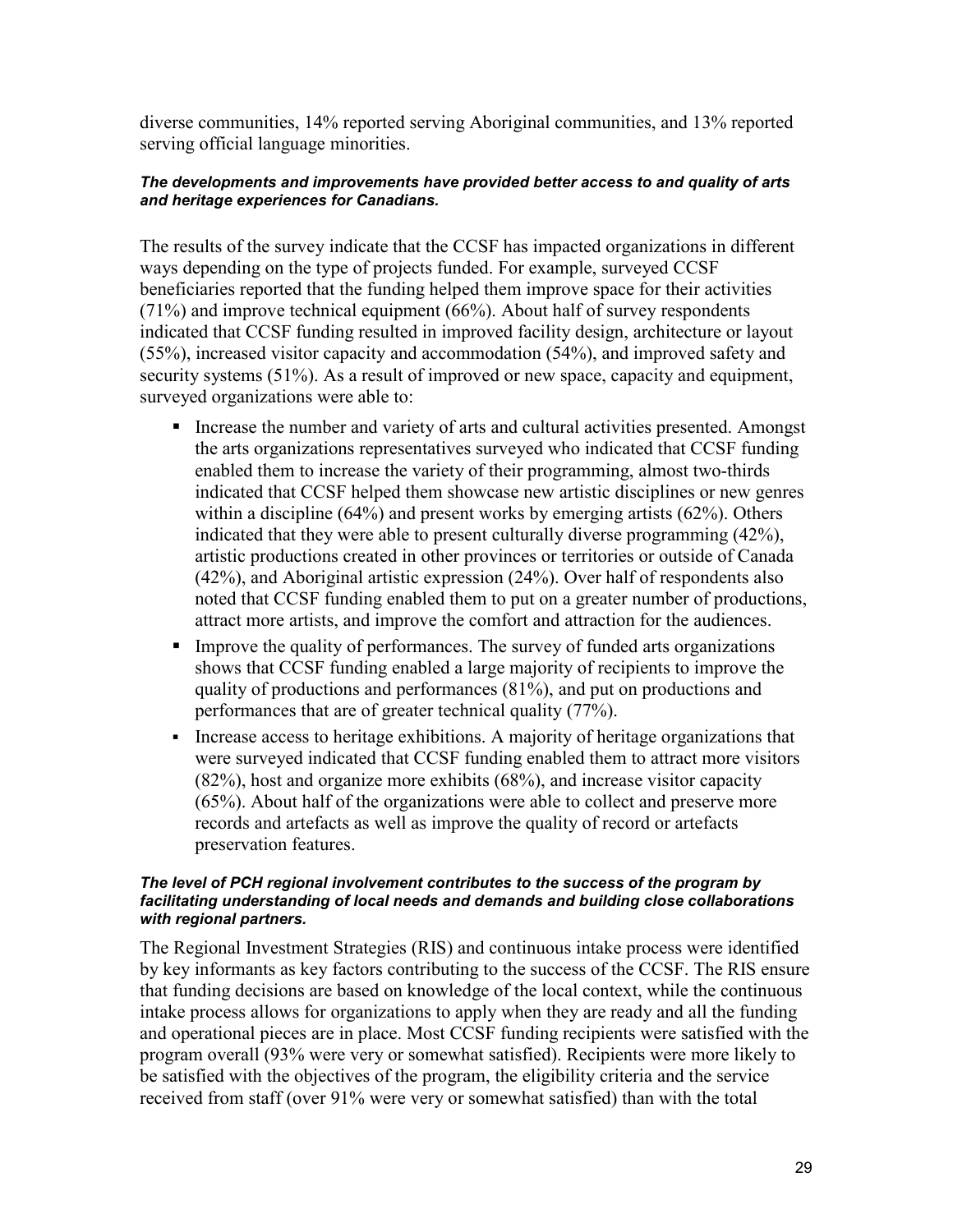diverse communities, 14% reported serving Aboriginal communities, and 13% reported serving official language minorities.

***The developments and improvements have provided better access to and quality of arts and heritage experiences for Canadians.***

The results of the survey indicate that the CCSF has impacted organizations in different ways depending on the type of projects funded. For example, surveyed CCSF beneficiaries reported that the funding helped them improve space for their activities (71%) and improve technical equipment (66%). About half of survey respondents indicated that CCSF funding resulted in improved facility design, architecture or layout (55%), increased visitor capacity and accommodation (54%), and improved safety and security systems (51%). As a result of improved or new space, capacity and equipment, surveyed organizations were able to:

- Increase the number and variety of arts and cultural activities presented. Amongst the arts organizations representatives surveyed who indicated that CCSF funding enabled them to increase the variety of their programming, almost two-thirds indicated that CCSF helped them showcase new artistic disciplines or new genres within a discipline (64%) and present works by emerging artists (62%). Others indicated that they were able to present culturally diverse programming (42%), artistic productions created in other provinces or territories or outside of Canada (42%), and Aboriginal artistic expression (24%). Over half of respondents also noted that CCSF funding enabled them to put on a greater number of productions, attract more artists, and improve the comfort and attraction for the audiences.
- Improve the quality of performances. The survey of funded arts organizations shows that CCSF funding enabled a large majority of recipients to improve the quality of productions and performances (81%), and put on productions and performances that are of greater technical quality (77%).
- Increase access to heritage exhibitions. A majority of heritage organizations that were surveyed indicated that CCSF funding enabled them to attract more visitors (82%), host and organize more exhibits (68%), and increase visitor capacity (65%). About half of the organizations were able to collect and preserve more records and artefacts as well as improve the quality of record or artefacts preservation features.

***The level of PCH regional involvement contributes to the success of the program by facilitating understanding of local needs and demands and building close collaborations with regional partners.***

The Regional Investment Strategies (RIS) and continuous intake process were identified by key informants as key factors contributing to the success of the CCSF. The RIS ensure that funding decisions are based on knowledge of the local context, while the continuous intake process allows for organizations to apply when they are ready and all the funding and operational pieces are in place. Most CCSF funding recipients were satisfied with the program overall (93% were very or somewhat satisfied). Recipients were more likely to be satisfied with the objectives of the program, the eligibility criteria and the service received from staff (over 91% were very or somewhat satisfied) than with the total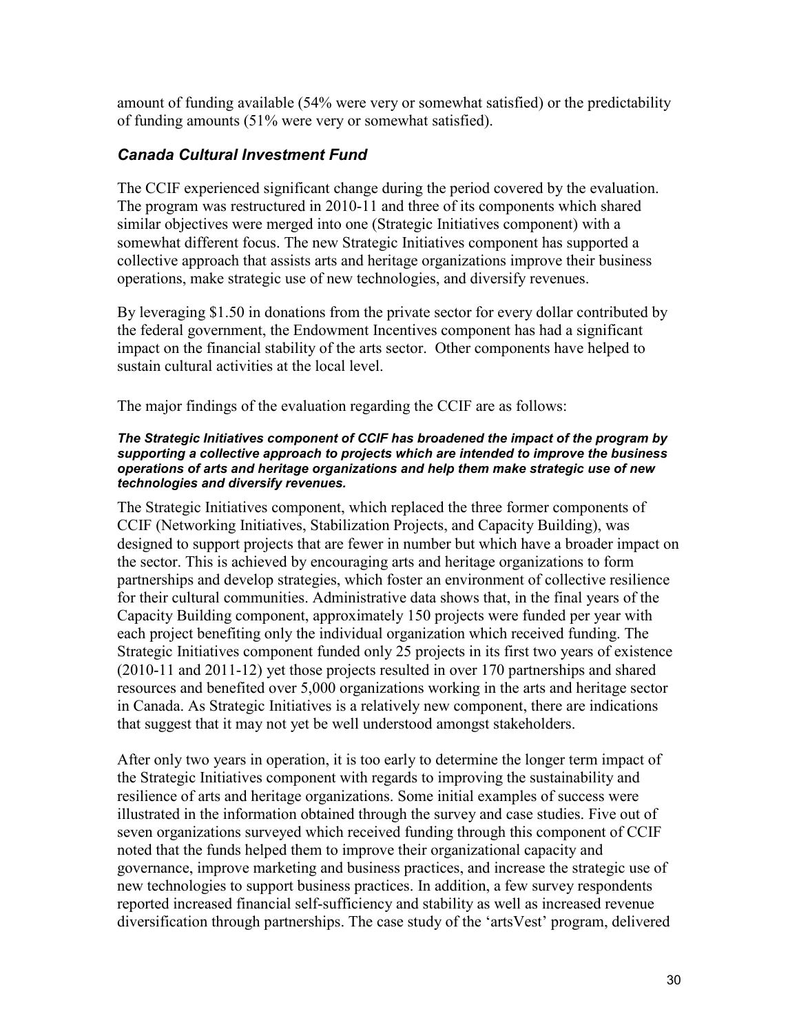amount of funding available (54% were very or somewhat satisfied) or the predictability of funding amounts (51% were very or somewhat satisfied).

### *Canada Cultural Investment Fund*

The CCIF experienced significant change during the period covered by the evaluation. The program was restructured in 2010-11 and three of its components which shared similar objectives were merged into one (Strategic Initiatives component) with a somewhat different focus. The new Strategic Initiatives component has supported a collective approach that assists arts and heritage organizations improve their business operations, make strategic use of new technologies, and diversify revenues.

By leveraging $1.50 in donations from the private sector for every dollar contributed by the federal government, the Endowment Incentives component has had a significant impact on the financial stability of the arts sector. Other components have helped to sustain cultural activities at the local level.

The major findings of the evaluation regarding the CCIF are as follows:

***The Strategic Initiatives component of CCIF has broadened the impact of the program by supporting a collective approach to projects which are intended to improve the business operations of arts and heritage organizations and help them make strategic use of new technologies and diversify revenues.***

The Strategic Initiatives component, which replaced the three former components of CCIF (Networking Initiatives, Stabilization Projects, and Capacity Building), was designed to support projects that are fewer in number but which have a broader impact on the sector. This is achieved by encouraging arts and heritage organizations to form partnerships and develop strategies, which foster an environment of collective resilience for their cultural communities. Administrative data shows that, in the final years of the Capacity Building component, approximately 150 projects were funded per year with each project benefiting only the individual organization which received funding. The Strategic Initiatives component funded only 25 projects in its first two years of existence (2010-11 and 2011-12) yet those projects resulted in over 170 partnerships and shared resources and benefited over 5,000 organizations working in the arts and heritage sector in Canada. As Strategic Initiatives is a relatively new component, there are indications that suggest that it may not yet be well understood amongst stakeholders.

After only two years in operation, it is too early to determine the longer term impact of the Strategic Initiatives component with regards to improving the sustainability and resilience of arts and heritage organizations. Some initial examples of success were illustrated in the information obtained through the survey and case studies. Five out of seven organizations surveyed which received funding through this component of CCIF noted that the funds helped them to improve their organizational capacity and governance, improve marketing and business practices, and increase the strategic use of new technologies to support business practices. In addition, a few survey respondents reported increased financial self-sufficiency and stability as well as increased revenue diversification through partnerships. The case study of the 'artsVest' program, delivered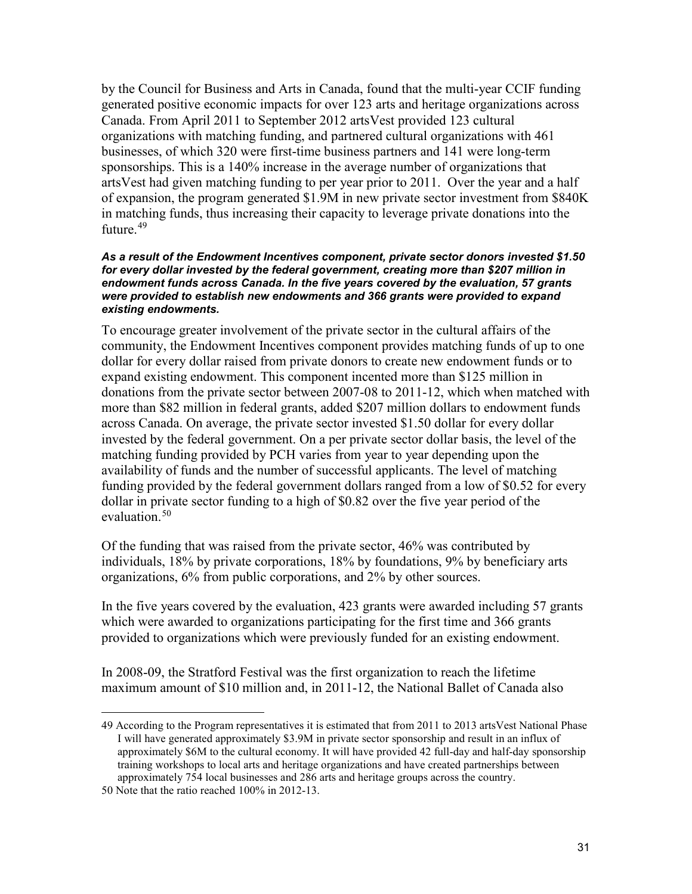by the Council for Business and Arts in Canada, found that the multi-year CCIF funding generated positive economic impacts for over 123 arts and heritage organizations across Canada. From April 2011 to September 2012 artsVest provided 123 cultural organizations with matching funding, and partnered cultural organizations with 461 businesses, of which 320 were first-time business partners and 141 were long-term sponsorships. This is a 140% increase in the average number of organizations that artsVest had given matching funding to per year prior to 2011. Over the year and a half of expansion, the program generated $1.9M in new private sector investment from $840K in matching funds, thus increasing their capacity to leverage private donations into the future.[49]

***As a result of the Endowment Incentives component, private sector donors invested $1.50 for every dollar invested by the federal government, creating more than $207 million in endowment funds across Canada. In the five years covered by the evaluation, 57 grants were provided to establish new endowments and 366 grants were provided to expand existing endowments.***

To encourage greater involvement of the private sector in the cultural affairs of the community, the Endowment Incentives component provides matching funds of up to one dollar for every dollar raised from private donors to create new endowment funds or to expand existing endowment. This component incented more than $125 million in donations from the private sector between 2007-08 to 2011-12, which when matched with more than $82 million in federal grants, added $207 million dollars to endowment funds across Canada. On average, the private sector invested $1.50 dollar for every dollar invested by the federal government. On a per private sector dollar basis, the level of the matching funding provided by PCH varies from year to year depending upon the availability of funds and the number of successful applicants. The level of matching funding provided by the federal government dollars ranged from a low of $0.52 for every dollar in private sector funding to a high of $0.82 over the five year period of the evaluation.[50]

Of the funding that was raised from the private sector, 46% was contributed by individuals, 18% by private corporations, 18% by foundations, 9% by beneficiary arts organizations, 6% from public corporations, and 2% by other sources.

In the five years covered by the evaluation, 423 grants were awarded including 57 grants which were awarded to organizations participating for the first time and 366 grants provided to organizations which were previously funded for an existing endowment.

In 2008-09, the Stratford Festival was the first organization to reach the lifetime maximum amount of $10 million and, in 2011-12, the National Ballet of Canada also

---

49 According to the Program representatives it is estimated that from 2011 to 2013 artsVest National Phase I will have generated approximately $3.9M in private sector sponsorship and result in an influx of approximately $6M to the cultural economy. It will have provided 42 full-day and half-day sponsorship training workshops to local arts and heritage organizations and have created partnerships between approximately 754 local businesses and 286 arts and heritage groups across the country.

50 Note that the ratio reached 100% in 2012-13.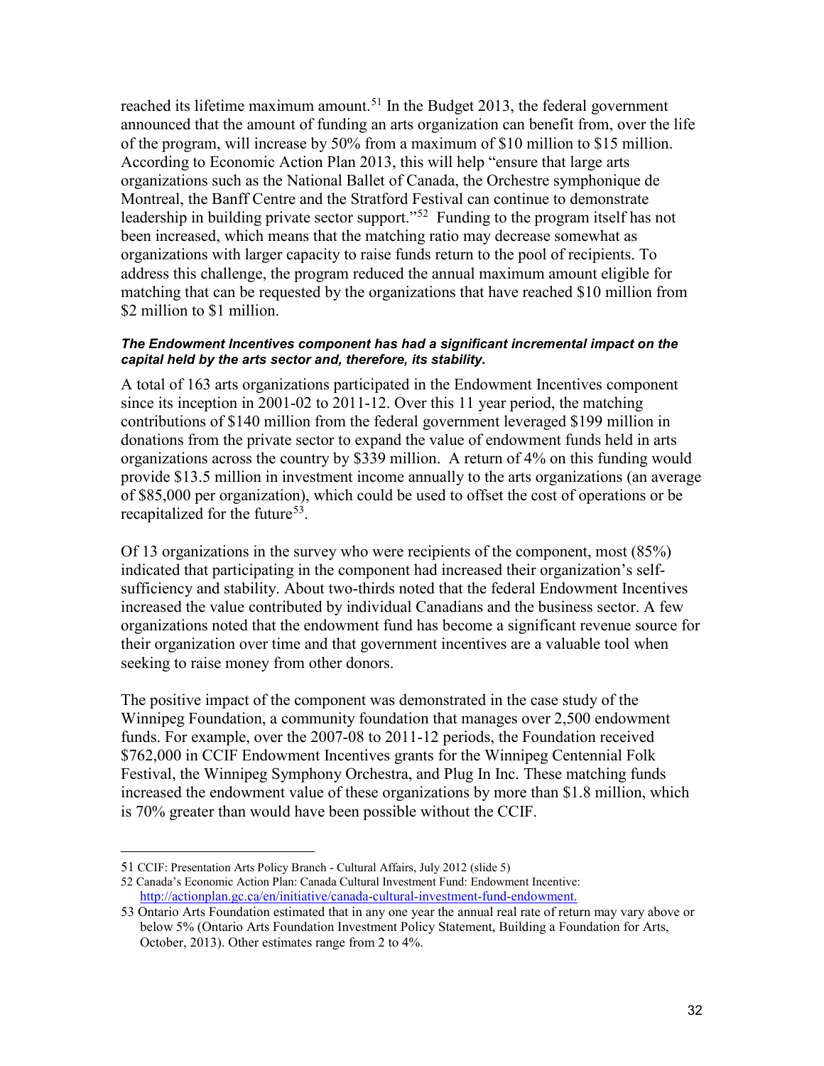reached its lifetime maximum amount.[51] In the Budget 2013, the federal government announced that the amount of funding an arts organization can benefit from, over the life of the program, will increase by 50% from a maximum of $10 million to $15 million. According to Economic Action Plan 2013, this will help "ensure that large arts organizations such as the National Ballet of Canada, the Orchestre symphonique de Montreal, the Banff Centre and the Stratford Festival can continue to demonstrate leadership in building private sector support."[52] Funding to the program itself has not been increased, which means that the matching ratio may decrease somewhat as organizations with larger capacity to raise funds return to the pool of recipients. To address this challenge, the program reduced the annual maximum amount eligible for matching that can be requested by the organizations that have reached $10 million from $2 million to $1 million.

***The Endowment Incentives component has had a significant incremental impact on the capital held by the arts sector and, therefore, its stability.***

A total of 163 arts organizations participated in the Endowment Incentives component since its inception in 2001-02 to 2011-12. Over this 11 year period, the matching contributions of $140 million from the federal government leveraged $199 million in donations from the private sector to expand the value of endowment funds held in arts organizations across the country by $339 million. A return of 4% on this funding would provide $13.5 million in investment income annually to the arts organizations (an average of $85,000 per organization), which could be used to offset the cost of operations or be recapitalized for the future[53].

Of 13 organizations in the survey who were recipients of the component, most (85%) indicated that participating in the component had increased their organization's self-sufficiency and stability. About two-thirds noted that the federal Endowment Incentives increased the value contributed by individual Canadians and the business sector. A few organizations noted that the endowment fund has become a significant revenue source for their organization over time and that government incentives are a valuable tool when seeking to raise money from other donors.

The positive impact of the component was demonstrated in the case study of the Winnipeg Foundation, a community foundation that manages over 2,500 endowment funds. For example, over the 2007-08 to 2011-12 periods, the Foundation received $762,000 in CCIF Endowment Incentives grants for the Winnipeg Centennial Folk Festival, the Winnipeg Symphony Orchestra, and Plug In Inc. These matching funds increased the endowment value of these organizations by more than $1.8 million, which is 70% greater than would have been possible without the CCIF.

---

51 CCIF: Presentation Arts Policy Branch - Cultural Affairs, July 2012 (slide 5)

52 Canada's Economic Action Plan: Canada Cultural Investment Fund: Endowment Incentive: http://actionplan.gc.ca/en/initiative/canada-cultural-investment-fund-endowment.

53 Ontario Arts Foundation estimated that in any one year the annual real rate of return may vary above or below 5% (Ontario Arts Foundation Investment Policy Statement, Building a Foundation for Arts, October, 2013). Other estimates range from 2 to 4%.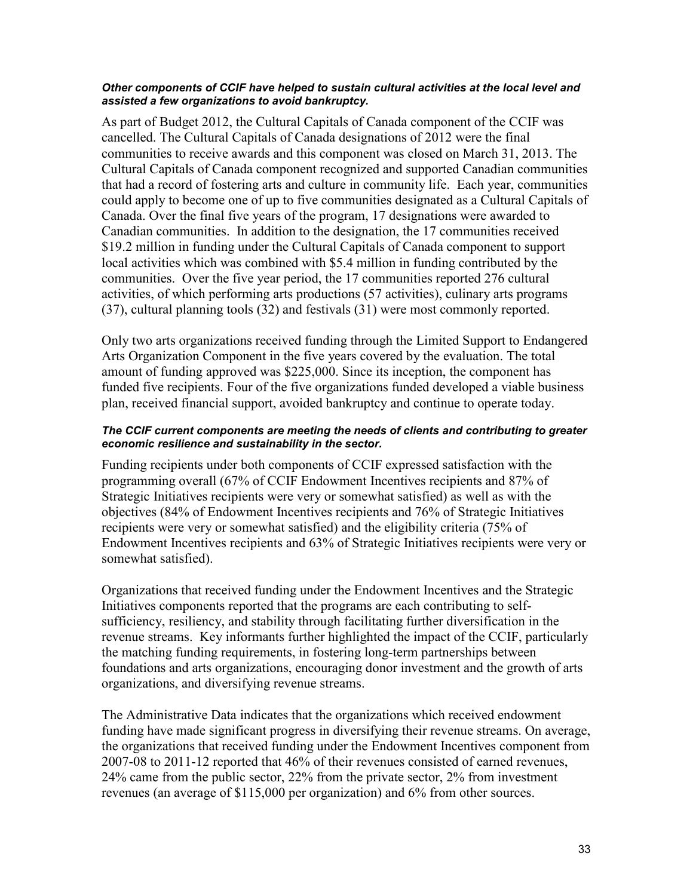***Other components of CCIF have helped to sustain cultural activities at the local level and assisted a few organizations to avoid bankruptcy.***

As part of Budget 2012, the Cultural Capitals of Canada component of the CCIF was cancelled. The Cultural Capitals of Canada designations of 2012 were the final communities to receive awards and this component was closed on March 31, 2013. The Cultural Capitals of Canada component recognized and supported Canadian communities that had a record of fostering arts and culture in community life. Each year, communities could apply to become one of up to five communities designated as a Cultural Capitals of Canada. Over the final five years of the program, 17 designations were awarded to Canadian communities. In addition to the designation, the 17 communities received $19.2 million in funding under the Cultural Capitals of Canada component to support local activities which was combined with $5.4 million in funding contributed by the communities. Over the five year period, the 17 communities reported 276 cultural activities, of which performing arts productions (57 activities), culinary arts programs (37), cultural planning tools (32) and festivals (31) were most commonly reported.

Only two arts organizations received funding through the Limited Support to Endangered Arts Organization Component in the five years covered by the evaluation. The total amount of funding approved was $225,000. Since its inception, the component has funded five recipients. Four of the five organizations funded developed a viable business plan, received financial support, avoided bankruptcy and continue to operate today.

***The CCIF current components are meeting the needs of clients and contributing to greater economic resilience and sustainability in the sector.***

Funding recipients under both components of CCIF expressed satisfaction with the programming overall (67% of CCIF Endowment Incentives recipients and 87% of Strategic Initiatives recipients were very or somewhat satisfied) as well as with the objectives (84% of Endowment Incentives recipients and 76% of Strategic Initiatives recipients were very or somewhat satisfied) and the eligibility criteria (75% of Endowment Incentives recipients and 63% of Strategic Initiatives recipients were very or somewhat satisfied).

Organizations that received funding under the Endowment Incentives and the Strategic Initiatives components reported that the programs are each contributing to self-sufficiency, resiliency, and stability through facilitating further diversification in the revenue streams. Key informants further highlighted the impact of the CCIF, particularly the matching funding requirements, in fostering long-term partnerships between foundations and arts organizations, encouraging donor investment and the growth of arts organizations, and diversifying revenue streams.

The Administrative Data indicates that the organizations which received endowment funding have made significant progress in diversifying their revenue streams. On average, the organizations that received funding under the Endowment Incentives component from 2007-08 to 2011-12 reported that 46% of their revenues consisted of earned revenues, 24% came from the public sector, 22% from the private sector, 2% from investment revenues (an average of $115,000 per organization) and 6% from other sources.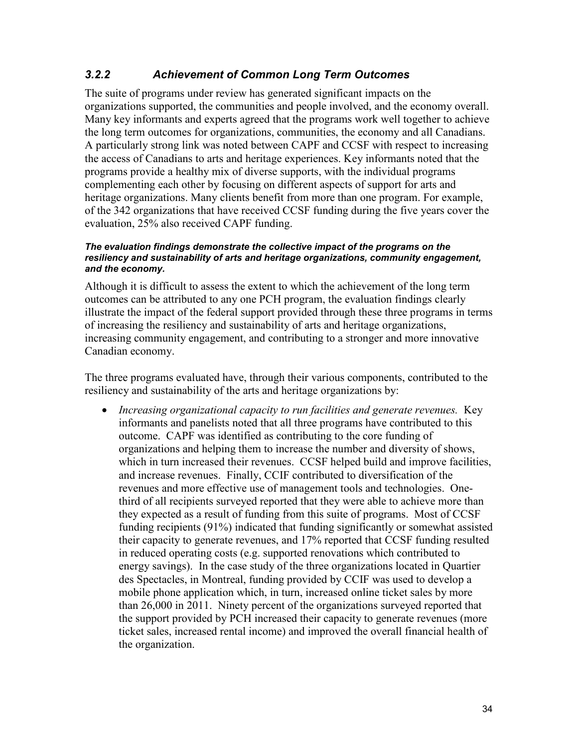### *3.2.2 Achievement of Common Long Term Outcomes*

The suite of programs under review has generated significant impacts on the organizations supported, the communities and people involved, and the economy overall. Many key informants and experts agreed that the programs work well together to achieve the long term outcomes for organizations, communities, the economy and all Canadians. A particularly strong link was noted between CAPF and CCSF with respect to increasing the access of Canadians to arts and heritage experiences. Key informants noted that the programs provide a healthy mix of diverse supports, with the individual programs complementing each other by focusing on different aspects of support for arts and heritage organizations. Many clients benefit from more than one program. For example, of the 342 organizations that have received CCSF funding during the five years cover the evaluation, 25% also received CAPF funding.

***The evaluation findings demonstrate the collective impact of the programs on the resiliency and sustainability of arts and heritage organizations, community engagement, and the economy.***

Although it is difficult to assess the extent to which the achievement of the long term outcomes can be attributed to any one PCH program, the evaluation findings clearly illustrate the impact of the federal support provided through these three programs in terms of increasing the resiliency and sustainability of arts and heritage organizations, increasing community engagement, and contributing to a stronger and more innovative Canadian economy.

The three programs evaluated have, through their various components, contributed to the resiliency and sustainability of the arts and heritage organizations by:

- *Increasing organizational capacity to run facilities and generate revenues.* Key informants and panelists noted that all three programs have contributed to this outcome. CAPF was identified as contributing to the core funding of organizations and helping them to increase the number and diversity of shows, which in turn increased their revenues. CCSF helped build and improve facilities, and increase revenues. Finally, CCIF contributed to diversification of the revenues and more effective use of management tools and technologies. One-third of all recipients surveyed reported that they were able to achieve more than they expected as a result of funding from this suite of programs. Most of CCSF funding recipients (91%) indicated that funding significantly or somewhat assisted their capacity to generate revenues, and 17% reported that CCSF funding resulted in reduced operating costs (e.g. supported renovations which contributed to energy savings). In the case study of the three organizations located in Quartier des Spectacles, in Montreal, funding provided by CCIF was used to develop a mobile phone application which, in turn, increased online ticket sales by more than 26,000 in 2011. Ninety percent of the organizations surveyed reported that the support provided by PCH increased their capacity to generate revenues (more ticket sales, increased rental income) and improved the overall financial health of the organization.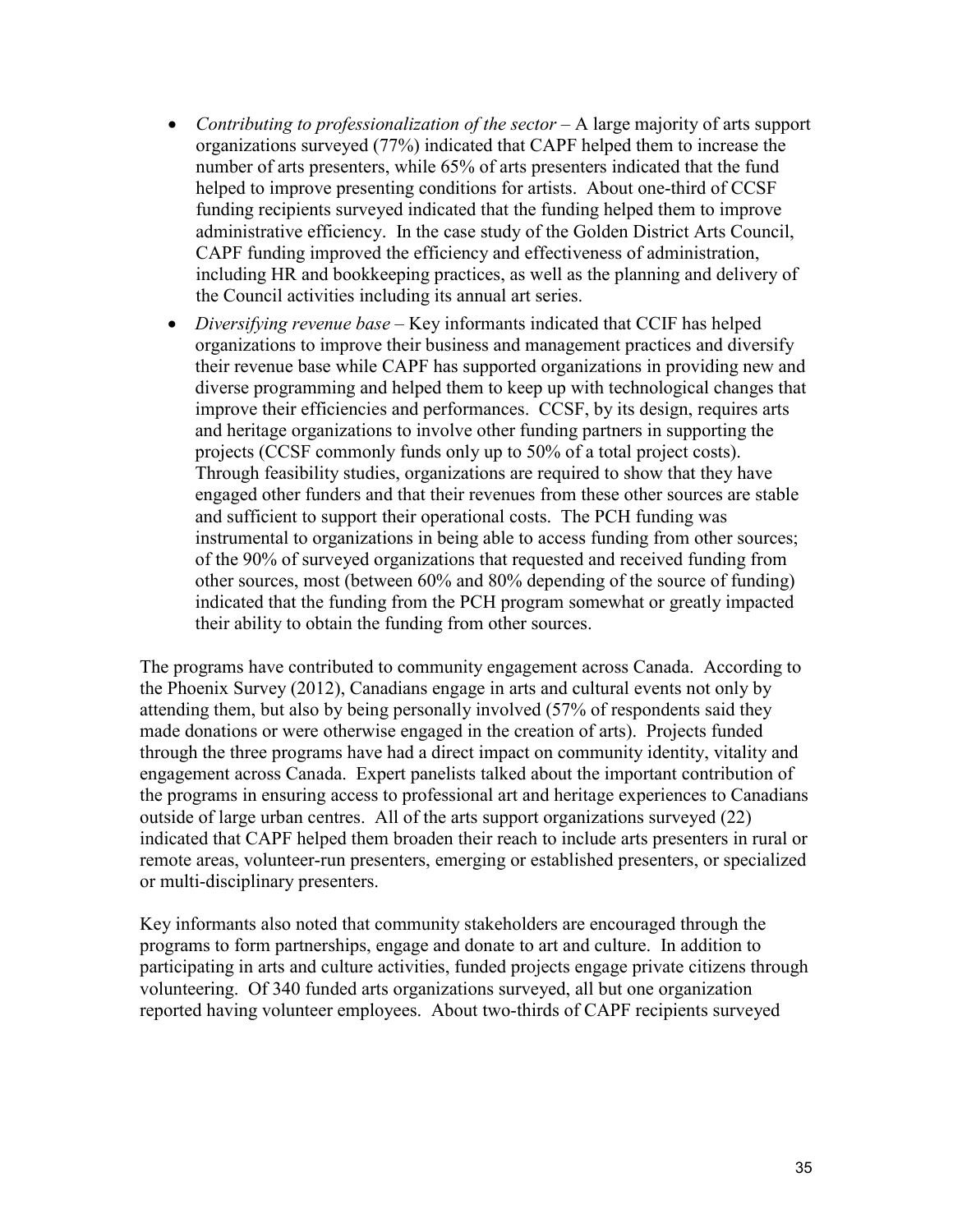- *Contributing to professionalization of the sector* – A large majority of arts support organizations surveyed (77%) indicated that CAPF helped them to increase the number of arts presenters, while 65% of arts presenters indicated that the fund helped to improve presenting conditions for artists. About one-third of CCSF funding recipients surveyed indicated that the funding helped them to improve administrative efficiency. In the case study of the Golden District Arts Council, CAPF funding improved the efficiency and effectiveness of administration, including HR and bookkeeping practices, as well as the planning and delivery of the Council activities including its annual art series.
- *Diversifying revenue base* – Key informants indicated that CCIF has helped organizations to improve their business and management practices and diversify their revenue base while CAPF has supported organizations in providing new and diverse programming and helped them to keep up with technological changes that improve their efficiencies and performances. CCSF, by its design, requires arts and heritage organizations to involve other funding partners in supporting the projects (CCSF commonly funds only up to 50% of a total project costs). Through feasibility studies, organizations are required to show that they have engaged other funders and that their revenues from these other sources are stable and sufficient to support their operational costs. The PCH funding was instrumental to organizations in being able to access funding from other sources; of the 90% of surveyed organizations that requested and received funding from other sources, most (between 60% and 80% depending of the source of funding) indicated that the funding from the PCH program somewhat or greatly impacted their ability to obtain the funding from other sources.

The programs have contributed to community engagement across Canada. According to the Phoenix Survey (2012), Canadians engage in arts and cultural events not only by attending them, but also by being personally involved (57% of respondents said they made donations or were otherwise engaged in the creation of arts). Projects funded through the three programs have had a direct impact on community identity, vitality and engagement across Canada. Expert panelists talked about the important contribution of the programs in ensuring access to professional art and heritage experiences to Canadians outside of large urban centres. All of the arts support organizations surveyed (22) indicated that CAPF helped them broaden their reach to include arts presenters in rural or remote areas, volunteer-run presenters, emerging or established presenters, or specialized or multi-disciplinary presenters.

Key informants also noted that community stakeholders are encouraged through the programs to form partnerships, engage and donate to art and culture. In addition to participating in arts and culture activities, funded projects engage private citizens through volunteering. Of 340 funded arts organizations surveyed, all but one organization reported having volunteer employees. About two-thirds of CAPF recipients surveyed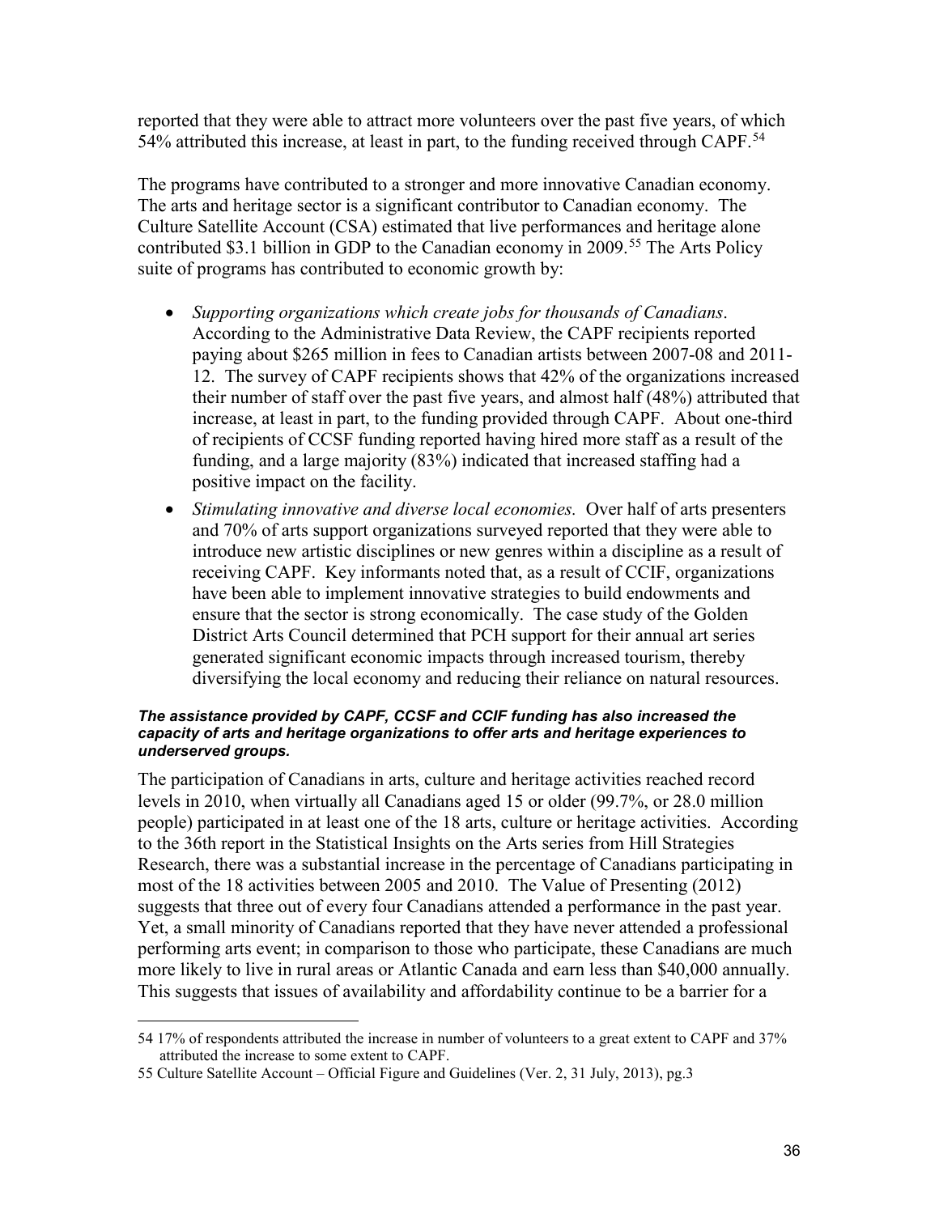reported that they were able to attract more volunteers over the past five years, of which 54% attributed this increase, at least in part, to the funding received through CAPF.[54]

The programs have contributed to a stronger and more innovative Canadian economy. The arts and heritage sector is a significant contributor to Canadian economy. The Culture Satellite Account (CSA) estimated that live performances and heritage alone contributed $3.1 billion in GDP to the Canadian economy in 2009.[55] The Arts Policy suite of programs has contributed to economic growth by:

- *Supporting organizations which create jobs for thousands of Canadians*. According to the Administrative Data Review, the CAPF recipients reported paying about $265 million in fees to Canadian artists between 2007-08 and 2011-12. The survey of CAPF recipients shows that 42% of the organizations increased their number of staff over the past five years, and almost half (48%) attributed that increase, at least in part, to the funding provided through CAPF. About one-third of recipients of CCSF funding reported having hired more staff as a result of the funding, and a large majority (83%) indicated that increased staffing had a positive impact on the facility.
- *Stimulating innovative and diverse local economies.* Over half of arts presenters and 70% of arts support organizations surveyed reported that they were able to introduce new artistic disciplines or new genres within a discipline as a result of receiving CAPF. Key informants noted that, as a result of CCIF, organizations have been able to implement innovative strategies to build endowments and ensure that the sector is strong economically. The case study of the Golden District Arts Council determined that PCH support for their annual art series generated significant economic impacts through increased tourism, thereby diversifying the local economy and reducing their reliance on natural resources.

***The assistance provided by CAPF, CCSF and CCIF funding has also increased the capacity of arts and heritage organizations to offer arts and heritage experiences to underserved groups.***

The participation of Canadians in arts, culture and heritage activities reached record levels in 2010, when virtually all Canadians aged 15 or older (99.7%, or 28.0 million people) participated in at least one of the 18 arts, culture or heritage activities. According to the 36th report in the Statistical Insights on the Arts series from Hill Strategies Research, there was a substantial increase in the percentage of Canadians participating in most of the 18 activities between 2005 and 2010. The Value of Presenting (2012) suggests that three out of every four Canadians attended a performance in the past year. Yet, a small minority of Canadians reported that they have never attended a professional performing arts event; in comparison to those who participate, these Canadians are much more likely to live in rural areas or Atlantic Canada and earn less than $40,000 annually. This suggests that issues of availability and affordability continue to be a barrier for a

---

54 17% of respondents attributed the increase in number of volunteers to a great extent to CAPF and 37% attributed the increase to some extent to CAPF.

55 Culture Satellite Account – Official Figure and Guidelines (Ver. 2, 31 July, 2013), pg.3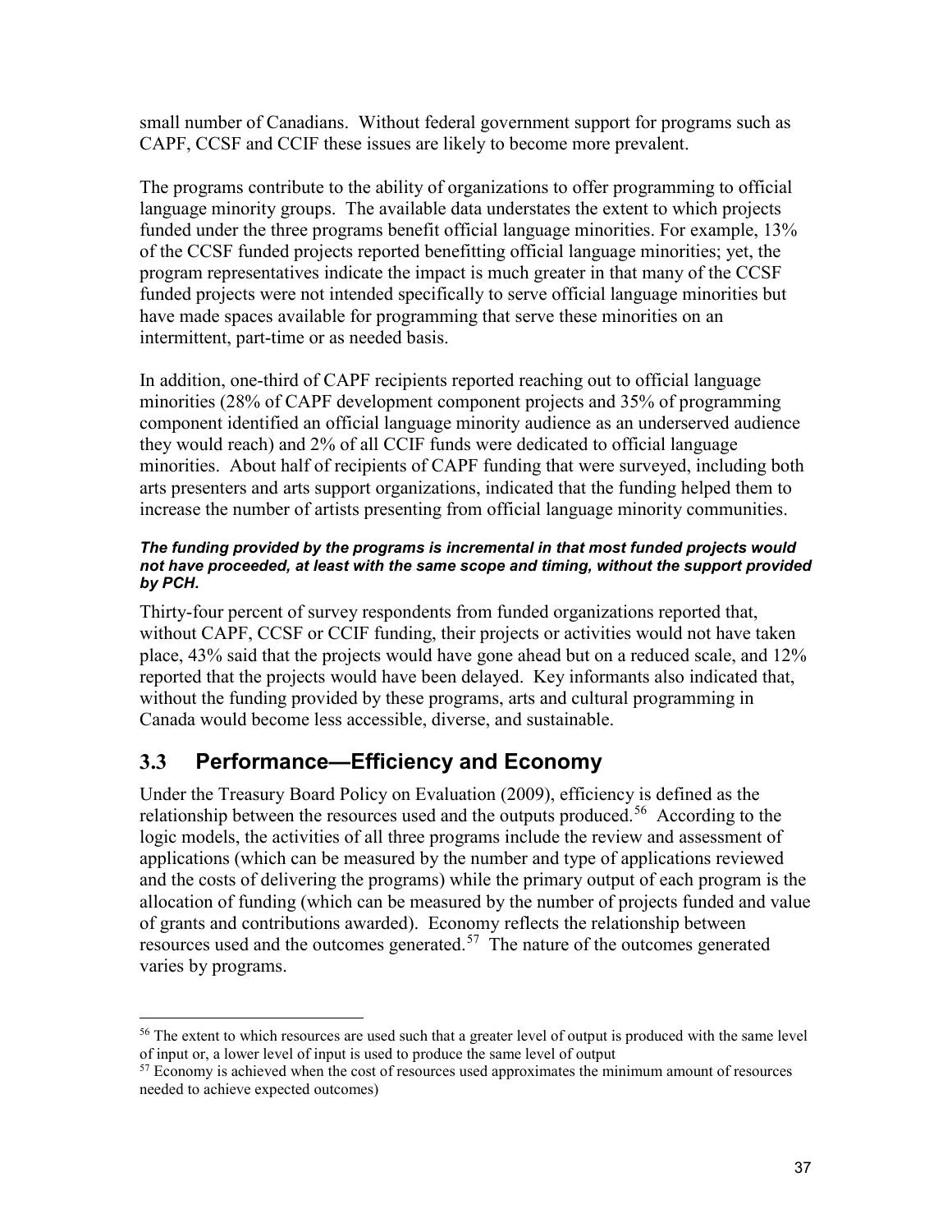small number of Canadians. Without federal government support for programs such as CAPF, CCSF and CCIF these issues are likely to become more prevalent.

The programs contribute to the ability of organizations to offer programming to official language minority groups. The available data understates the extent to which projects funded under the three programs benefit official language minorities. For example, 13% of the CCSF funded projects reported benefitting official language minorities; yet, the program representatives indicate the impact is much greater in that many of the CCSF funded projects were not intended specifically to serve official language minorities but have made spaces available for programming that serve these minorities on an intermittent, part-time or as needed basis.

In addition, one-third of CAPF recipients reported reaching out to official language minorities (28% of CAPF development component projects and 35% of programming component identified an official language minority audience as an underserved audience they would reach) and 2% of all CCIF funds were dedicated to official language minorities. About half of recipients of CAPF funding that were surveyed, including both arts presenters and arts support organizations, indicated that the funding helped them to increase the number of artists presenting from official language minority communities.

***The funding provided by the programs is incremental in that most funded projects would not have proceeded, at least with the same scope and timing, without the support provided by PCH.***

Thirty-four percent of survey respondents from funded organizations reported that, without CAPF, CCSF or CCIF funding, their projects or activities would not have taken place, 43% said that the projects would have gone ahead but on a reduced scale, and 12% reported that the projects would have been delayed. Key informants also indicated that, without the funding provided by these programs, arts and cultural programming in Canada would become less accessible, diverse, and sustainable.

## 3.3 Performance—Efficiency and Economy

Under the Treasury Board Policy on Evaluation (2009), efficiency is defined as the relationship between the resources used and the outputs produced.[56] According to the logic models, the activities of all three programs include the review and assessment of applications (which can be measured by the number and type of applications reviewed and the costs of delivering the programs) while the primary output of each program is the allocation of funding (which can be measured by the number of projects funded and value of grants and contributions awarded). Economy reflects the relationship between resources used and the outcomes generated.[57] The nature of the outcomes generated varies by programs.

---

[56] The extent to which resources are used such that a greater level of output is produced with the same level of input or, a lower level of input is used to produce the same level of output

[57] Economy is achieved when the cost of resources used approximates the minimum amount of resources needed to achieve expected outcomes)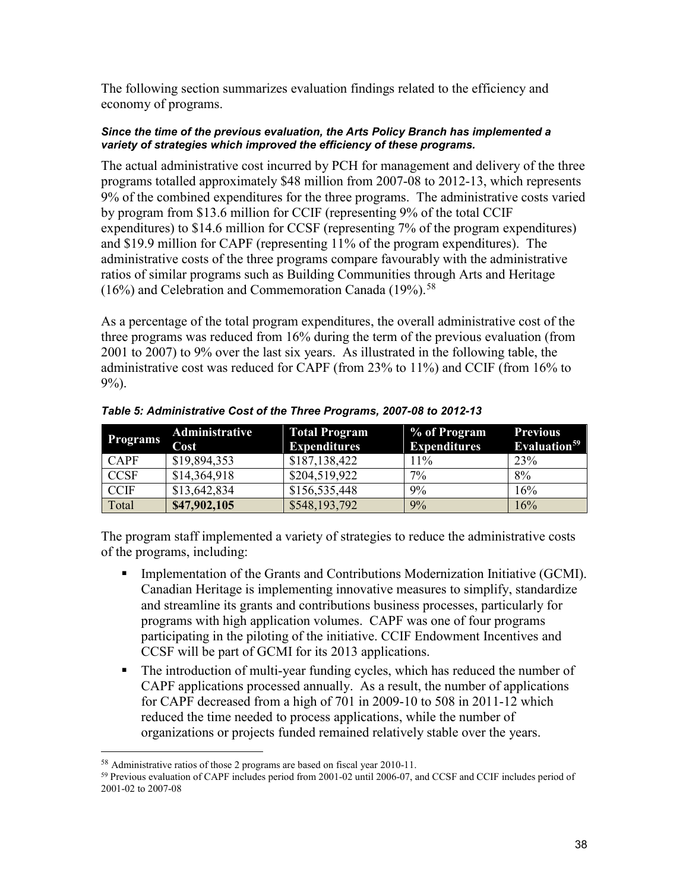The following section summarizes evaluation findings related to the efficiency and economy of programs.

***Since the time of the previous evaluation, the Arts Policy Branch has implemented a variety of strategies which improved the efficiency of these programs.***

The actual administrative cost incurred by PCH for management and delivery of the three programs totalled approximately $48 million from 2007-08 to 2012-13, which represents 9% of the combined expenditures for the three programs. The administrative costs varied by program from $13.6 million for CCIF (representing 9% of the total CCIF expenditures) to $14.6 million for CCSF (representing 7% of the program expenditures) and $19.9 million for CAPF (representing 11% of the program expenditures). The administrative costs of the three programs compare favourably with the administrative ratios of similar programs such as Building Communities through Arts and Heritage (16%) and Celebration and Commemoration Canada (19%).[58]

As a percentage of the total program expenditures, the overall administrative cost of the three programs was reduced from 16% during the term of the previous evaluation (from 2001 to 2007) to 9% over the last six years. As illustrated in the following table, the administrative cost was reduced for CAPF (from 23% to 11%) and CCIF (from 16% to 9%).

***Table 5: Administrative Cost of the Three Programs, 2007-08 to 2012-13***

| Programs | Administrative Cost | Total Program Expenditures | % of Program Expenditures | Previous Evaluation[59] |
|---|---|---|---|---|
| CAPF | $19,894,353 | $187,138,422 | 11% | 23% |
| CCSF | $14,364,918 | $204,519,922 | 7% | 8% |
| CCIF | $13,642,834 | $156,535,448 | 9% | 16% |
| Total | **$47,902,105** | $548,193,792 | 9% | 16% |

The program staff implemented a variety of strategies to reduce the administrative costs of the programs, including:

- Implementation of the Grants and Contributions Modernization Initiative (GCMI). Canadian Heritage is implementing innovative measures to simplify, standardize and streamline its grants and contributions business processes, particularly for programs with high application volumes. CAPF was one of four programs participating in the piloting of the initiative. CCIF Endowment Incentives and CCSF will be part of GCMI for its 2013 applications.
- The introduction of multi-year funding cycles, which has reduced the number of CAPF applications processed annually. As a result, the number of applications for CAPF decreased from a high of 701 in 2009-10 to 508 in 2011-12 which reduced the time needed to process applications, while the number of organizations or projects funded remained relatively stable over the years.

[58] Administrative ratios of those 2 programs are based on fiscal year 2010-11.

[59] Previous evaluation of CAPF includes period from 2001-02 until 2006-07, and CCSF and CCIF includes period of 2001-02 to 2007-08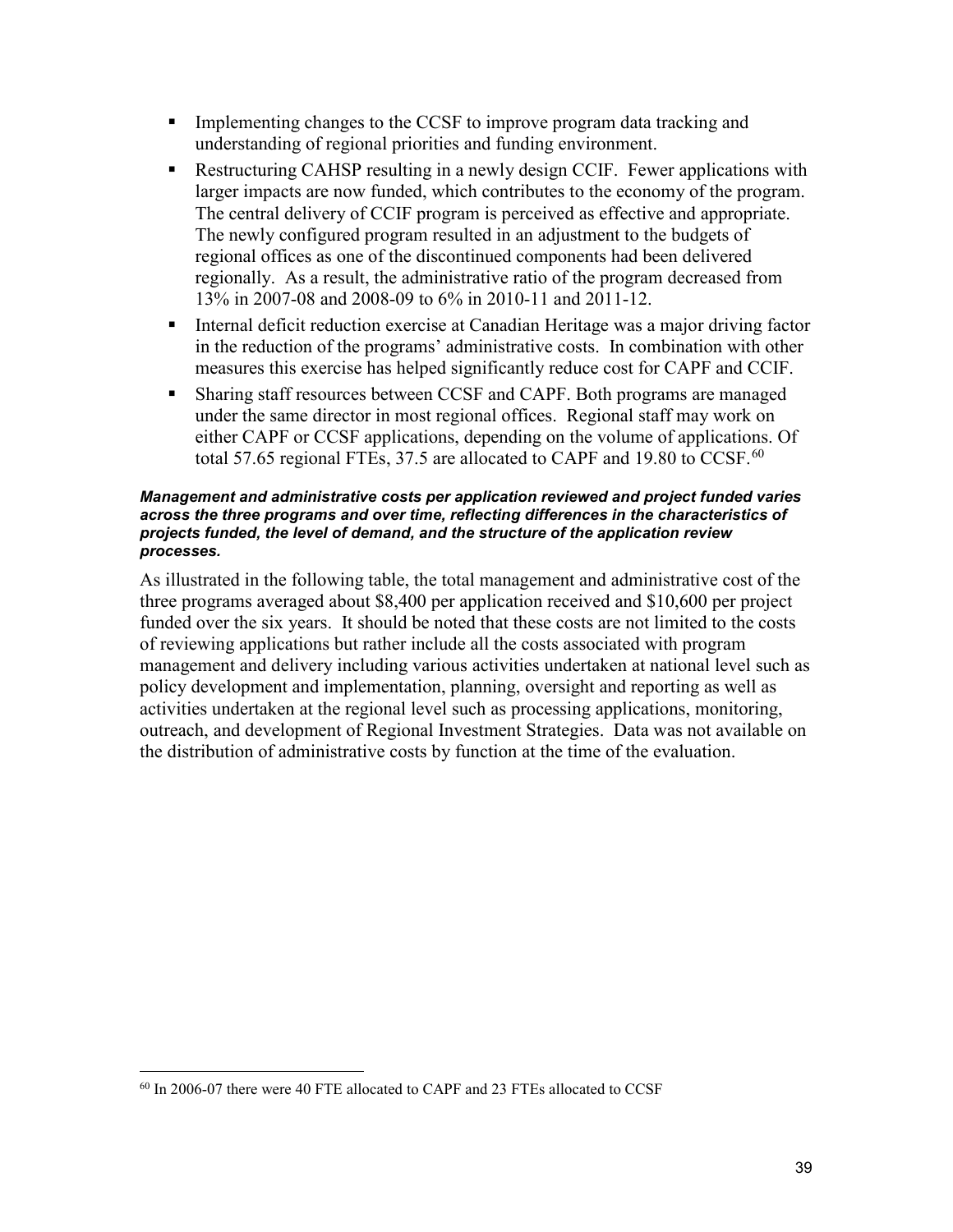- Implementing changes to the CCSF to improve program data tracking and understanding of regional priorities and funding environment.
- Restructuring CAHSP resulting in a newly design CCIF. Fewer applications with larger impacts are now funded, which contributes to the economy of the program. The central delivery of CCIF program is perceived as effective and appropriate. The newly configured program resulted in an adjustment to the budgets of regional offices as one of the discontinued components had been delivered regionally. As a result, the administrative ratio of the program decreased from 13% in 2007-08 and 2008-09 to 6% in 2010-11 and 2011-12.
- Internal deficit reduction exercise at Canadian Heritage was a major driving factor in the reduction of the programs' administrative costs. In combination with other measures this exercise has helped significantly reduce cost for CAPF and CCIF.
- Sharing staff resources between CCSF and CAPF. Both programs are managed under the same director in most regional offices. Regional staff may work on either CAPF or CCSF applications, depending on the volume of applications. Of total 57.65 regional FTEs, 37.5 are allocated to CAPF and 19.80 to CCSF.[60]

***Management and administrative costs per application reviewed and project funded varies across the three programs and over time, reflecting differences in the characteristics of projects funded, the level of demand, and the structure of the application review processes.***

As illustrated in the following table, the total management and administrative cost of the three programs averaged about $8,400 per application received and $10,600 per project funded over the six years. It should be noted that these costs are not limited to the costs of reviewing applications but rather include all the costs associated with program management and delivery including various activities undertaken at national level such as policy development and implementation, planning, oversight and reporting as well as activities undertaken at the regional level such as processing applications, monitoring, outreach, and development of Regional Investment Strategies. Data was not available on the distribution of administrative costs by function at the time of the evaluation.

[60] In 2006-07 there were 40 FTE allocated to CAPF and 23 FTEs allocated to CCSF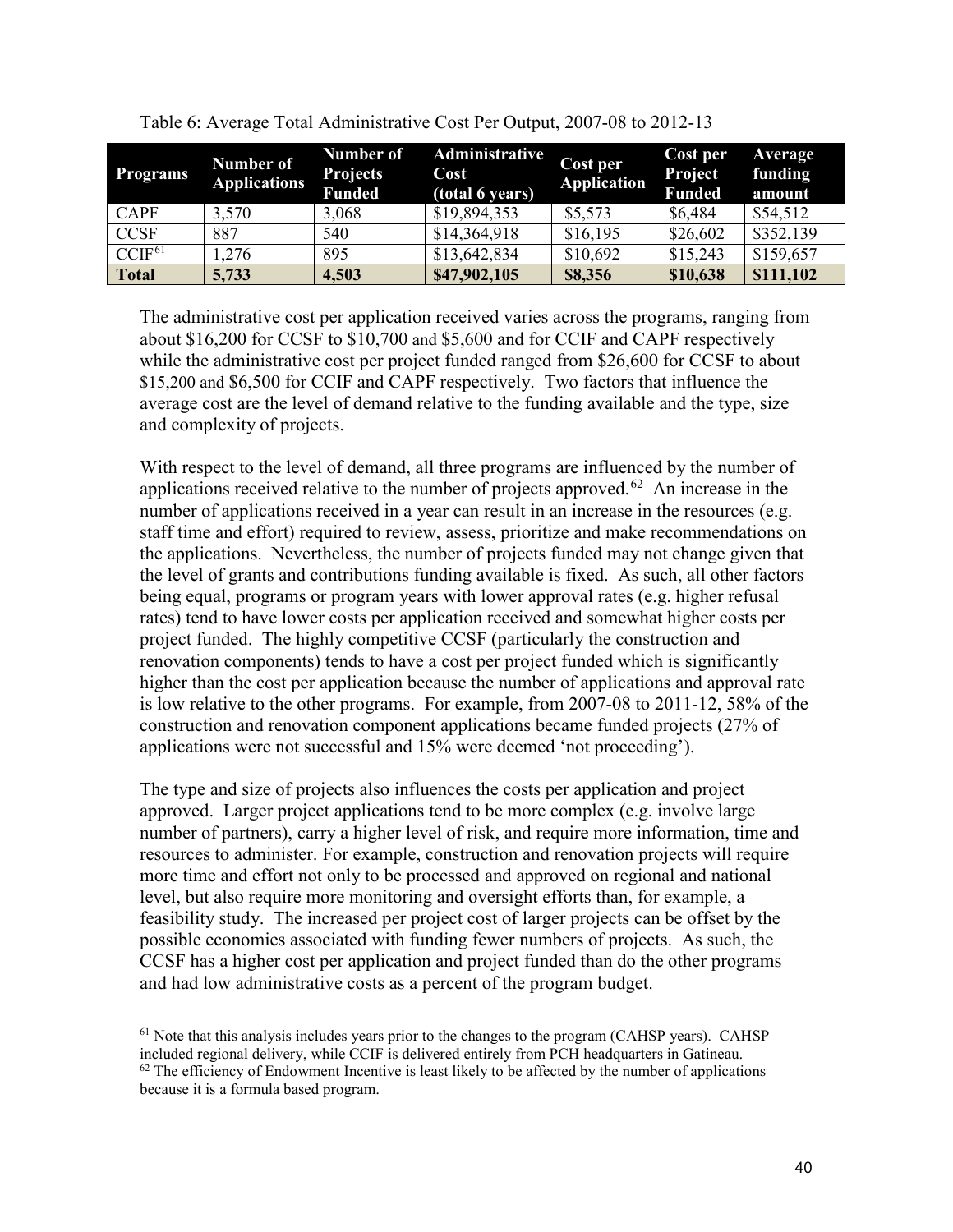Table 6: Average Total Administrative Cost Per Output, 2007-08 to 2012-13

| Programs | Number of Applications | Number of Projects Funded | Administrative Cost (total 6 years) | Cost per Application | Cost per Project Funded | Average funding amount |
|---|---|---|---|---|---|---|
| CAPF | 3,570 | 3,068 | $19,894,353 | $5,573 | $6,484 | $54,512 |
| CCSF | 887 | 540 | $14,364,918 | $16,195 | $26,602 | $352,139 |
| CCIF[61] | 1,276 | 895 | $13,642,834 | $10,692 | $15,243 | $159,657 |
| **Total** | **5,733** | **4,503** | **$47,902,105** | **$8,356** | **$10,638** | **$111,102** |

The administrative cost per application received varies across the programs, ranging from about $16,200 for CCSF to $10,700 and $5,600 and for CCIF and CAPF respectively while the administrative cost per project funded ranged from $26,600 for CCSF to about $15,200 and $6,500 for CCIF and CAPF respectively. Two factors that influence the average cost are the level of demand relative to the funding available and the type, size and complexity of projects.

With respect to the level of demand, all three programs are influenced by the number of applications received relative to the number of projects approved.[62] An increase in the number of applications received in a year can result in an increase in the resources (e.g. staff time and effort) required to review, assess, prioritize and make recommendations on the applications. Nevertheless, the number of projects funded may not change given that the level of grants and contributions funding available is fixed. As such, all other factors being equal, programs or program years with lower approval rates (e.g. higher refusal rates) tend to have lower costs per application received and somewhat higher costs per project funded. The highly competitive CCSF (particularly the construction and renovation components) tends to have a cost per project funded which is significantly higher than the cost per application because the number of applications and approval rate is low relative to the other programs. For example, from 2007-08 to 2011-12, 58% of the construction and renovation component applications became funded projects (27% of applications were not successful and 15% were deemed 'not proceeding').

The type and size of projects also influences the costs per application and project approved. Larger project applications tend to be more complex (e.g. involve large number of partners), carry a higher level of risk, and require more information, time and resources to administer. For example, construction and renovation projects will require more time and effort not only to be processed and approved on regional and national level, but also require more monitoring and oversight efforts than, for example, a feasibility study. The increased per project cost of larger projects can be offset by the possible economies associated with funding fewer numbers of projects. As such, the CCSF has a higher cost per application and project funded than do the other programs and had low administrative costs as a percent of the program budget.

[61] Note that this analysis includes years prior to the changes to the program (CAHSP years). CAHSP included regional delivery, while CCIF is delivered entirely from PCH headquarters in Gatineau.

[62] The efficiency of Endowment Incentive is least likely to be affected by the number of applications because it is a formula based program.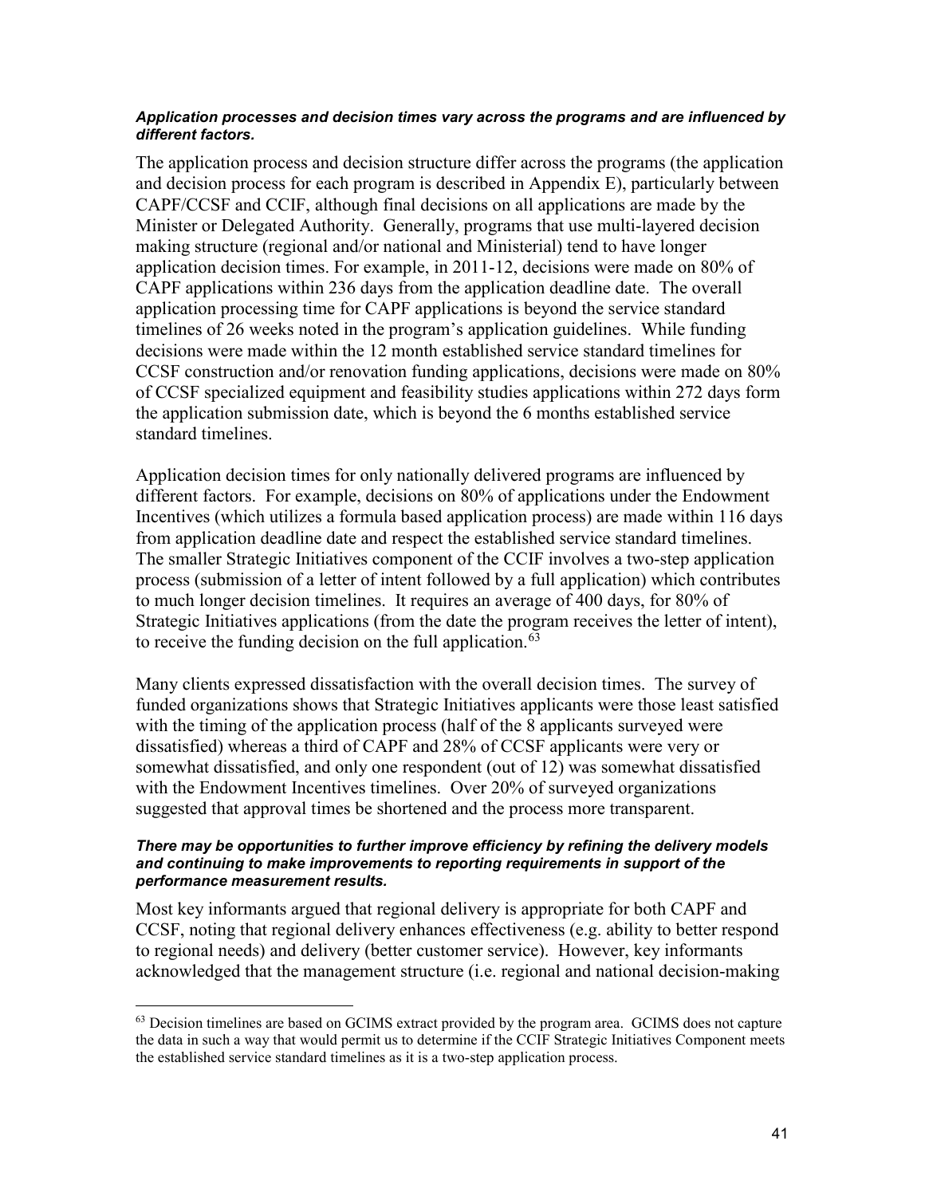***Application processes and decision times vary across the programs and are influenced by different factors.***

The application process and decision structure differ across the programs (the application and decision process for each program is described in Appendix E), particularly between CAPF/CCSF and CCIF, although final decisions on all applications are made by the Minister or Delegated Authority. Generally, programs that use multi-layered decision making structure (regional and/or national and Ministerial) tend to have longer application decision times. For example, in 2011-12, decisions were made on 80% of CAPF applications within 236 days from the application deadline date. The overall application processing time for CAPF applications is beyond the service standard timelines of 26 weeks noted in the program's application guidelines. While funding decisions were made within the 12 month established service standard timelines for CCSF construction and/or renovation funding applications, decisions were made on 80% of CCSF specialized equipment and feasibility studies applications within 272 days form the application submission date, which is beyond the 6 months established service standard timelines.

Application decision times for only nationally delivered programs are influenced by different factors. For example, decisions on 80% of applications under the Endowment Incentives (which utilizes a formula based application process) are made within 116 days from application deadline date and respect the established service standard timelines. The smaller Strategic Initiatives component of the CCIF involves a two-step application process (submission of a letter of intent followed by a full application) which contributes to much longer decision timelines. It requires an average of 400 days, for 80% of Strategic Initiatives applications (from the date the program receives the letter of intent), to receive the funding decision on the full application.[63]

Many clients expressed dissatisfaction with the overall decision times. The survey of funded organizations shows that Strategic Initiatives applicants were those least satisfied with the timing of the application process (half of the 8 applicants surveyed were dissatisfied) whereas a third of CAPF and 28% of CCSF applicants were very or somewhat dissatisfied, and only one respondent (out of 12) was somewhat dissatisfied with the Endowment Incentives timelines. Over 20% of surveyed organizations suggested that approval times be shortened and the process more transparent.

***There may be opportunities to further improve efficiency by refining the delivery models and continuing to make improvements to reporting requirements in support of the performance measurement results.***

Most key informants argued that regional delivery is appropriate for both CAPF and CCSF, noting that regional delivery enhances effectiveness (e.g. ability to better respond to regional needs) and delivery (better customer service). However, key informants acknowledged that the management structure (i.e. regional and national decision-making

---

[63] Decision timelines are based on GCIMS extract provided by the program area. GCIMS does not capture the data in such a way that would permit us to determine if the CCIF Strategic Initiatives Component meets the established service standard timelines as it is a two-step application process.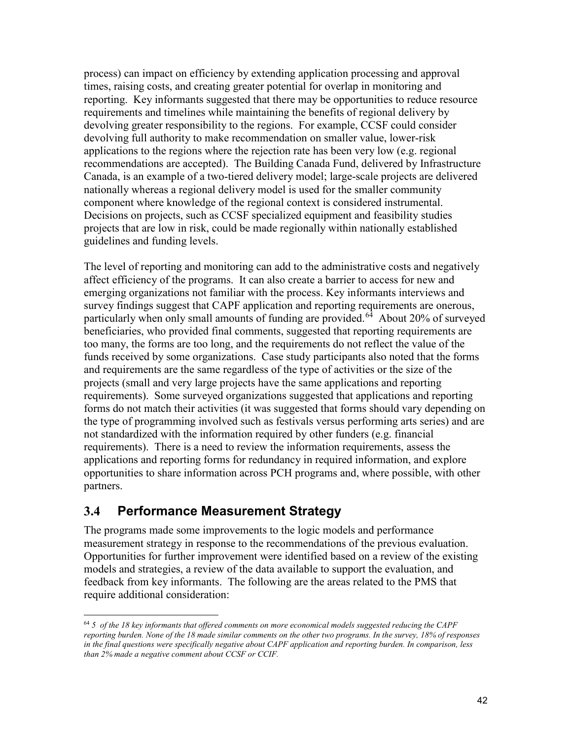process) can impact on efficiency by extending application processing and approval times, raising costs, and creating greater potential for overlap in monitoring and reporting. Key informants suggested that there may be opportunities to reduce resource requirements and timelines while maintaining the benefits of regional delivery by devolving greater responsibility to the regions. For example, CCSF could consider devolving full authority to make recommendation on smaller value, lower-risk applications to the regions where the rejection rate has been very low (e.g. regional recommendations are accepted). The Building Canada Fund, delivered by Infrastructure Canada, is an example of a two-tiered delivery model; large-scale projects are delivered nationally whereas a regional delivery model is used for the smaller community component where knowledge of the regional context is considered instrumental. Decisions on projects, such as CCSF specialized equipment and feasibility studies projects that are low in risk, could be made regionally within nationally established guidelines and funding levels.

The level of reporting and monitoring can add to the administrative costs and negatively affect efficiency of the programs. It can also create a barrier to access for new and emerging organizations not familiar with the process. Key informants interviews and survey findings suggest that CAPF application and reporting requirements are onerous, particularly when only small amounts of funding are provided.[64] About 20% of surveyed beneficiaries, who provided final comments, suggested that reporting requirements are too many, the forms are too long, and the requirements do not reflect the value of the funds received by some organizations. Case study participants also noted that the forms and requirements are the same regardless of the type of activities or the size of the projects (small and very large projects have the same applications and reporting requirements). Some surveyed organizations suggested that applications and reporting forms do not match their activities (it was suggested that forms should vary depending on the type of programming involved such as festivals versus performing arts series) and are not standardized with the information required by other funders (e.g. financial requirements). There is a need to review the information requirements, assess the applications and reporting forms for redundancy in required information, and explore opportunities to share information across PCH programs and, where possible, with other partners.

## 3.4 Performance Measurement Strategy

The programs made some improvements to the logic models and performance measurement strategy in response to the recommendations of the previous evaluation. Opportunities for further improvement were identified based on a review of the existing models and strategies, a review of the data available to support the evaluation, and feedback from key informants. The following are the areas related to the PMS that require additional consideration:

---

[64] *5 of the 18 key informants that offered comments on more economical models suggested reducing the CAPF reporting burden. None of the 18 made similar comments on the other two programs. In the survey, 18% of responses in the final questions were specifically negative about CAPF application and reporting burden. In comparison, less than 2% made a negative comment about CCSF or CCIF.*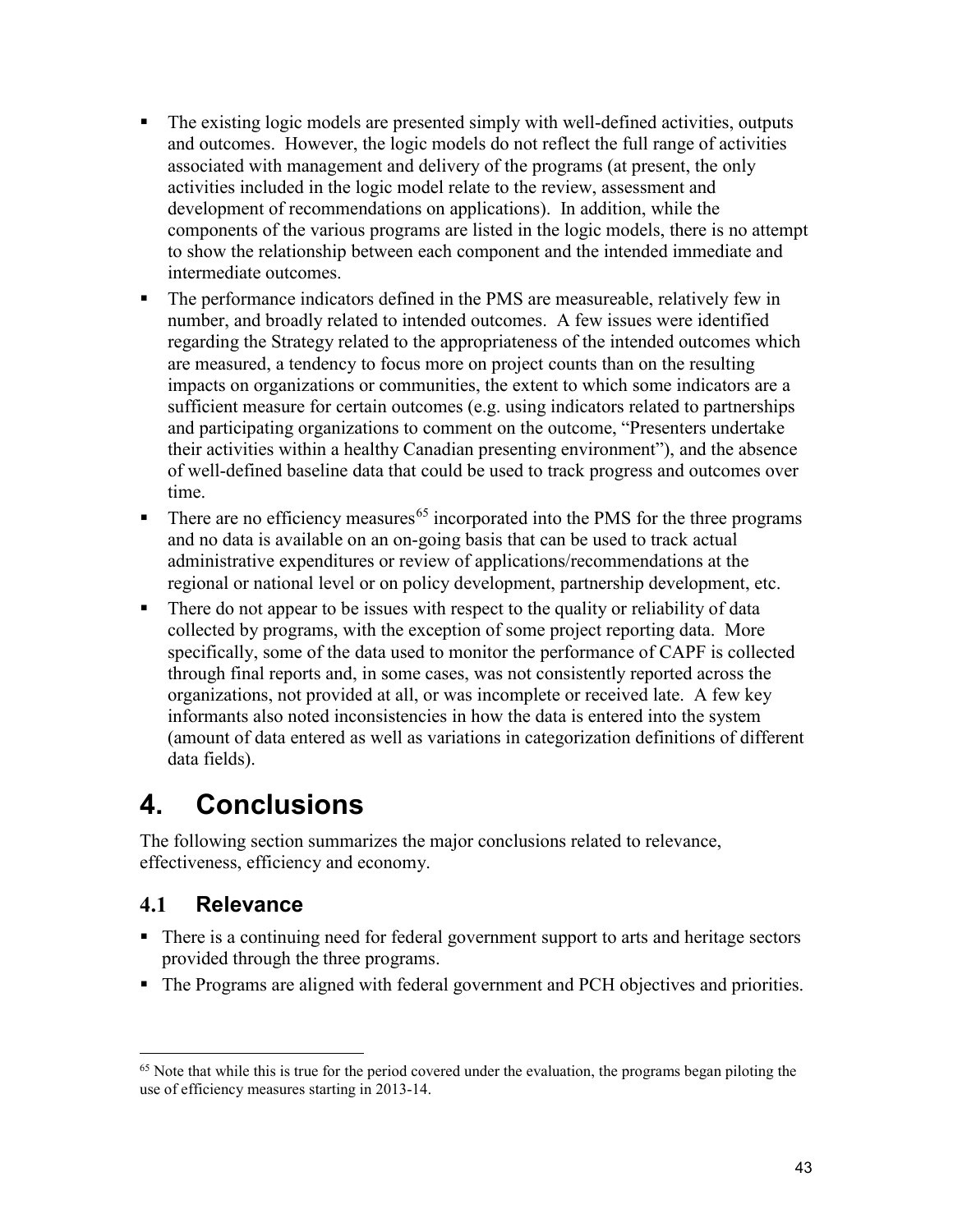- The existing logic models are presented simply with well-defined activities, outputs and outcomes. However, the logic models do not reflect the full range of activities associated with management and delivery of the programs (at present, the only activities included in the logic model relate to the review, assessment and development of recommendations on applications). In addition, while the components of the various programs are listed in the logic models, there is no attempt to show the relationship between each component and the intended immediate and intermediate outcomes.
- The performance indicators defined in the PMS are measureable, relatively few in number, and broadly related to intended outcomes. A few issues were identified regarding the Strategy related to the appropriateness of the intended outcomes which are measured, a tendency to focus more on project counts than on the resulting impacts on organizations or communities, the extent to which some indicators are a sufficient measure for certain outcomes (e.g. using indicators related to partnerships and participating organizations to comment on the outcome, "Presenters undertake their activities within a healthy Canadian presenting environment"), and the absence of well-defined baseline data that could be used to track progress and outcomes over time.
- There are no efficiency measures[65] incorporated into the PMS for the three programs and no data is available on an on-going basis that can be used to track actual administrative expenditures or review of applications/recommendations at the regional or national level or on policy development, partnership development, etc.
- There do not appear to be issues with respect to the quality or reliability of data collected by programs, with the exception of some project reporting data. More specifically, some of the data used to monitor the performance of CAPF is collected through final reports and, in some cases, was not consistently reported across the organizations, not provided at all, or was incomplete or received late. A few key informants also noted inconsistencies in how the data is entered into the system (amount of data entered as well as variations in categorization definitions of different data fields).

# 4. Conclusions

The following section summarizes the major conclusions related to relevance, effectiveness, efficiency and economy.

## 4.1 Relevance

- There is a continuing need for federal government support to arts and heritage sectors provided through the three programs.
- The Programs are aligned with federal government and PCH objectives and priorities.

[65] Note that while this is true for the period covered under the evaluation, the programs began piloting the use of efficiency measures starting in 2013-14.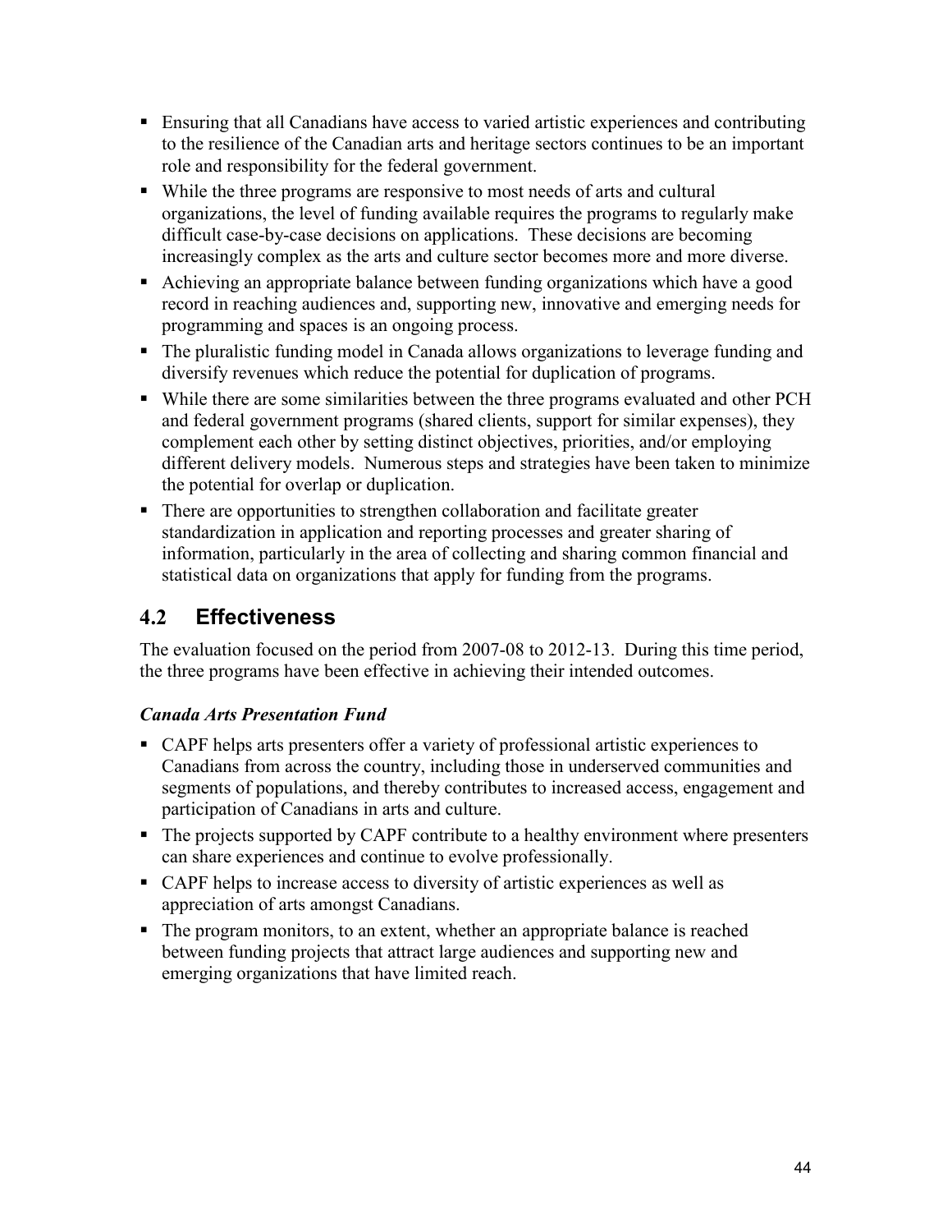- Ensuring that all Canadians have access to varied artistic experiences and contributing to the resilience of the Canadian arts and heritage sectors continues to be an important role and responsibility for the federal government.
- While the three programs are responsive to most needs of arts and cultural organizations, the level of funding available requires the programs to regularly make difficult case-by-case decisions on applications. These decisions are becoming increasingly complex as the arts and culture sector becomes more and more diverse.
- Achieving an appropriate balance between funding organizations which have a good record in reaching audiences and, supporting new, innovative and emerging needs for programming and spaces is an ongoing process.
- The pluralistic funding model in Canada allows organizations to leverage funding and diversify revenues which reduce the potential for duplication of programs.
- While there are some similarities between the three programs evaluated and other PCH and federal government programs (shared clients, support for similar expenses), they complement each other by setting distinct objectives, priorities, and/or employing different delivery models. Numerous steps and strategies have been taken to minimize the potential for overlap or duplication.
- There are opportunities to strengthen collaboration and facilitate greater standardization in application and reporting processes and greater sharing of information, particularly in the area of collecting and sharing common financial and statistical data on organizations that apply for funding from the programs.

## 4.2 Effectiveness

The evaluation focused on the period from 2007-08 to 2012-13. During this time period, the three programs have been effective in achieving their intended outcomes.

### *Canada Arts Presentation Fund*

- CAPF helps arts presenters offer a variety of professional artistic experiences to Canadians from across the country, including those in underserved communities and segments of populations, and thereby contributes to increased access, engagement and participation of Canadians in arts and culture.
- The projects supported by CAPF contribute to a healthy environment where presenters can share experiences and continue to evolve professionally.
- CAPF helps to increase access to diversity of artistic experiences as well as appreciation of arts amongst Canadians.
- The program monitors, to an extent, whether an appropriate balance is reached between funding projects that attract large audiences and supporting new and emerging organizations that have limited reach.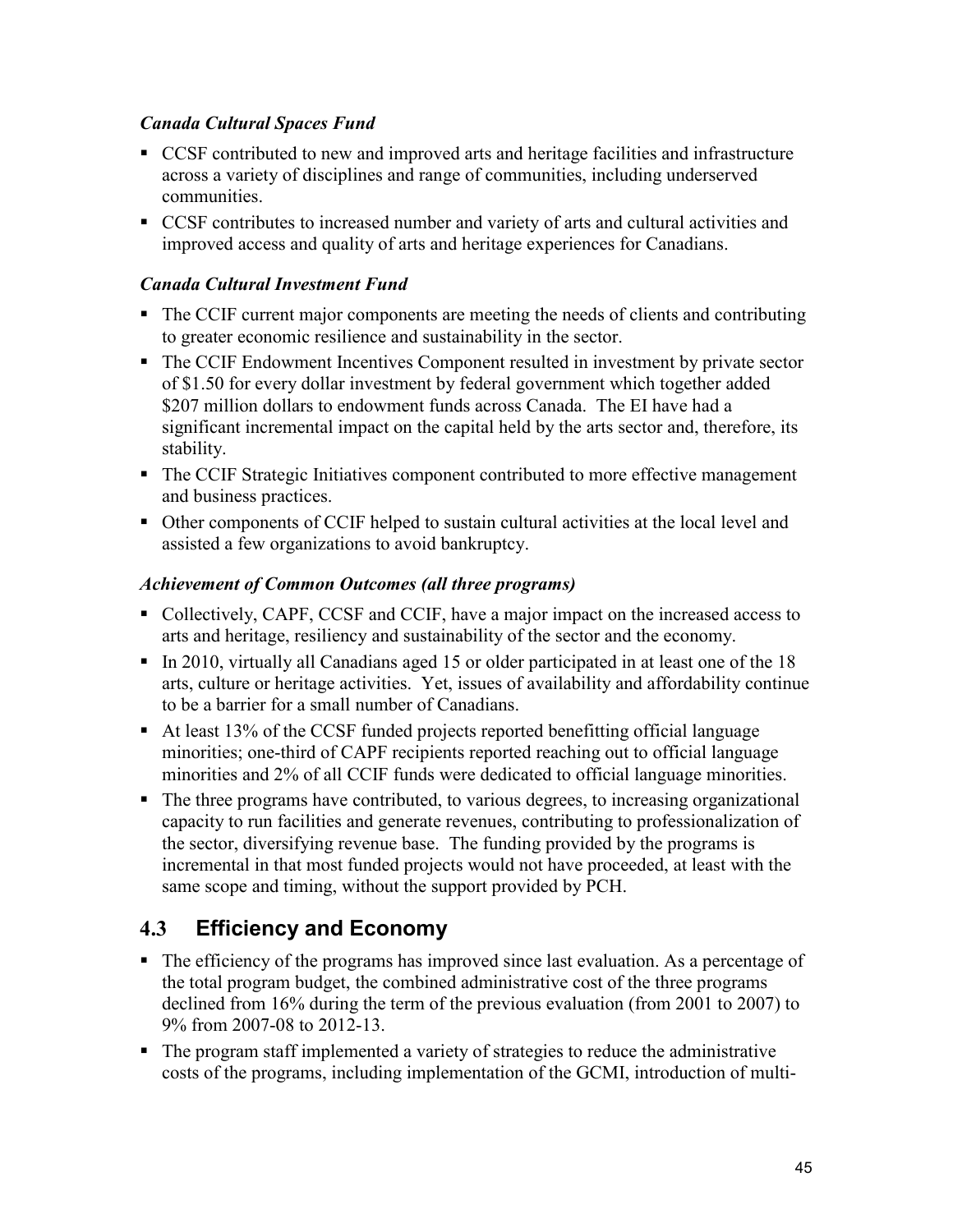***Canada Cultural Spaces Fund***

- CCSF contributed to new and improved arts and heritage facilities and infrastructure across a variety of disciplines and range of communities, including underserved communities.
- CCSF contributes to increased number and variety of arts and cultural activities and improved access and quality of arts and heritage experiences for Canadians.

***Canada Cultural Investment Fund***

- The CCIF current major components are meeting the needs of clients and contributing to greater economic resilience and sustainability in the sector.
- The CCIF Endowment Incentives Component resulted in investment by private sector of $1.50 for every dollar investment by federal government which together added $207 million dollars to endowment funds across Canada. The EI have had a significant incremental impact on the capital held by the arts sector and, therefore, its stability.
- The CCIF Strategic Initiatives component contributed to more effective management and business practices.
- Other components of CCIF helped to sustain cultural activities at the local level and assisted a few organizations to avoid bankruptcy.

***Achievement of Common Outcomes (all three programs)***

- Collectively, CAPF, CCSF and CCIF, have a major impact on the increased access to arts and heritage, resiliency and sustainability of the sector and the economy.
- In 2010, virtually all Canadians aged 15 or older participated in at least one of the 18 arts, culture or heritage activities. Yet, issues of availability and affordability continue to be a barrier for a small number of Canadians.
- At least 13% of the CCSF funded projects reported benefitting official language minorities; one-third of CAPF recipients reported reaching out to official language minorities and 2% of all CCIF funds were dedicated to official language minorities.
- The three programs have contributed, to various degrees, to increasing organizational capacity to run facilities and generate revenues, contributing to professionalization of the sector, diversifying revenue base. The funding provided by the programs is incremental in that most funded projects would not have proceeded, at least with the same scope and timing, without the support provided by PCH.

## 4.3 Efficiency and Economy

- The efficiency of the programs has improved since last evaluation. As a percentage of the total program budget, the combined administrative cost of the three programs declined from 16% during the term of the previous evaluation (from 2001 to 2007) to 9% from 2007-08 to 2012-13.
- The program staff implemented a variety of strategies to reduce the administrative costs of the programs, including implementation of the GCMI, introduction of multi-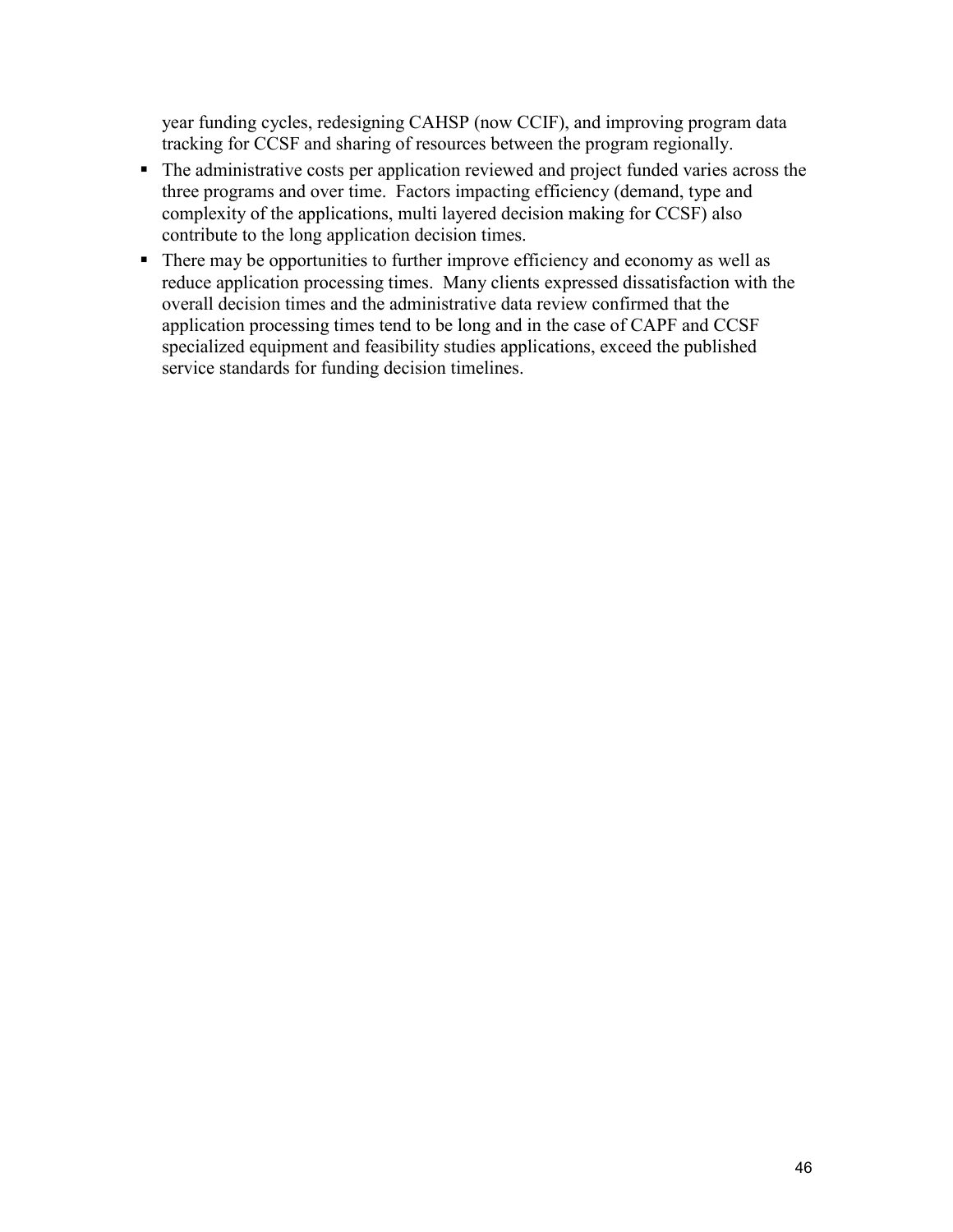year funding cycles, redesigning CAHSP (now CCIF), and improving program data tracking for CCSF and sharing of resources between the program regionally.

- The administrative costs per application reviewed and project funded varies across the three programs and over time. Factors impacting efficiency (demand, type and complexity of the applications, multi layered decision making for CCSF) also contribute to the long application decision times.
- There may be opportunities to further improve efficiency and economy as well as reduce application processing times. Many clients expressed dissatisfaction with the overall decision times and the administrative data review confirmed that the application processing times tend to be long and in the case of CAPF and CCSF specialized equipment and feasibility studies applications, exceed the published service standards for funding decision timelines.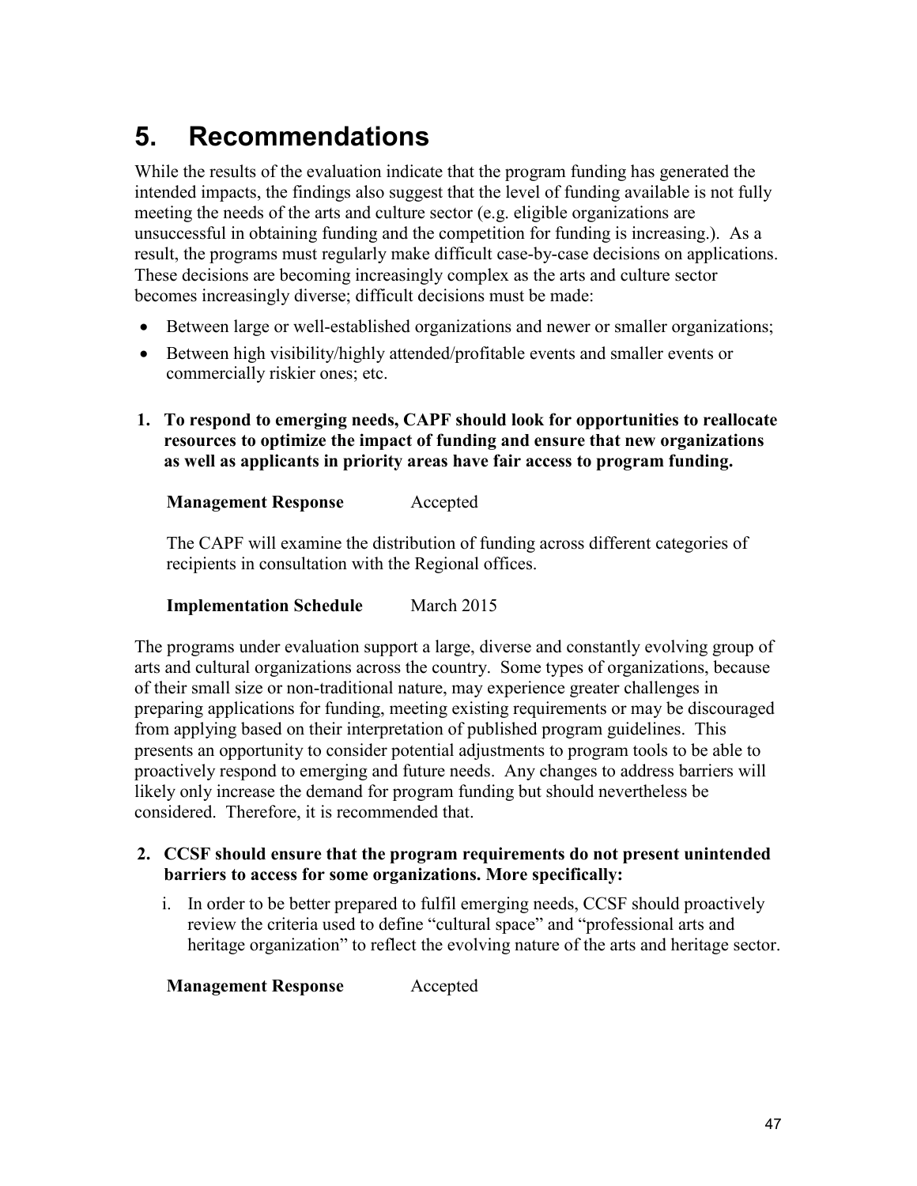# 5. Recommendations

While the results of the evaluation indicate that the program funding has generated the intended impacts, the findings also suggest that the level of funding available is not fully meeting the needs of the arts and culture sector (e.g. eligible organizations are unsuccessful in obtaining funding and the competition for funding is increasing.). As a result, the programs must regularly make difficult case-by-case decisions on applications. These decisions are becoming increasingly complex as the arts and culture sector becomes increasingly diverse; difficult decisions must be made:

- Between large or well-established organizations and newer or smaller organizations;
- Between high visibility/highly attended/profitable events and smaller events or commercially riskier ones; etc.

**1. To respond to emerging needs, CAPF should look for opportunities to reallocate resources to optimize the impact of funding and ensure that new organizations as well as applicants in priority areas have fair access to program funding.**

**Management Response** Accepted

The CAPF will examine the distribution of funding across different categories of recipients in consultation with the Regional offices.

**Implementation Schedule** March 2015

The programs under evaluation support a large, diverse and constantly evolving group of arts and cultural organizations across the country. Some types of organizations, because of their small size or non-traditional nature, may experience greater challenges in preparing applications for funding, meeting existing requirements or may be discouraged from applying based on their interpretation of published program guidelines. This presents an opportunity to consider potential adjustments to program tools to be able to proactively respond to emerging and future needs. Any changes to address barriers will likely only increase the demand for program funding but should nevertheless be considered. Therefore, it is recommended that.

**2. CCSF should ensure that the program requirements do not present unintended barriers to access for some organizations. More specifically:**

i. In order to be better prepared to fulfil emerging needs, CCSF should proactively review the criteria used to define "cultural space" and "professional arts and heritage organization" to reflect the evolving nature of the arts and heritage sector.

**Management Response** Accepted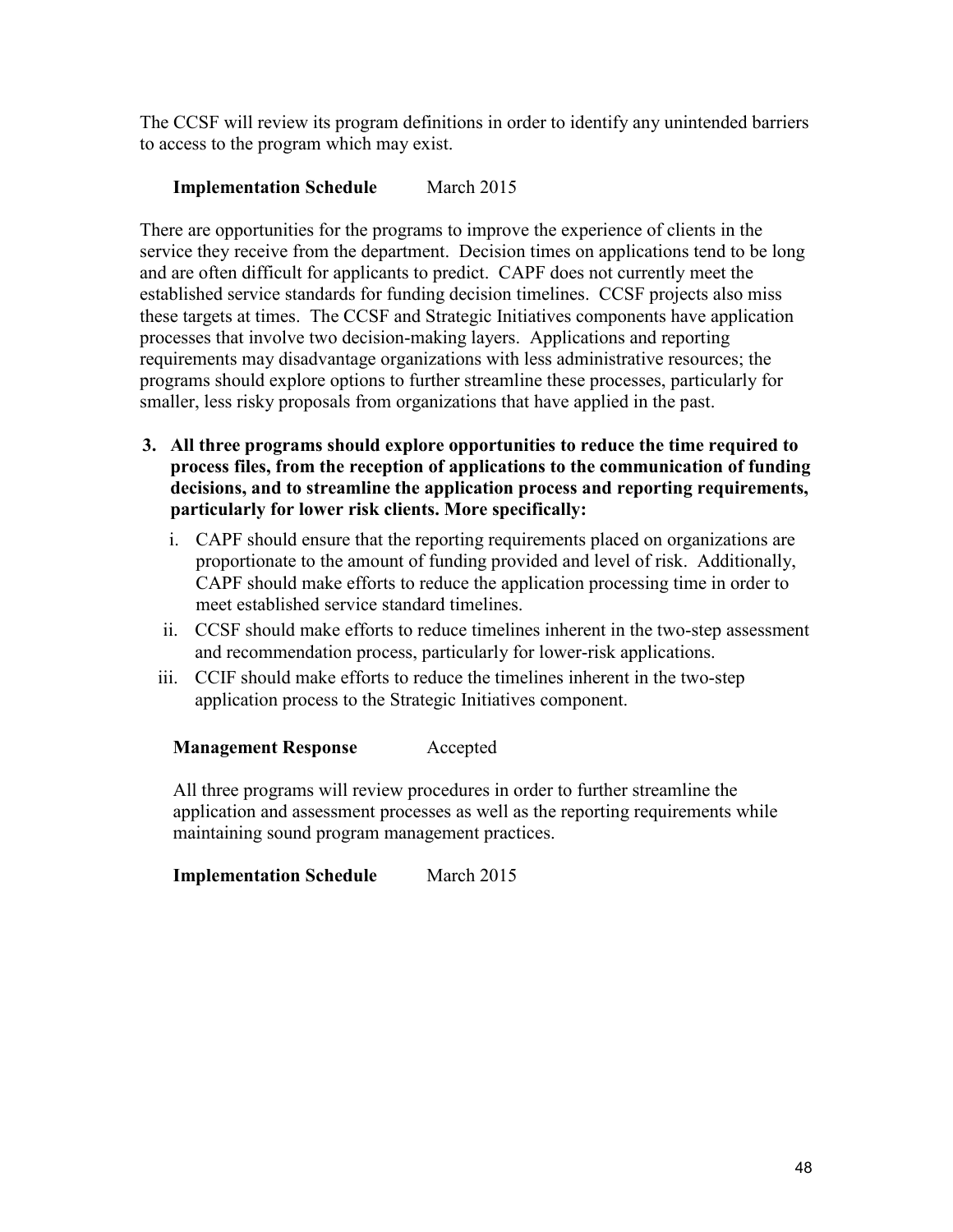The CCSF will review its program definitions in order to identify any unintended barriers to access to the program which may exist.

**Implementation Schedule** March 2015

There are opportunities for the programs to improve the experience of clients in the service they receive from the department. Decision times on applications tend to be long and are often difficult for applicants to predict. CAPF does not currently meet the established service standards for funding decision timelines. CCSF projects also miss these targets at times. The CCSF and Strategic Initiatives components have application processes that involve two decision-making layers. Applications and reporting requirements may disadvantage organizations with less administrative resources; the programs should explore options to further streamline these processes, particularly for smaller, less risky proposals from organizations that have applied in the past.

3. **All three programs should explore opportunities to reduce the time required to process files, from the reception of applications to the communication of funding decisions, and to streamline the application process and reporting requirements, particularly for lower risk clients. More specifically:**
   i. CAPF should ensure that the reporting requirements placed on organizations are proportionate to the amount of funding provided and level of risk. Additionally, CAPF should make efforts to reduce the application processing time in order to meet established service standard timelines.
   ii. CCSF should make efforts to reduce timelines inherent in the two-step assessment and recommendation process, particularly for lower-risk applications.
   iii. CCIF should make efforts to reduce the timelines inherent in the two-step application process to the Strategic Initiatives component.

   **Management Response** Accepted

   All three programs will review procedures in order to further streamline the application and assessment processes as well as the reporting requirements while maintaining sound program management practices.

   **Implementation Schedule** March 2015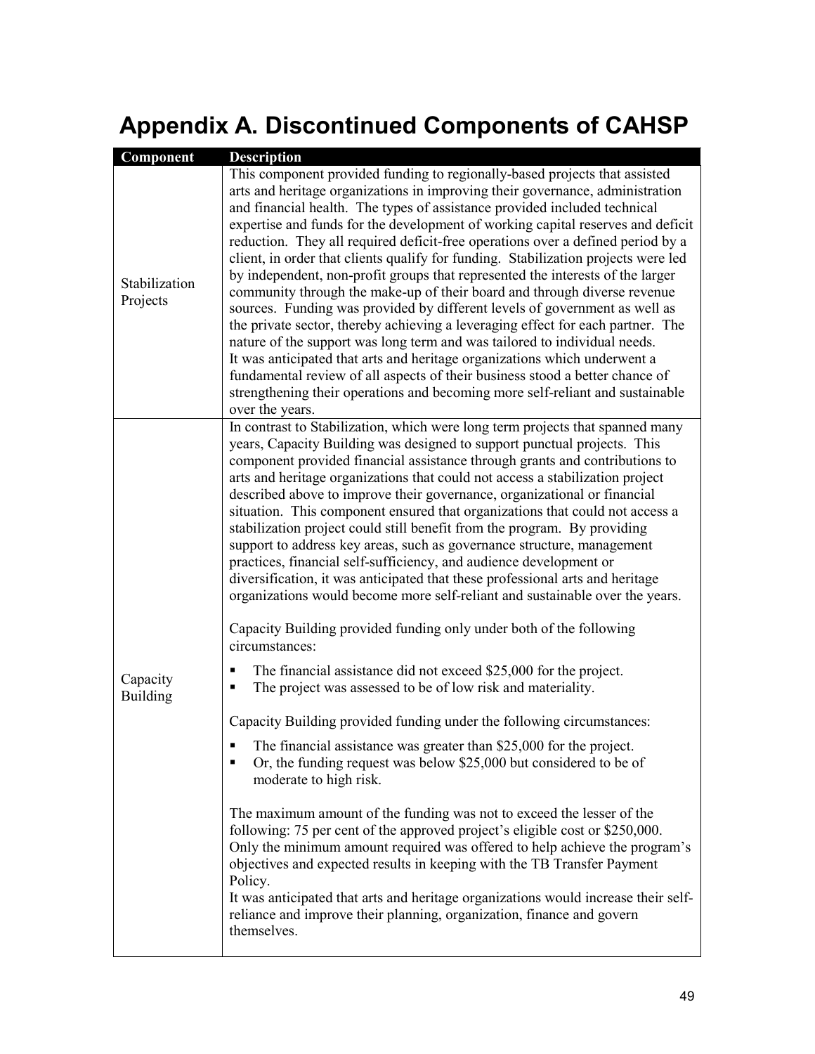# Appendix A. Discontinued Components of CAHSP

| Component | Description |
|---|---|
| Stabilization Projects | This component provided funding to regionally-based projects that assisted arts and heritage organizations in improving their governance, administration and financial health. The types of assistance provided included technical expertise and funds for the development of working capital reserves and deficit reduction. They all required deficit-free operations over a defined period by a client, in order that clients qualify for funding. Stabilization projects were led by independent, non-profit groups that represented the interests of the larger community through the make-up of their board and through diverse revenue sources. Funding was provided by different levels of government as well as the private sector, thereby achieving a leveraging effect for each partner. The nature of the support was long term and was tailored to individual needs.<br>It was anticipated that arts and heritage organizations which underwent a fundamental review of all aspects of their business stood a better chance of strengthening their operations and becoming more self-reliant and sustainable over the years. |
| Capacity Building | In contrast to Stabilization, which were long term projects that spanned many years, Capacity Building was designed to support punctual projects. This component provided financial assistance through grants and contributions to arts and heritage organizations that could not access a stabilization project described above to improve their governance, organizational or financial situation. This component ensured that organizations that could not access a stabilization project could still benefit from the program. By providing support to address key areas, such as governance structure, management practices, financial self-sufficiency, and audience development or diversification, it was anticipated that these professional arts and heritage organizations would become more self-reliant and sustainable over the years.<br><br>Capacity Building provided funding only under both of the following circumstances:<br><br>▪ The financial assistance did not exceed $25,000 for the project.<br>▪ The project was assessed to be of low risk and materiality.<br><br>Capacity Building provided funding under the following circumstances:<br><br>▪ The financial assistance was greater than $25,000 for the project.<br>▪ Or, the funding request was below $25,000 but considered to be of moderate to high risk.<br><br>The maximum amount of the funding was not to exceed the lesser of the following: 75 per cent of the approved project's eligible cost or $250,000. Only the minimum amount required was offered to help achieve the program's objectives and expected results in keeping with the TB Transfer Payment Policy.<br>It was anticipated that arts and heritage organizations would increase their self-reliance and improve their planning, organization, finance and govern themselves. |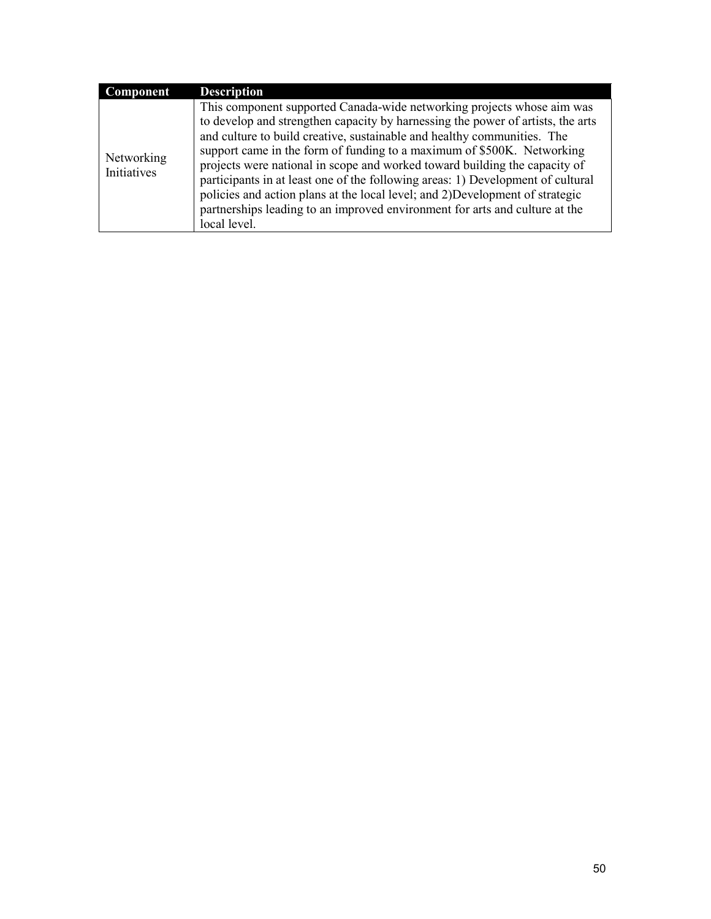| Component | Description |
| --- | --- |
| Networking Initiatives | This component supported Canada-wide networking projects whose aim was to develop and strengthen capacity by harnessing the power of artists, the arts and culture to build creative, sustainable and healthy communities. The support came in the form of funding to a maximum of $500K. Networking projects were national in scope and worked toward building the capacity of participants in at least one of the following areas: 1) Development of cultural policies and action plans at the local level; and 2)Development of strategic partnerships leading to an improved environment for arts and culture at the local level. |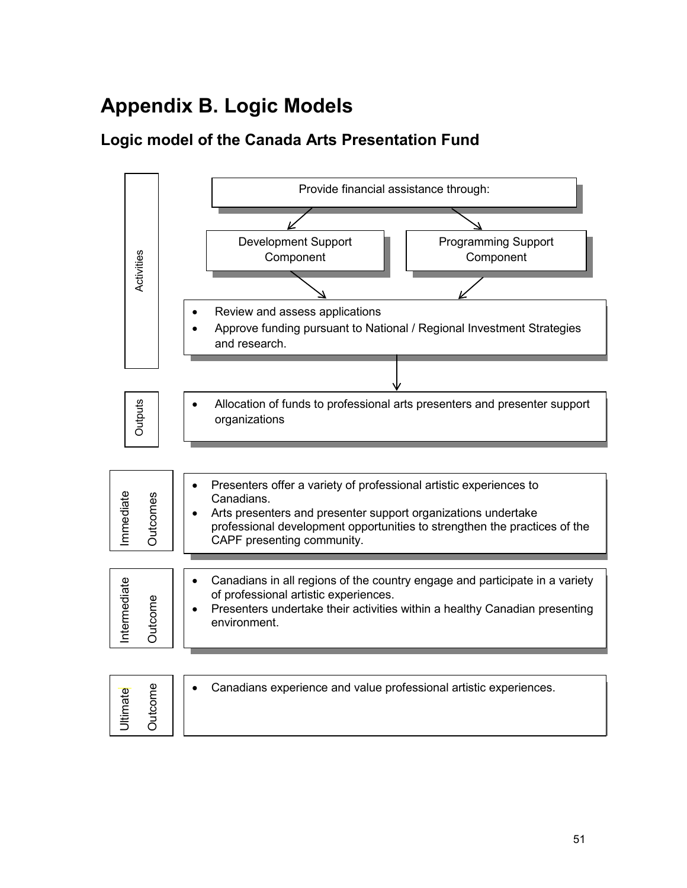# Appendix B. Logic Models

## Logic model of the Canada Arts Presentation Fund

**Activities**

Provide financial assistance through:

- Development Support Component
- Programming Support Component

- Review and assess applications
- Approve funding pursuant to National / Regional Investment Strategies and research.

**Outputs**

- Allocation of funds to professional arts presenters and presenter support organizations

**Immediate Outcomes**

- Presenters offer a variety of professional artistic experiences to Canadians.
- Arts presenters and presenter support organizations undertake professional development opportunities to strengthen the practices of the CAPF presenting community.

**Intermediate Outcome**

- Canadians in all regions of the country engage and participate in a variety of professional artistic experiences.
- Presenters undertake their activities within a healthy Canadian presenting environment.

**Ultimate Outcome**

- Canadians experience and value professional artistic experiences.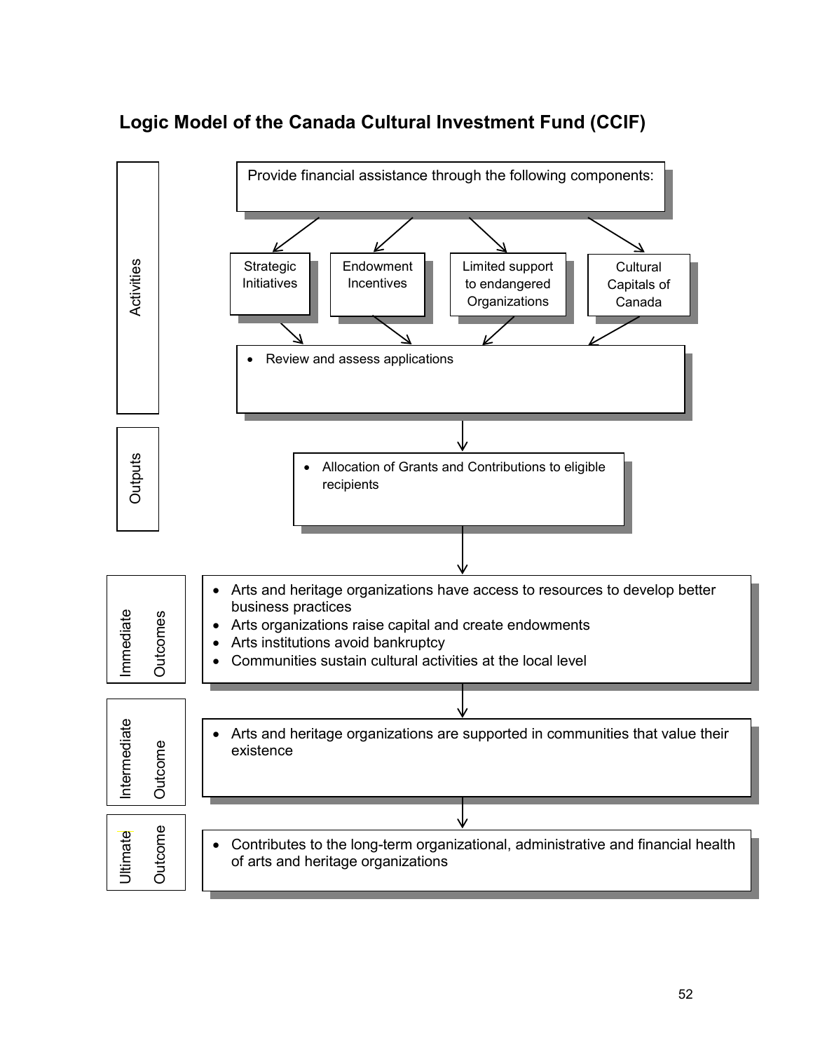## Logic Model of the Canada Cultural Investment Fund (CCIF)

**Activities**

Provide financial assistance through the following components:

- Strategic Initiatives
- Endowment Incentives
- Limited support to endangered Organizations
- Cultural Capitals of Canada

- Review and assess applications

**Outputs**

- Allocation of Grants and Contributions to eligible recipients

**Immediate Outcomes**

- Arts and heritage organizations have access to resources to develop better business practices
- Arts organizations raise capital and create endowments
- Arts institutions avoid bankruptcy
- Communities sustain cultural activities at the local level

**Intermediate Outcome**

- Arts and heritage organizations are supported in communities that value their existence

**Ultimate Outcome**

- Contributes to the long-term organizational, administrative and financial health of arts and heritage organizations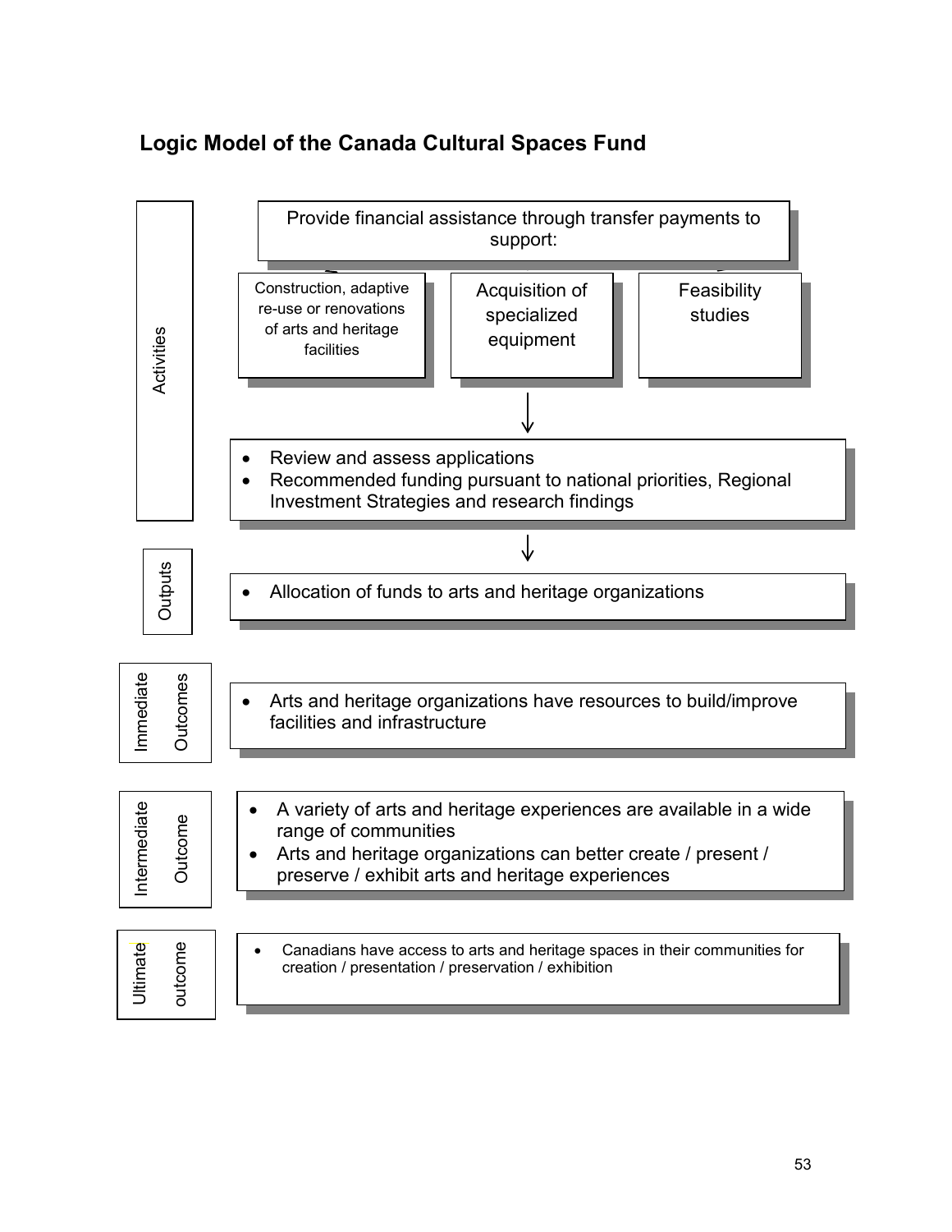## Logic Model of the Canada Cultural Spaces Fund

**Activities**

Provide financial assistance through transfer payments to support:

- Construction, adaptive re-use or renovations of arts and heritage facilities
- Acquisition of specialized equipment
- Feasibility studies

↓

- Review and assess applications
- Recommended funding pursuant to national priorities, Regional Investment Strategies and research findings

↓

**Outputs**

- Allocation of funds to arts and heritage organizations

**Immediate Outcomes**

- Arts and heritage organizations have resources to build/improve facilities and infrastructure

**Intermediate Outcome**

- A variety of arts and heritage experiences are available in a wide range of communities
- Arts and heritage organizations can better create / present / preserve / exhibit arts and heritage experiences

**Ultimate outcome**

- Canadians have access to arts and heritage spaces in their communities for creation / presentation / preservation / exhibition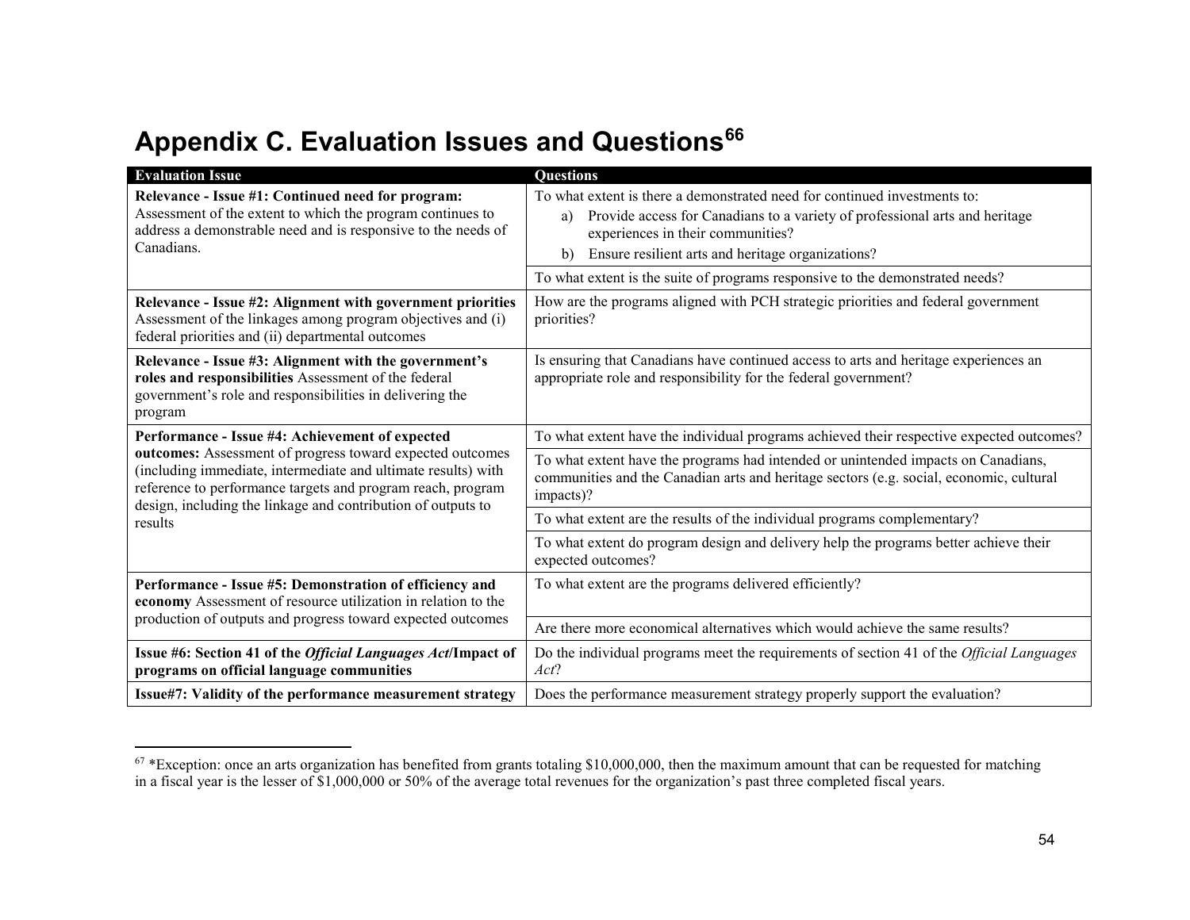# Appendix C. Evaluation Issues and Questions[66]

| Evaluation Issue | Questions |
|---|---|
| **Relevance - Issue #1: Continued need for program:** Assessment of the extent to which the program continues to address a demonstrable need and is responsive to the needs of Canadians. | To what extent is there a demonstrated need for continued investments to: a) Provide access for Canadians to a variety of professional arts and heritage experiences in their communities? b) Ensure resilient arts and heritage organizations? |
| | To what extent is the suite of programs responsive to the demonstrated needs? |
| **Relevance - Issue #2: Alignment with government priorities** Assessment of the linkages among program objectives and (i) federal priorities and (ii) departmental outcomes | How are the programs aligned with PCH strategic priorities and federal government priorities? |
| **Relevance - Issue #3: Alignment with the government's roles and responsibilities** Assessment of the federal government's role and responsibilities in delivering the program | Is ensuring that Canadians have continued access to arts and heritage experiences an appropriate role and responsibility for the federal government? |
| **Performance - Issue #4: Achievement of expected outcomes:** Assessment of progress toward expected outcomes (including immediate, intermediate and ultimate results) with reference to performance targets and program reach, program design, including the linkage and contribution of outputs to results | To what extent have the individual programs achieved their respective expected outcomes? |
| | To what extent have the programs had intended or unintended impacts on Canadians, communities and the Canadian arts and heritage sectors (e.g. social, economic, cultural impacts)? |
| | To what extent are the results of the individual programs complementary? |
| | To what extent do program design and delivery help the programs better achieve their expected outcomes? |
| **Performance - Issue #5: Demonstration of efficiency and economy** Assessment of resource utilization in relation to the production of outputs and progress toward expected outcomes | To what extent are the programs delivered efficiently? |
| | Are there more economical alternatives which would achieve the same results? |
| **Issue #6: Section 41 of the *Official Languages Act*/Impact of programs on official language communities** | Do the individual programs meet the requirements of section 41 of the *Official Languages Act*? |
| **Issue#7: Validity of the performance measurement strategy** | Does the performance measurement strategy properly support the evaluation? |

---

[67] *Exception: once an arts organization has benefited from grants totaling $10,000,000, then the maximum amount that can be requested for matching in a fiscal year is the lesser of $1,000,000 or 50% of the average total revenues for the organization's past three completed fiscal years.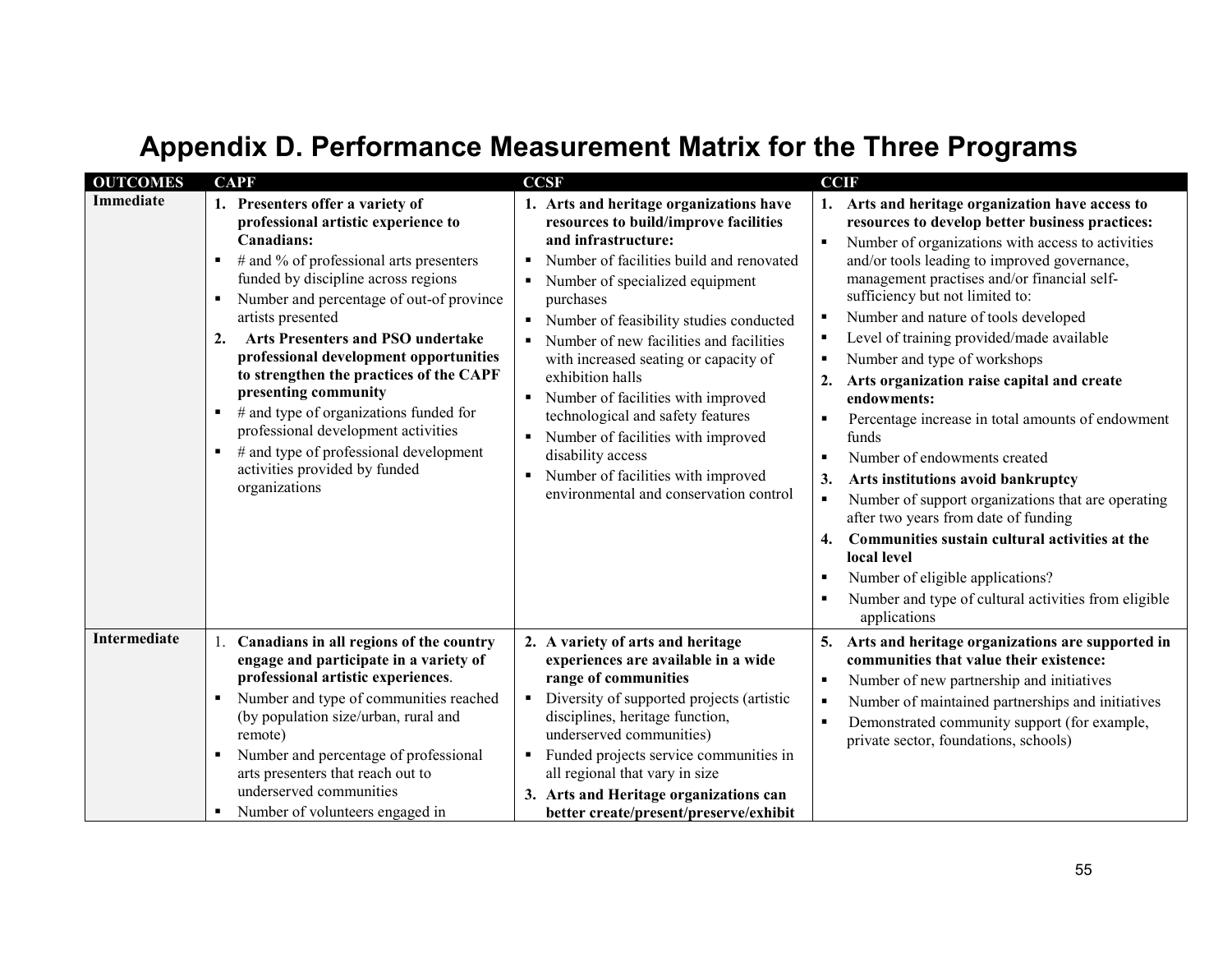# Appendix D. Performance Measurement Matrix for the Three Programs

| OUTCOMES | CAPF | CCSF | CCIF |
|---|---|---|---|
| Immediate | **1. Presenters offer a variety of professional artistic experience to Canadians:**<br>▪ # and % of professional arts presenters funded by discipline across regions<br>▪ Number and percentage of out-of province artists presented<br>**2. Arts Presenters and PSO undertake professional development opportunities to strengthen the practices of the CAPF presenting community**<br>▪ # and type of organizations funded for professional development activities<br>▪ # and type of professional development activities provided by funded organizations | **1. Arts and heritage organizations have resources to build/improve facilities and infrastructure:**<br>▪ Number of facilities build and renovated<br>▪ Number of specialized equipment purchases<br>▪ Number of feasibility studies conducted<br>▪ Number of new facilities and facilities with increased seating or capacity of exhibition halls<br>▪ Number of facilities with improved technological and safety features<br>▪ Number of facilities with improved disability access<br>▪ Number of facilities with improved environmental and conservation control | **1. Arts and heritage organization have access to resources to develop better business practices:**<br>▪ Number of organizations with access to activities and/or tools leading to improved governance, management practises and/or financial self-sufficiency but not limited to:<br>▪ Number and nature of tools developed<br>▪ Level of training provided/made available<br>▪ Number and type of workshops<br>**2. Arts organization raise capital and create endowments:**<br>▪ Percentage increase in total amounts of endowment funds<br>▪ Number of endowments created<br>**3. Arts institutions avoid bankruptcy**<br>▪ Number of support organizations that are operating after two years from date of funding<br>**4. Communities sustain cultural activities at the local level**<br>▪ Number of eligible applications?<br>▪ Number and type of cultural activities from eligible applications |
| Intermediate | 1. **Canadians in all regions of the country engage and participate in a variety of professional artistic experiences**.<br>▪ Number and type of communities reached (by population size/urban, rural and remote)<br>▪ Number and percentage of professional arts presenters that reach out to underserved communities<br>▪ Number of volunteers engaged in | **2. A variety of arts and heritage experiences are available in a wide range of communities**<br>▪ Diversity of supported projects (artistic disciplines, heritage function, underserved communities)<br>▪ Funded projects service communities in all regional that vary in size<br>**3. Arts and Heritage organizations can better create/present/preserve/exhibit** | **5. Arts and heritage organizations are supported in communities that value their existence:**<br>▪ Number of new partnership and initiatives<br>▪ Number of maintained partnerships and initiatives<br>▪ Demonstrated community support (for example, private sector, foundations, schools) |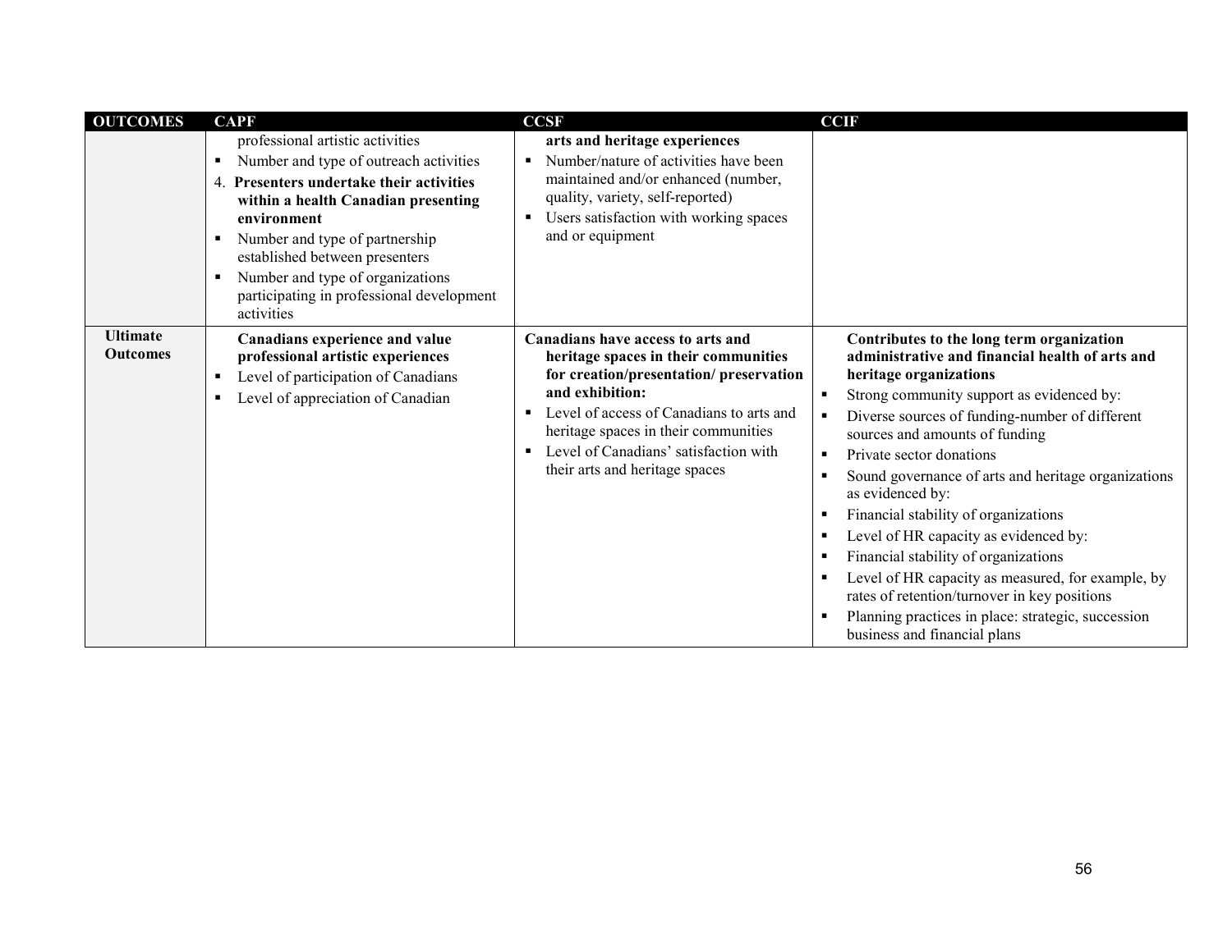| OUTCOMES | CAPF | CCSF | CCIF |
|---|---|---|---|
| | professional artistic activities<br>▪ Number and type of outreach activities<br>4. **Presenters undertake their activities within a health Canadian presenting environment**<br>▪ Number and type of partnership established between presenters<br>▪ Number and type of organizations participating in professional development activities | **arts and heritage experiences**<br>▪ Number/nature of activities have been maintained and/or enhanced (number, quality, variety, self-reported)<br>▪ Users satisfaction with working spaces and or equipment | |
| **Ultimate Outcomes** | **Canadians experience and value professional artistic experiences**<br>▪ Level of participation of Canadians<br>▪ Level of appreciation of Canadian | **Canadians have access to arts and heritage spaces in their communities for creation/presentation/ preservation and exhibition:**<br>▪ Level of access of Canadians to arts and heritage spaces in their communities<br>▪ Level of Canadians' satisfaction with their arts and heritage spaces | **Contributes to the long term organization administrative and financial health of arts and heritage organizations**<br>▪ Strong community support as evidenced by:<br>▪ Diverse sources of funding-number of different sources and amounts of funding<br>▪ Private sector donations<br>▪ Sound governance of arts and heritage organizations as evidenced by:<br>▪ Financial stability of organizations<br>▪ Level of HR capacity as evidenced by:<br>▪ Financial stability of organizations<br>▪ Level of HR capacity as measured, for example, by rates of retention/turnover in key positions<br>▪ Planning practices in place: strategic, succession business and financial plans |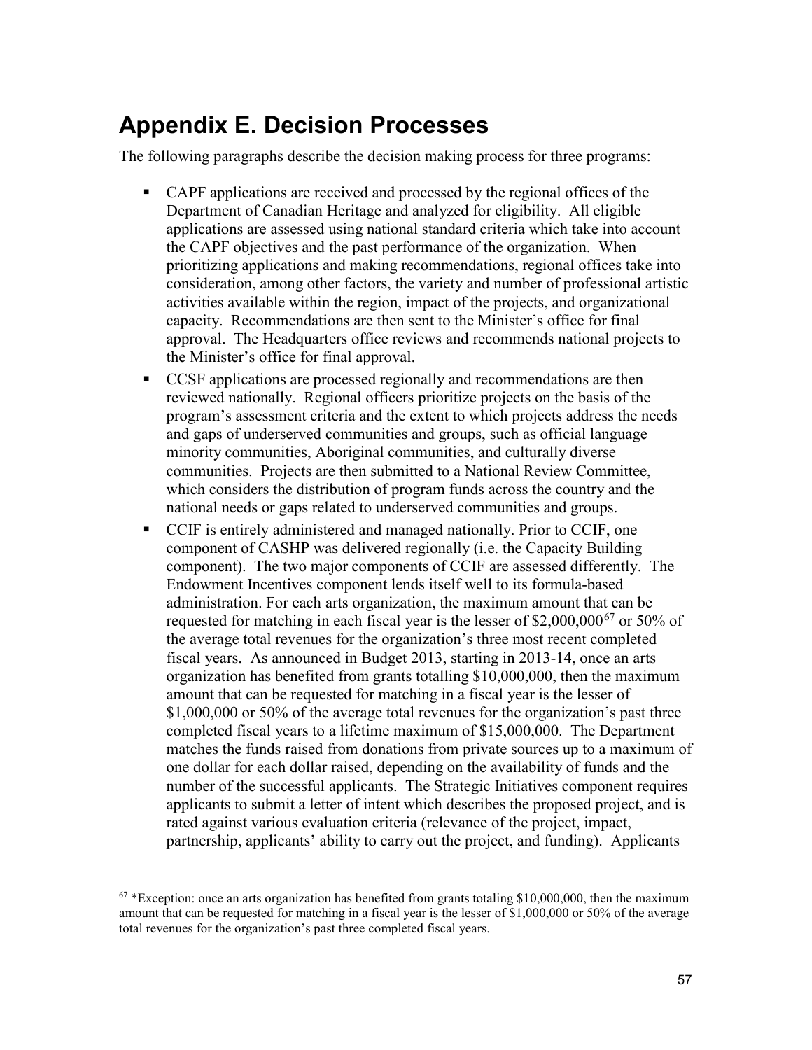# Appendix E. Decision Processes

The following paragraphs describe the decision making process for three programs:

- CAPF applications are received and processed by the regional offices of the Department of Canadian Heritage and analyzed for eligibility. All eligible applications are assessed using national standard criteria which take into account the CAPF objectives and the past performance of the organization. When prioritizing applications and making recommendations, regional offices take into consideration, among other factors, the variety and number of professional artistic activities available within the region, impact of the projects, and organizational capacity. Recommendations are then sent to the Minister's office for final approval. The Headquarters office reviews and recommends national projects to the Minister's office for final approval.
- CCSF applications are processed regionally and recommendations are then reviewed nationally. Regional officers prioritize projects on the basis of the program's assessment criteria and the extent to which projects address the needs and gaps of underserved communities and groups, such as official language minority communities, Aboriginal communities, and culturally diverse communities. Projects are then submitted to a National Review Committee, which considers the distribution of program funds across the country and the national needs or gaps related to underserved communities and groups.
- CCIF is entirely administered and managed nationally. Prior to CCIF, one component of CASHP was delivered regionally (i.e. the Capacity Building component). The two major components of CCIF are assessed differently. The Endowment Incentives component lends itself well to its formula-based administration. For each arts organization, the maximum amount that can be requested for matching in each fiscal year is the lesser of $2,000,000[67] or 50% of the average total revenues for the organization's three most recent completed fiscal years. As announced in Budget 2013, starting in 2013-14, once an arts organization has benefited from grants totalling $10,000,000, then the maximum amount that can be requested for matching in a fiscal year is the lesser of $1,000,000 or 50% of the average total revenues for the organization's past three completed fiscal years to a lifetime maximum of $15,000,000. The Department matches the funds raised from donations from private sources up to a maximum of one dollar for each dollar raised, depending on the availability of funds and the number of the successful applicants. The Strategic Initiatives component requires applicants to submit a letter of intent which describes the proposed project, and is rated against various evaluation criteria (relevance of the project, impact, partnership, applicants' ability to carry out the project, and funding). Applicants

[67] *Exception: once an arts organization has benefited from grants totaling $10,000,000, then the maximum amount that can be requested for matching in a fiscal year is the lesser of $1,000,000 or 50% of the average total revenues for the organization's past three completed fiscal years.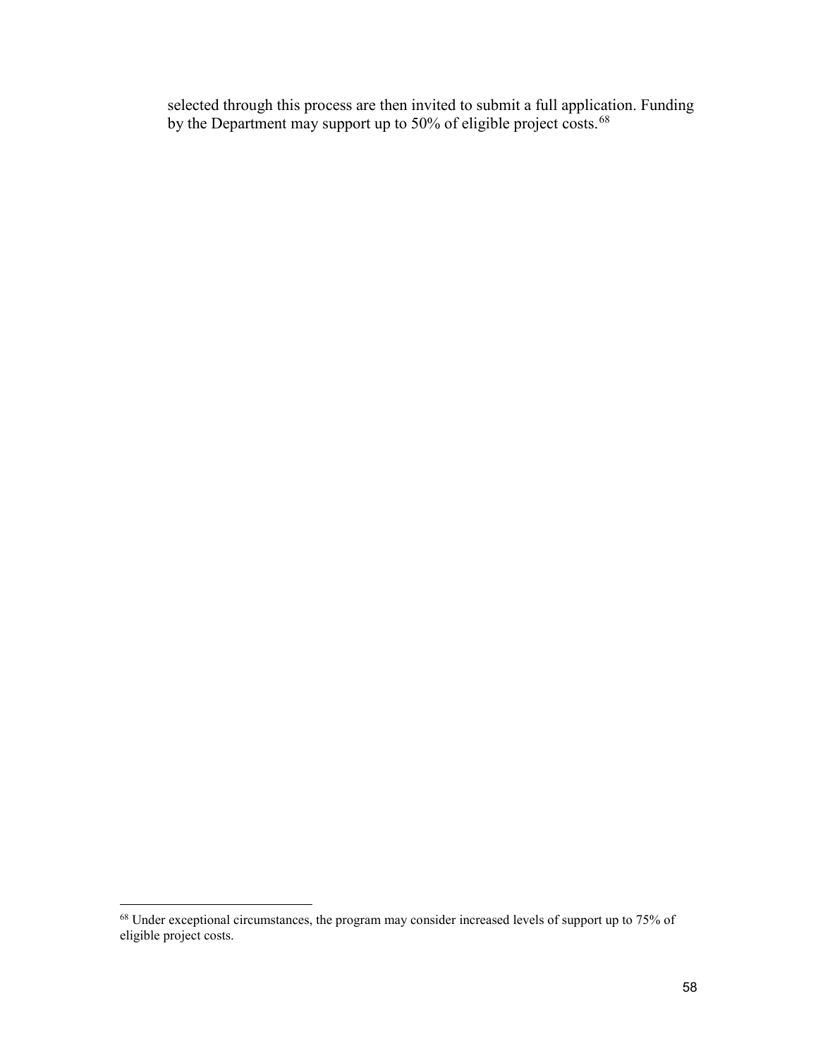selected through this process are then invited to submit a full application. Funding by the Department may support up to 50% of eligible project costs.[68]

[68] Under exceptional circumstances, the program may consider increased levels of support up to 75% of eligible project costs.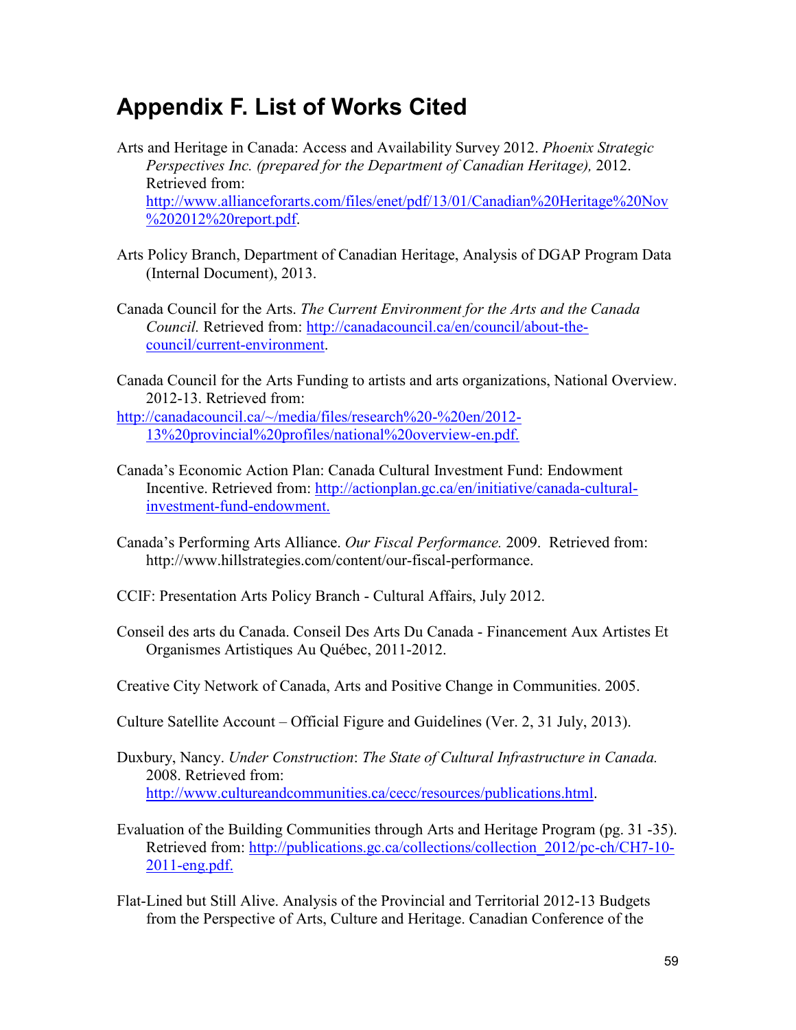# Appendix F. List of Works Cited

Arts and Heritage in Canada: Access and Availability Survey 2012. *Phoenix Strategic Perspectives Inc. (prepared for the Department of Canadian Heritage),* 2012. Retrieved from: [http://www.allianceforarts.com/files/enet/pdf/13/01/Canadian%20Heritage%20Nov%202012%20report.pdf](http://www.allianceforarts.com/files/enet/pdf/13/01/Canadian%20Heritage%20Nov%202012%20report.pdf).

Arts Policy Branch, Department of Canadian Heritage, Analysis of DGAP Program Data (Internal Document), 2013.

Canada Council for the Arts. *The Current Environment for the Arts and the Canada Council.* Retrieved from: [http://canadacouncil.ca/en/council/about-the-council/current-environment](http://canadacouncil.ca/en/council/about-the-council/current-environment).

Canada Council for the Arts Funding to artists and arts organizations, National Overview. 2012-13. Retrieved from: [http://canadacouncil.ca/~/media/files/research%20-%20en/2012-13%20provincial%20profiles/national%20overview-en.pdf.](http://canadacouncil.ca/~/media/files/research%20-%20en/2012-13%20provincial%20profiles/national%20overview-en.pdf)

Canada's Economic Action Plan: Canada Cultural Investment Fund: Endowment Incentive. Retrieved from: [http://actionplan.gc.ca/en/initiative/canada-cultural-investment-fund-endowment.](http://actionplan.gc.ca/en/initiative/canada-cultural-investment-fund-endowment)

Canada's Performing Arts Alliance. *Our Fiscal Performance.* 2009. Retrieved from: http://www.hillstrategies.com/content/our-fiscal-performance.

CCIF: Presentation Arts Policy Branch - Cultural Affairs, July 2012.

Conseil des arts du Canada. Conseil Des Arts Du Canada - Financement Aux Artistes Et Organismes Artistiques Au Québec, 2011-2012.

Creative City Network of Canada, Arts and Positive Change in Communities. 2005.

Culture Satellite Account – Official Figure and Guidelines (Ver. 2, 31 July, 2013).

Duxbury, Nancy. *Under Construction*: *The State of Cultural Infrastructure in Canada.* 2008. Retrieved from: [http://www.cultureandcommunities.ca/cecc/resources/publications.html](http://www.cultureandcommunities.ca/cecc/resources/publications.html).

Evaluation of the Building Communities through Arts and Heritage Program (pg. 31 -35). Retrieved from: [http://publications.gc.ca/collections/collection_2012/pc-ch/CH7-10-2011-eng.pdf.](http://publications.gc.ca/collections/collection_2012/pc-ch/CH7-10-2011-eng.pdf)

Flat-Lined but Still Alive. Analysis of the Provincial and Territorial 2012-13 Budgets from the Perspective of Arts, Culture and Heritage. Canadian Conference of the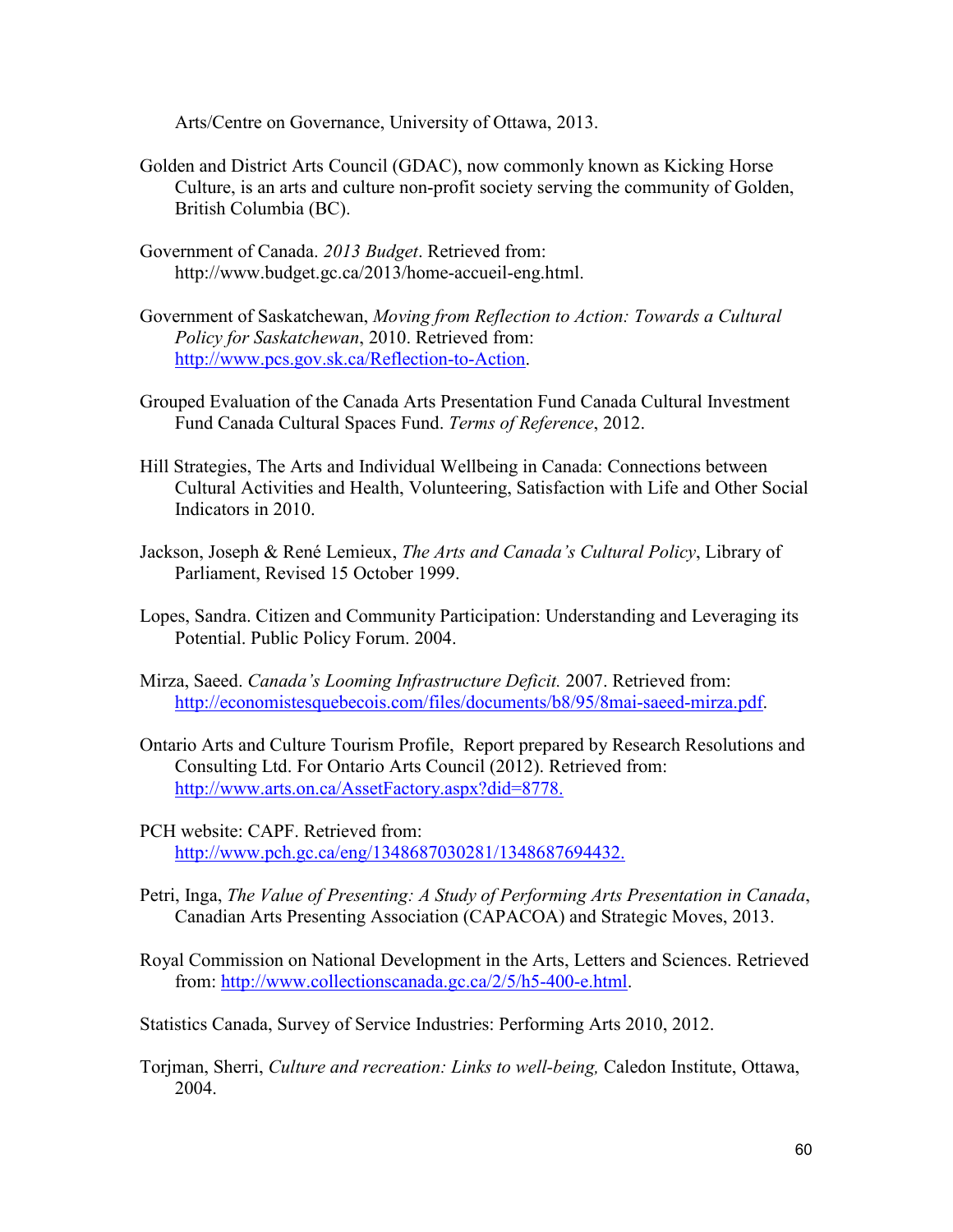Arts/Centre on Governance, University of Ottawa, 2013.

Golden and District Arts Council (GDAC), now commonly known as Kicking Horse Culture, is an arts and culture non-profit society serving the community of Golden, British Columbia (BC).

Government of Canada. *2013 Budget*. Retrieved from: http://www.budget.gc.ca/2013/home-accueil-eng.html.

Government of Saskatchewan, *Moving from Reflection to Action: Towards a Cultural Policy for Saskatchewan*, 2010. Retrieved from: http://www.pcs.gov.sk.ca/Reflection-to-Action.

Grouped Evaluation of the Canada Arts Presentation Fund Canada Cultural Investment Fund Canada Cultural Spaces Fund. *Terms of Reference*, 2012.

Hill Strategies, The Arts and Individual Wellbeing in Canada: Connections between Cultural Activities and Health, Volunteering, Satisfaction with Life and Other Social Indicators in 2010.

Jackson, Joseph & René Lemieux, *The Arts and Canada's Cultural Policy*, Library of Parliament, Revised 15 October 1999.

Lopes, Sandra. Citizen and Community Participation: Understanding and Leveraging its Potential. Public Policy Forum. 2004.

Mirza, Saeed. *Canada's Looming Infrastructure Deficit.* 2007. Retrieved from: http://economistesquebecois.com/files/documents/b8/95/8mai-saeed-mirza.pdf.

Ontario Arts and Culture Tourism Profile, Report prepared by Research Resolutions and Consulting Ltd. For Ontario Arts Council (2012). Retrieved from: http://www.arts.on.ca/AssetFactory.aspx?did=8778.

PCH website: CAPF. Retrieved from: http://www.pch.gc.ca/eng/1348687030281/1348687694432.

Petri, Inga, *The Value of Presenting: A Study of Performing Arts Presentation in Canada*, Canadian Arts Presenting Association (CAPACOA) and Strategic Moves, 2013.

Royal Commission on National Development in the Arts, Letters and Sciences. Retrieved from: http://www.collectionscanada.gc.ca/2/5/h5-400-e.html.

Statistics Canada, Survey of Service Industries: Performing Arts 2010, 2012.

Torjman, Sherri, *Culture and recreation: Links to well-being,* Caledon Institute, Ottawa, 2004.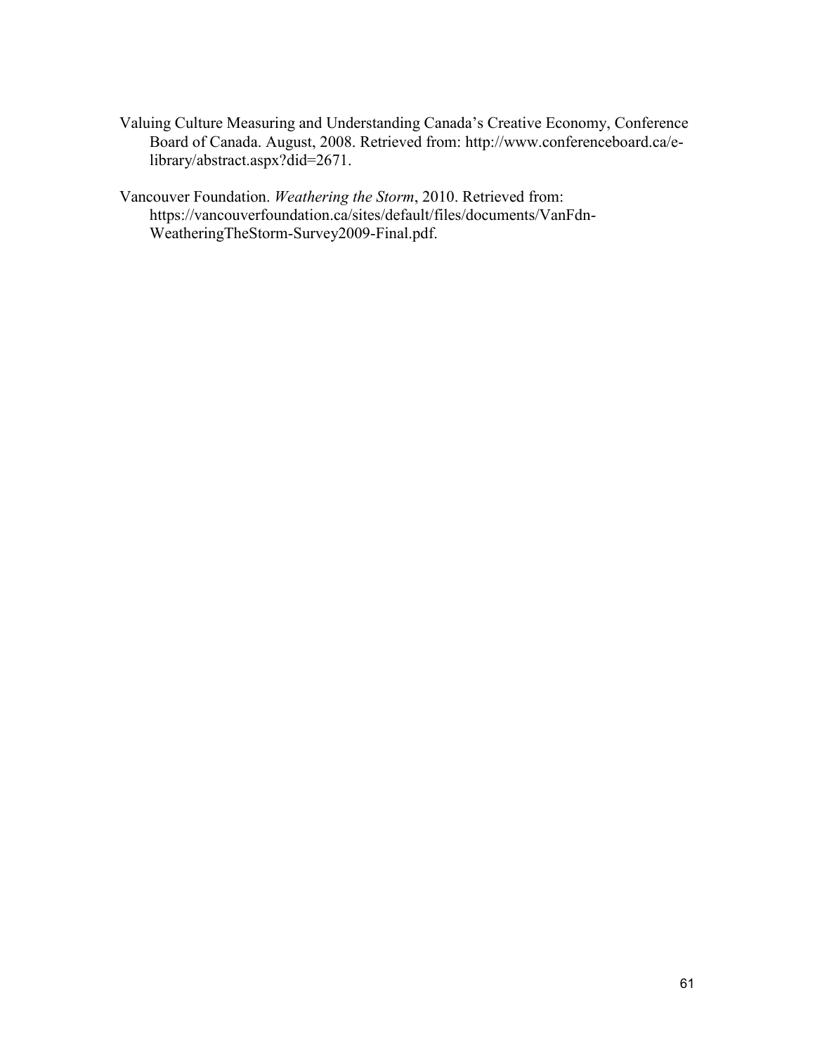Valuing Culture Measuring and Understanding Canada's Creative Economy, Conference Board of Canada. August, 2008. Retrieved from: http://www.conferenceboard.ca/e-library/abstract.aspx?did=2671.

Vancouver Foundation. *Weathering the Storm*, 2010. Retrieved from: https://vancouverfoundation.ca/sites/default/files/documents/VanFdn-WeatheringTheStorm-Survey2009-Final.pdf.